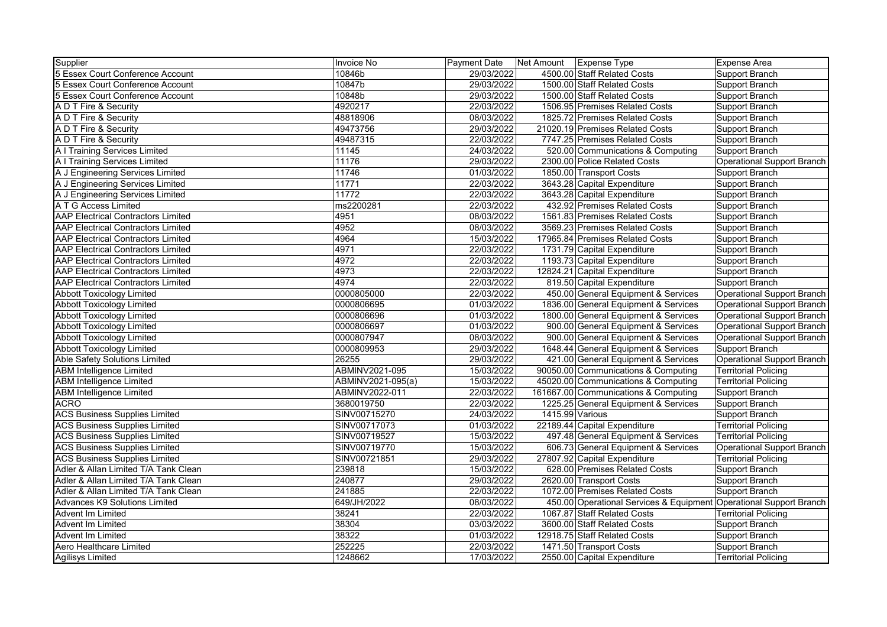| Supplier | Invoice No | Payment Date | Net Amount | Expense Type | Expense Area |
|---|---|---|---|---|---|
| 5 Essex Court Conference Account | 10846b | 29/03/2022 | 4500.00 | Staff Related Costs | Support Branch |
| 5 Essex Court Conference Account | 10847b | 29/03/2022 | 1500.00 | Staff Related Costs | Support Branch |
| 5 Essex Court Conference Account | 10848b | 29/03/2022 | 1500.00 | Staff Related Costs | Support Branch |
| A D T Fire & Security | 4920217 | 22/03/2022 | 1506.95 | Premises Related Costs | Support Branch |
| A D T Fire & Security | 48818906 | 08/03/2022 | 1825.72 | Premises Related Costs | Support Branch |
| A D T Fire & Security | 49473756 | 29/03/2022 | 21020.19 | Premises Related Costs | Support Branch |
| A D T Fire & Security | 49487315 | 22/03/2022 | 7747.25 | Premises Related Costs | Support Branch |
| A I Training Services Limited | 11145 | 24/03/2022 | 520.00 | Communications & Computing | Support Branch |
| A I Training Services Limited | 11176 | 29/03/2022 | 2300.00 | Police Related Costs | Operational Support Branch |
| A J Engineering Services Limited | 11746 | 01/03/2022 | 1850.00 | Transport Costs | Support Branch |
| A J Engineering Services Limited | 11771 | 22/03/2022 | 3643.28 | Capital Expenditure | Support Branch |
| A J Engineering Services Limited | 11772 | 22/03/2022 | 3643.28 | Capital Expenditure | Support Branch |
| A T G Access Limited | ms2200281 | 22/03/2022 | 432.92 | Premises Related Costs | Support Branch |
| AAP Electrical Contractors Limited | 4951 | 08/03/2022 | 1561.83 | Premises Related Costs | Support Branch |
| AAP Electrical Contractors Limited | 4952 | 08/03/2022 | 3569.23 | Premises Related Costs | Support Branch |
| AAP Electrical Contractors Limited | 4964 | 15/03/2022 | 17965.84 | Premises Related Costs | Support Branch |
| AAP Electrical Contractors Limited | 4971 | 22/03/2022 | 1731.79 | Capital Expenditure | Support Branch |
| AAP Electrical Contractors Limited | 4972 | 22/03/2022 | 1193.73 | Capital Expenditure | Support Branch |
| AAP Electrical Contractors Limited | 4973 | 22/03/2022 | 12824.21 | Capital Expenditure | Support Branch |
| AAP Electrical Contractors Limited | 4974 | 22/03/2022 | 819.50 | Capital Expenditure | Support Branch |
| Abbott Toxicology Limited | 0000805000 | 22/03/2022 | 450.00 | General Equipment & Services | Operational Support Branch |
| Abbott Toxicology Limited | 0000806695 | 01/03/2022 | 1836.00 | General Equipment & Services | Operational Support Branch |
| Abbott Toxicology Limited | 0000806696 | 01/03/2022 | 1800.00 | General Equipment & Services | Operational Support Branch |
| Abbott Toxicology Limited | 0000806697 | 01/03/2022 | 900.00 | General Equipment & Services | Operational Support Branch |
| Abbott Toxicology Limited | 0000807947 | 08/03/2022 | 900.00 | General Equipment & Services | Operational Support Branch |
| Abbott Toxicology Limited | 0000809953 | 29/03/2022 | 1648.44 | General Equipment & Services | Support Branch |
| Able Safety Solutions Limited | 26255 | 29/03/2022 | 421.00 | General Equipment & Services | Operational Support Branch |
| ABM Intelligence Limited | ABMINV2021-095 | 15/03/2022 | 90050.00 | Communications & Computing | Territorial Policing |
| ABM Intelligence Limited | ABMINV2021-095(a) | 15/03/2022 | 45020.00 | Communications & Computing | Territorial Policing |
| ABM Intelligence Limited | ABMINV2022-011 | 22/03/2022 | 161667.00 | Communications & Computing | Support Branch |
| ACRO | 3680019750 | 22/03/2022 | 1225.25 | General Equipment & Services | Support Branch |
| ACS Business Supplies Limited | SINV00715270 | 24/03/2022 | 1415.99 | Various | Support Branch |
| ACS Business Supplies Limited | SINV00717073 | 01/03/2022 | 22189.44 | Capital Expenditure | Territorial Policing |
| ACS Business Supplies Limited | SINV00719527 | 15/03/2022 | 497.48 | General Equipment & Services | Territorial Policing |
| ACS Business Supplies Limited | SINV00719770 | 15/03/2022 | 606.73 | General Equipment & Services | Operational Support Branch |
| ACS Business Supplies Limited | SINV00721851 | 29/03/2022 | 27807.92 | Capital Expenditure | Territorial Policing |
| Adler & Allan Limited T/A Tank Clean | 239818 | 15/03/2022 | 628.00 | Premises Related Costs | Support Branch |
| Adler & Allan Limited T/A Tank Clean | 240877 | 29/03/2022 | 2620.00 | Transport Costs | Support Branch |
| Adler & Allan Limited T/A Tank Clean | 241885 | 22/03/2022 | 1072.00 | Premises Related Costs | Support Branch |
| Advances K9 Solutions Limited | 649/JH/2022 | 08/03/2022 | 450.00 | Operational Services & Equipment | Operational Support Branch |
| Advent Im Limited | 38241 | 22/03/2022 | 1067.87 | Staff Related Costs | Territorial Policing |
| Advent Im Limited | 38304 | 03/03/2022 | 3600.00 | Staff Related Costs | Support Branch |
| Advent Im Limited | 38322 | 01/03/2022 | 12918.75 | Staff Related Costs | Support Branch |
| Aero Healthcare Limited | 252225 | 22/03/2022 | 1471.50 | Transport Costs | Support Branch |
| Agilisys Limited | 1248662 | 17/03/2022 | 2550.00 | Capital Expenditure | Territorial Policing |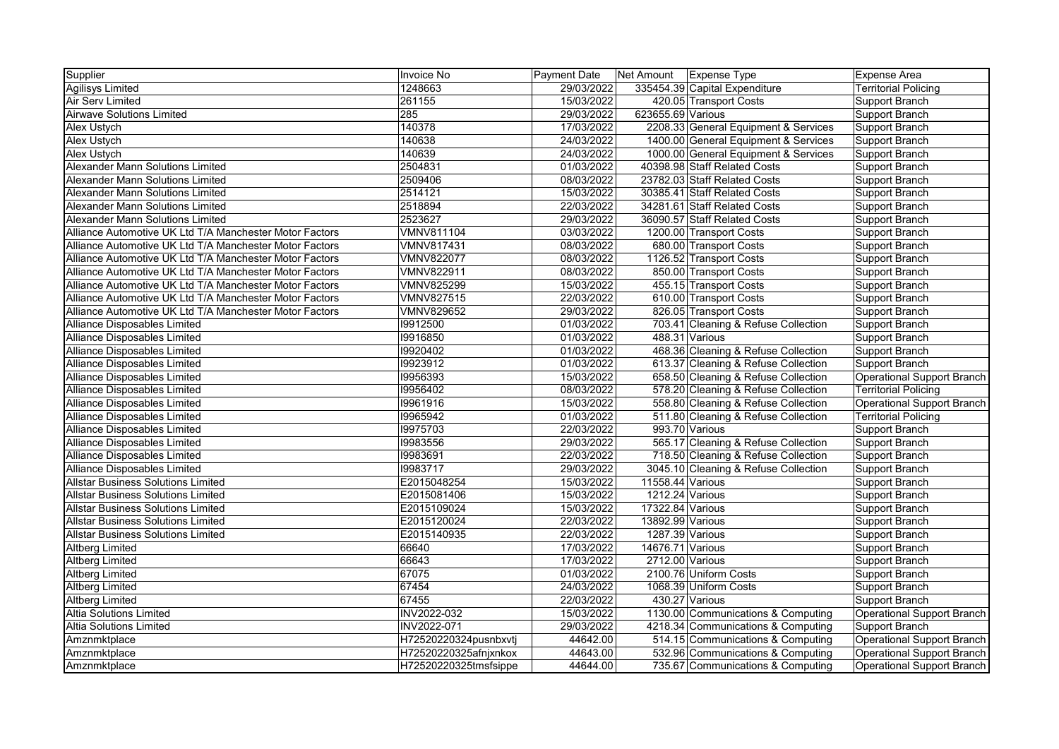| Supplier | Invoice No | Payment Date | Net Amount | Expense Type | Expense Area |
|---|---|---|---|---|---|
| Agilisys Limited | 1248663 | 29/03/2022 | 335454.39 | Capital Expenditure | Territorial Policing |
| Air Serv Limited | 261155 | 15/03/2022 | 420.05 | Transport Costs | Support Branch |
| Airwave Solutions Limited | 285 | 29/03/2022 | 623655.69 | Various | Support Branch |
| Alex Ustych | 140378 | 17/03/2022 | 2208.33 | General Equipment & Services | Support Branch |
| Alex Ustych | 140638 | 24/03/2022 | 1400.00 | General Equipment & Services | Support Branch |
| Alex Ustych | 140639 | 24/03/2022 | 1000.00 | General Equipment & Services | Support Branch |
| Alexander Mann Solutions Limited | 2504831 | 01/03/2022 | 40398.98 | Staff Related Costs | Support Branch |
| Alexander Mann Solutions Limited | 2509406 | 08/03/2022 | 23782.03 | Staff Related Costs | Support Branch |
| Alexander Mann Solutions Limited | 2514121 | 15/03/2022 | 30385.41 | Staff Related Costs | Support Branch |
| Alexander Mann Solutions Limited | 2518894 | 22/03/2022 | 34281.61 | Staff Related Costs | Support Branch |
| Alexander Mann Solutions Limited | 2523627 | 29/03/2022 | 36090.57 | Staff Related Costs | Support Branch |
| Alliance Automotive UK Ltd T/A Manchester Motor Factors | VMNV811104 | 03/03/2022 | 1200.00 | Transport Costs | Support Branch |
| Alliance Automotive UK Ltd T/A Manchester Motor Factors | VMNV817431 | 08/03/2022 | 680.00 | Transport Costs | Support Branch |
| Alliance Automotive UK Ltd T/A Manchester Motor Factors | VMNV822077 | 08/03/2022 | 1126.52 | Transport Costs | Support Branch |
| Alliance Automotive UK Ltd T/A Manchester Motor Factors | VMNV822911 | 08/03/2022 | 850.00 | Transport Costs | Support Branch |
| Alliance Automotive UK Ltd T/A Manchester Motor Factors | VMNV825299 | 15/03/2022 | 455.15 | Transport Costs | Support Branch |
| Alliance Automotive UK Ltd T/A Manchester Motor Factors | VMNV827515 | 22/03/2022 | 610.00 | Transport Costs | Support Branch |
| Alliance Automotive UK Ltd T/A Manchester Motor Factors | VMNV829652 | 29/03/2022 | 826.05 | Transport Costs | Support Branch |
| Alliance Disposables Limited | I9912500 | 01/03/2022 | 703.41 | Cleaning & Refuse Collection | Support Branch |
| Alliance Disposables Limited | I9916850 | 01/03/2022 | 488.31 | Various | Support Branch |
| Alliance Disposables Limited | I9920402 | 01/03/2022 | 468.36 | Cleaning & Refuse Collection | Support Branch |
| Alliance Disposables Limited | I9923912 | 01/03/2022 | 613.37 | Cleaning & Refuse Collection | Support Branch |
| Alliance Disposables Limited | I9956393 | 15/03/2022 | 658.50 | Cleaning & Refuse Collection | Operational Support Branch |
| Alliance Disposables Limited | I9956402 | 08/03/2022 | 578.20 | Cleaning & Refuse Collection | Territorial Policing |
| Alliance Disposables Limited | I9961916 | 15/03/2022 | 558.80 | Cleaning & Refuse Collection | Operational Support Branch |
| Alliance Disposables Limited | I9965942 | 01/03/2022 | 511.80 | Cleaning & Refuse Collection | Territorial Policing |
| Alliance Disposables Limited | I9975703 | 22/03/2022 | 993.70 | Various | Support Branch |
| Alliance Disposables Limited | I9983556 | 29/03/2022 | 565.17 | Cleaning & Refuse Collection | Support Branch |
| Alliance Disposables Limited | I9983691 | 22/03/2022 | 718.50 | Cleaning & Refuse Collection | Support Branch |
| Alliance Disposables Limited | I9983717 | 29/03/2022 | 3045.10 | Cleaning & Refuse Collection | Support Branch |
| Allstar Business Solutions Limited | E2015048254 | 15/03/2022 | 11558.44 | Various | Support Branch |
| Allstar Business Solutions Limited | E2015081406 | 15/03/2022 | 1212.24 | Various | Support Branch |
| Allstar Business Solutions Limited | E2015109024 | 15/03/2022 | 17322.84 | Various | Support Branch |
| Allstar Business Solutions Limited | E2015120024 | 22/03/2022 | 13892.99 | Various | Support Branch |
| Allstar Business Solutions Limited | E2015140935 | 22/03/2022 | 1287.39 | Various | Support Branch |
| Altberg Limited | 66640 | 17/03/2022 | 14676.71 | Various | Support Branch |
| Altberg Limited | 66643 | 17/03/2022 | 2712.00 | Various | Support Branch |
| Altberg Limited | 67075 | 01/03/2022 | 2100.76 | Uniform Costs | Support Branch |
| Altberg Limited | 67454 | 24/03/2022 | 1068.39 | Uniform Costs | Support Branch |
| Altberg Limited | 67455 | 22/03/2022 | 430.27 | Various | Support Branch |
| Altia Solutions Limited | INV2022-032 | 15/03/2022 | 1130.00 | Communications & Computing | Operational Support Branch |
| Altia Solutions Limited | INV2022-071 | 29/03/2022 | 4218.34 | Communications & Computing | Support Branch |
| Amznmktplace | H72520220324pusnbxvtj | 44642.00 | 514.15 | Communications & Computing | Operational Support Branch |
| Amznmktplace | H72520220325afnjxnkox | 44643.00 | 532.96 | Communications & Computing | Operational Support Branch |
| Amznmktplace | H72520220325tmsfsippe | 44644.00 | 735.67 | Communications & Computing | Operational Support Branch |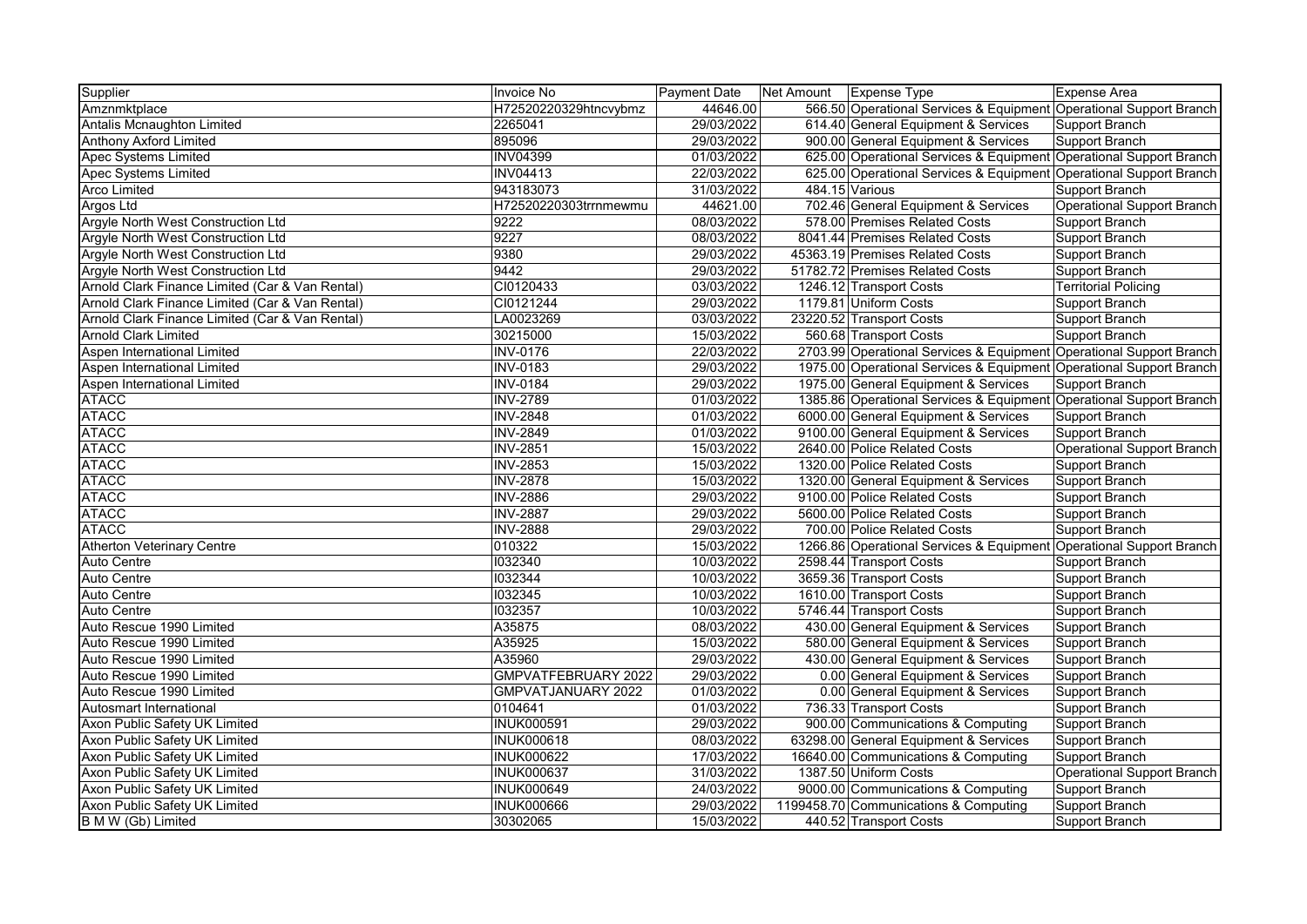| Supplier | Invoice No | Payment Date | Net Amount | Expense Type | Expense Area |
|---|---|---|---|---|---|
| Amznmktplace | H72520220329htncvybmz | 44646.00 | 566.50 | Operational Services & Equipment | Operational Support Branch |
| Antalis Mcnaughton Limited | 2265041 | 29/03/2022 | 614.40 | General Equipment & Services | Support Branch |
| Anthony Axford Limited | 895096 | 29/03/2022 | 900.00 | General Equipment & Services | Support Branch |
| Apec Systems Limited | INV04399 | 01/03/2022 | 625.00 | Operational Services & Equipment | Operational Support Branch |
| Apec Systems Limited | INV04413 | 22/03/2022 | 625.00 | Operational Services & Equipment | Operational Support Branch |
| Arco Limited | 943183073 | 31/03/2022 | 484.15 | Various | Support Branch |
| Argos Ltd | H72520220303trrnmewmu | 44621.00 | 702.46 | General Equipment & Services | Operational Support Branch |
| Argyle North West Construction Ltd | 9222 | 08/03/2022 | 578.00 | Premises Related Costs | Support Branch |
| Argyle North West Construction Ltd | 9227 | 08/03/2022 | 8041.44 | Premises Related Costs | Support Branch |
| Argyle North West Construction Ltd | 9380 | 29/03/2022 | 45363.19 | Premises Related Costs | Support Branch |
| Argyle North West Construction Ltd | 9442 | 29/03/2022 | 51782.72 | Premises Related Costs | Support Branch |
| Arnold Clark Finance Limited (Car & Van Rental) | CI0120433 | 03/03/2022 | 1246.12 | Transport Costs | Territorial Policing |
| Arnold Clark Finance Limited (Car & Van Rental) | CI0121244 | 29/03/2022 | 1179.81 | Uniform Costs | Support Branch |
| Arnold Clark Finance Limited (Car & Van Rental) | LA0023269 | 03/03/2022 | 23220.52 | Transport Costs | Support Branch |
| Arnold Clark Limited | 30215000 | 15/03/2022 | 560.68 | Transport Costs | Support Branch |
| Aspen International Limited | INV-0176 | 22/03/2022 | 2703.99 | Operational Services & Equipment | Operational Support Branch |
| Aspen International Limited | INV-0183 | 29/03/2022 | 1975.00 | Operational Services & Equipment | Operational Support Branch |
| Aspen International Limited | INV-0184 | 29/03/2022 | 1975.00 | General Equipment & Services | Support Branch |
| ATACC | INV-2789 | 01/03/2022 | 1385.86 | Operational Services & Equipment | Operational Support Branch |
| ATACC | INV-2848 | 01/03/2022 | 6000.00 | General Equipment & Services | Support Branch |
| ATACC | INV-2849 | 01/03/2022 | 9100.00 | General Equipment & Services | Support Branch |
| ATACC | INV-2851 | 15/03/2022 | 2640.00 | Police Related Costs | Operational Support Branch |
| ATACC | INV-2853 | 15/03/2022 | 1320.00 | Police Related Costs | Support Branch |
| ATACC | INV-2878 | 15/03/2022 | 1320.00 | General Equipment & Services | Support Branch |
| ATACC | INV-2886 | 29/03/2022 | 9100.00 | Police Related Costs | Support Branch |
| ATACC | INV-2887 | 29/03/2022 | 5600.00 | Police Related Costs | Support Branch |
| ATACC | INV-2888 | 29/03/2022 | 700.00 | Police Related Costs | Support Branch |
| Atherton Veterinary Centre | 010322 | 15/03/2022 | 1266.86 | Operational Services & Equipment | Operational Support Branch |
| Auto Centre | I032340 | 10/03/2022 | 2598.44 | Transport Costs | Support Branch |
| Auto Centre | I032344 | 10/03/2022 | 3659.36 | Transport Costs | Support Branch |
| Auto Centre | I032345 | 10/03/2022 | 1610.00 | Transport Costs | Support Branch |
| Auto Centre | I032357 | 10/03/2022 | 5746.44 | Transport Costs | Support Branch |
| Auto Rescue 1990 Limited | A35875 | 08/03/2022 | 430.00 | General Equipment & Services | Support Branch |
| Auto Rescue 1990 Limited | A35925 | 15/03/2022 | 580.00 | General Equipment & Services | Support Branch |
| Auto Rescue 1990 Limited | A35960 | 29/03/2022 | 430.00 | General Equipment & Services | Support Branch |
| Auto Rescue 1990 Limited | GMPVATFEBRUARY 2022 | 29/03/2022 | 0.00 | General Equipment & Services | Support Branch |
| Auto Rescue 1990 Limited | GMPVATJANUARY 2022 | 01/03/2022 | 0.00 | General Equipment & Services | Support Branch |
| Autosmart International | 0104641 | 01/03/2022 | 736.33 | Transport Costs | Support Branch |
| Axon Public Safety UK Limited | INUK000591 | 29/03/2022 | 900.00 | Communications & Computing | Support Branch |
| Axon Public Safety UK Limited | INUK000618 | 08/03/2022 | 63298.00 | General Equipment & Services | Support Branch |
| Axon Public Safety UK Limited | INUK000622 | 17/03/2022 | 16640.00 | Communications & Computing | Support Branch |
| Axon Public Safety UK Limited | INUK000637 | 31/03/2022 | 1387.50 | Uniform Costs | Operational Support Branch |
| Axon Public Safety UK Limited | INUK000649 | 24/03/2022 | 9000.00 | Communications & Computing | Support Branch |
| Axon Public Safety UK Limited | INUK000666 | 29/03/2022 | 1199458.70 | Communications & Computing | Support Branch |
| B M W (Gb) Limited | 30302065 | 15/03/2022 | 440.52 | Transport Costs | Support Branch |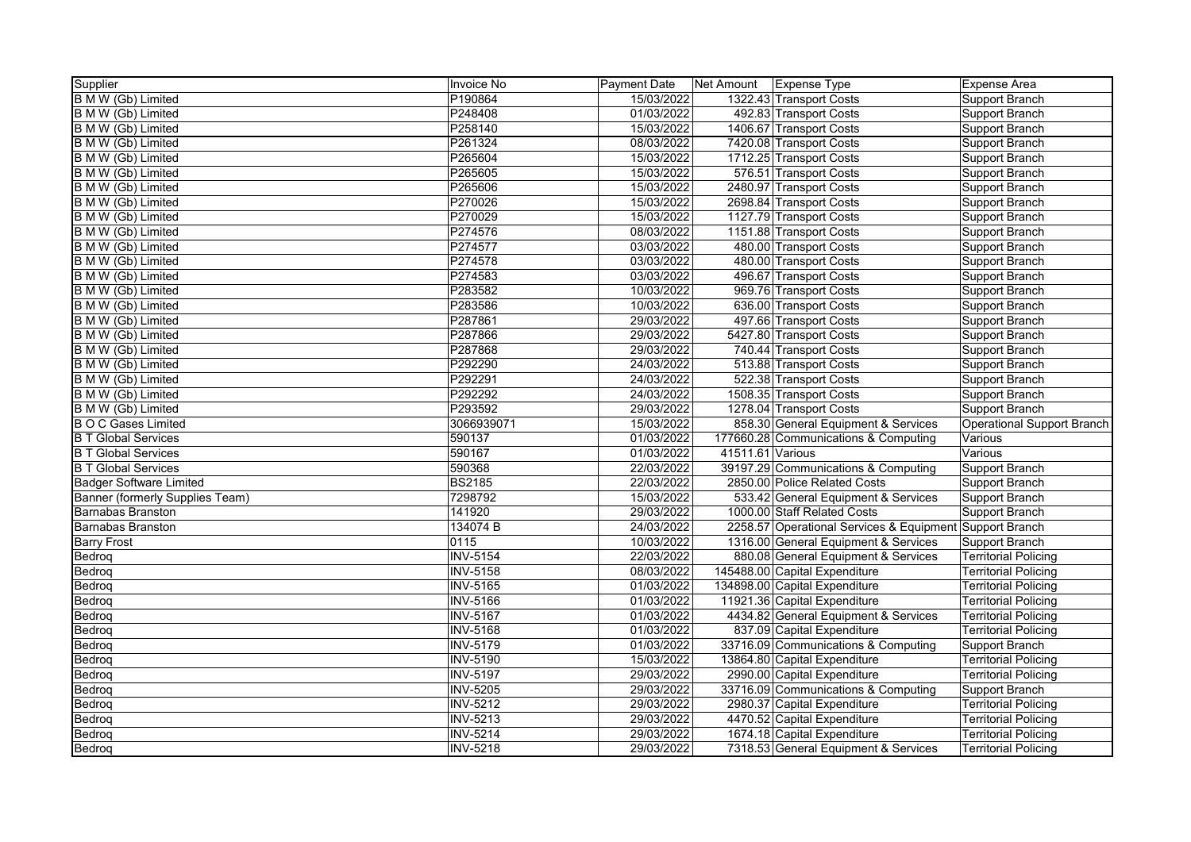| Supplier | Invoice No | Payment Date | Net Amount | Expense Type | Expense Area |
|---|---|---|---|---|---|
| B M W (Gb) Limited | P190864 | 15/03/2022 | 1322.43 | Transport Costs | Support Branch |
| B M W (Gb) Limited | P248408 | 01/03/2022 | 492.83 | Transport Costs | Support Branch |
| B M W (Gb) Limited | P258140 | 15/03/2022 | 1406.67 | Transport Costs | Support Branch |
| B M W (Gb) Limited | P261324 | 08/03/2022 | 7420.08 | Transport Costs | Support Branch |
| B M W (Gb) Limited | P265604 | 15/03/2022 | 1712.25 | Transport Costs | Support Branch |
| B M W (Gb) Limited | P265605 | 15/03/2022 | 576.51 | Transport Costs | Support Branch |
| B M W (Gb) Limited | P265606 | 15/03/2022 | 2480.97 | Transport Costs | Support Branch |
| B M W (Gb) Limited | P270026 | 15/03/2022 | 2698.84 | Transport Costs | Support Branch |
| B M W (Gb) Limited | P270029 | 15/03/2022 | 1127.79 | Transport Costs | Support Branch |
| B M W (Gb) Limited | P274576 | 08/03/2022 | 1151.88 | Transport Costs | Support Branch |
| B M W (Gb) Limited | P274577 | 03/03/2022 | 480.00 | Transport Costs | Support Branch |
| B M W (Gb) Limited | P274578 | 03/03/2022 | 480.00 | Transport Costs | Support Branch |
| B M W (Gb) Limited | P274583 | 03/03/2022 | 496.67 | Transport Costs | Support Branch |
| B M W (Gb) Limited | P283582 | 10/03/2022 | 969.76 | Transport Costs | Support Branch |
| B M W (Gb) Limited | P283586 | 10/03/2022 | 636.00 | Transport Costs | Support Branch |
| B M W (Gb) Limited | P287861 | 29/03/2022 | 497.66 | Transport Costs | Support Branch |
| B M W (Gb) Limited | P287866 | 29/03/2022 | 5427.80 | Transport Costs | Support Branch |
| B M W (Gb) Limited | P287868 | 29/03/2022 | 740.44 | Transport Costs | Support Branch |
| B M W (Gb) Limited | P292290 | 24/03/2022 | 513.88 | Transport Costs | Support Branch |
| B M W (Gb) Limited | P292291 | 24/03/2022 | 522.38 | Transport Costs | Support Branch |
| B M W (Gb) Limited | P292292 | 24/03/2022 | 1508.35 | Transport Costs | Support Branch |
| B M W (Gb) Limited | P293592 | 29/03/2022 | 1278.04 | Transport Costs | Support Branch |
| B O C Gases Limited | 3066939071 | 15/03/2022 | 858.30 | General Equipment & Services | Operational Support Branch |
| B T Global Services | 590137 | 01/03/2022 | 177660.28 | Communications & Computing | Various |
| B T Global Services | 590167 | 01/03/2022 | 41511.61 | Various | Various |
| B T Global Services | 590368 | 22/03/2022 | 39197.29 | Communications & Computing | Support Branch |
| Badger Software Limited | BS2185 | 22/03/2022 | 2850.00 | Police Related Costs | Support Branch |
| Banner (formerly Supplies Team) | 7298792 | 15/03/2022 | 533.42 | General Equipment & Services | Support Branch |
| Barnabas Branston | 141920 | 29/03/2022 | 1000.00 | Staff Related Costs | Support Branch |
| Barnabas Branston | 134074 B | 24/03/2022 | 2258.57 | Operational Services & Equipment | Support Branch |
| Barry Frost | 0115 | 10/03/2022 | 1316.00 | General Equipment & Services | Support Branch |
| Bedroq | INV-5154 | 22/03/2022 | 880.08 | General Equipment & Services | Territorial Policing |
| Bedroq | INV-5158 | 08/03/2022 | 145488.00 | Capital Expenditure | Territorial Policing |
| Bedroq | INV-5165 | 01/03/2022 | 134898.00 | Capital Expenditure | Territorial Policing |
| Bedroq | INV-5166 | 01/03/2022 | 11921.36 | Capital Expenditure | Territorial Policing |
| Bedroq | INV-5167 | 01/03/2022 | 4434.82 | General Equipment & Services | Territorial Policing |
| Bedroq | INV-5168 | 01/03/2022 | 837.09 | Capital Expenditure | Territorial Policing |
| Bedroq | INV-5179 | 01/03/2022 | 33716.09 | Communications & Computing | Support Branch |
| Bedroq | INV-5190 | 15/03/2022 | 13864.80 | Capital Expenditure | Territorial Policing |
| Bedroq | INV-5197 | 29/03/2022 | 2990.00 | Capital Expenditure | Territorial Policing |
| Bedroq | INV-5205 | 29/03/2022 | 33716.09 | Communications & Computing | Support Branch |
| Bedroq | INV-5212 | 29/03/2022 | 2980.37 | Capital Expenditure | Territorial Policing |
| Bedroq | INV-5213 | 29/03/2022 | 4470.52 | Capital Expenditure | Territorial Policing |
| Bedroq | INV-5214 | 29/03/2022 | 1674.18 | Capital Expenditure | Territorial Policing |
| Bedroq | INV-5218 | 29/03/2022 | 7318.53 | General Equipment & Services | Territorial Policing |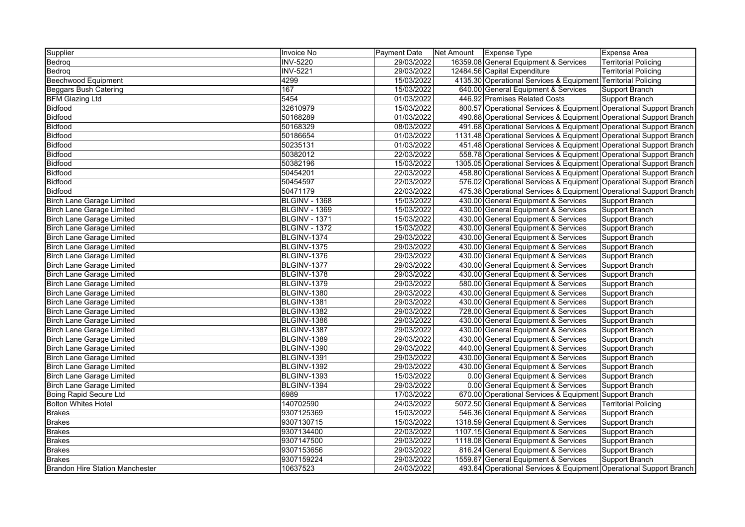| Supplier | Invoice No | Payment Date | Net Amount | Expense Type | Expense Area |
|---|---|---|---|---|---|
| Bedroq | INV-5220 | 29/03/2022 | 16359.08 | General Equipment & Services | Territorial Policing |
| Bedroq | INV-5221 | 29/03/2022 | 12484.56 | Capital Expenditure | Territorial Policing |
| Beechwood Equipment | 4299 | 15/03/2022 | 4135.30 | Operational Services & Equipment | Territorial Policing |
| Beggars Bush Catering | 167 | 15/03/2022 | 640.00 | General Equipment & Services | Support Branch |
| BFM Glazing Ltd | 5454 | 01/03/2022 | 446.92 | Premises Related Costs | Support Branch |
| Bidfood | 32610979 | 15/03/2022 | 800.57 | Operational Services & Equipment | Operational Support Branch |
| Bidfood | 50168289 | 01/03/2022 | 490.68 | Operational Services & Equipment | Operational Support Branch |
| Bidfood | 50168329 | 08/03/2022 | 491.68 | Operational Services & Equipment | Operational Support Branch |
| Bidfood | 50186654 | 01/03/2022 | 1131.48 | Operational Services & Equipment | Operational Support Branch |
| Bidfood | 50235131 | 01/03/2022 | 451.48 | Operational Services & Equipment | Operational Support Branch |
| Bidfood | 50382012 | 22/03/2022 | 558.78 | Operational Services & Equipment | Operational Support Branch |
| Bidfood | 50382196 | 15/03/2022 | 1305.05 | Operational Services & Equipment | Operational Support Branch |
| Bidfood | 50454201 | 22/03/2022 | 458.80 | Operational Services & Equipment | Operational Support Branch |
| Bidfood | 50454597 | 22/03/2022 | 576.02 | Operational Services & Equipment | Operational Support Branch |
| Bidfood | 50471179 | 22/03/2022 | 475.38 | Operational Services & Equipment | Operational Support Branch |
| Birch Lane Garage Limited | BLGINV - 1368 | 15/03/2022 | 430.00 | General Equipment & Services | Support Branch |
| Birch Lane Garage Limited | BLGINV - 1369 | 15/03/2022 | 430.00 | General Equipment & Services | Support Branch |
| Birch Lane Garage Limited | BLGINV - 1371 | 15/03/2022 | 430.00 | General Equipment & Services | Support Branch |
| Birch Lane Garage Limited | BLGINV - 1372 | 15/03/2022 | 430.00 | General Equipment & Services | Support Branch |
| Birch Lane Garage Limited | BLGINV-1374 | 29/03/2022 | 430.00 | General Equipment & Services | Support Branch |
| Birch Lane Garage Limited | BLGINV-1375 | 29/03/2022 | 430.00 | General Equipment & Services | Support Branch |
| Birch Lane Garage Limited | BLGINV-1376 | 29/03/2022 | 430.00 | General Equipment & Services | Support Branch |
| Birch Lane Garage Limited | BLGINV-1377 | 29/03/2022 | 430.00 | General Equipment & Services | Support Branch |
| Birch Lane Garage Limited | BLGINV-1378 | 29/03/2022 | 430.00 | General Equipment & Services | Support Branch |
| Birch Lane Garage Limited | BLGINV-1379 | 29/03/2022 | 580.00 | General Equipment & Services | Support Branch |
| Birch Lane Garage Limited | BLGINV-1380 | 29/03/2022 | 430.00 | General Equipment & Services | Support Branch |
| Birch Lane Garage Limited | BLGINV-1381 | 29/03/2022 | 430.00 | General Equipment & Services | Support Branch |
| Birch Lane Garage Limited | BLGINV-1382 | 29/03/2022 | 728.00 | General Equipment & Services | Support Branch |
| Birch Lane Garage Limited | BLGINV-1386 | 29/03/2022 | 430.00 | General Equipment & Services | Support Branch |
| Birch Lane Garage Limited | BLGINV-1387 | 29/03/2022 | 430.00 | General Equipment & Services | Support Branch |
| Birch Lane Garage Limited | BLGINV-1389 | 29/03/2022 | 430.00 | General Equipment & Services | Support Branch |
| Birch Lane Garage Limited | BLGINV-1390 | 29/03/2022 | 440.00 | General Equipment & Services | Support Branch |
| Birch Lane Garage Limited | BLGINV-1391 | 29/03/2022 | 430.00 | General Equipment & Services | Support Branch |
| Birch Lane Garage Limited | BLGINV-1392 | 29/03/2022 | 430.00 | General Equipment & Services | Support Branch |
| Birch Lane Garage Limited | BLGINV-1393 | 15/03/2022 | 0.00 | General Equipment & Services | Support Branch |
| Birch Lane Garage Limited | BLGINV-1394 | 29/03/2022 | 0.00 | General Equipment & Services | Support Branch |
| Boing Rapid Secure Ltd | 6989 | 17/03/2022 | 670.00 | Operational Services & Equipment | Support Branch |
| Bolton Whites Hotel | 140702590 | 24/03/2022 | 5072.50 | General Equipment & Services | Territorial Policing |
| Brakes | 9307125369 | 15/03/2022 | 546.36 | General Equipment & Services | Support Branch |
| Brakes | 9307130715 | 15/03/2022 | 1318.59 | General Equipment & Services | Support Branch |
| Brakes | 9307134400 | 22/03/2022 | 1107.15 | General Equipment & Services | Support Branch |
| Brakes | 9307147500 | 29/03/2022 | 1118.08 | General Equipment & Services | Support Branch |
| Brakes | 9307153656 | 29/03/2022 | 816.24 | General Equipment & Services | Support Branch |
| Brakes | 9307159224 | 29/03/2022 | 1559.67 | General Equipment & Services | Support Branch |
| Brandon Hire Station Manchester | 10637523 | 24/03/2022 | 493.64 | Operational Services & Equipment | Operational Support Branch |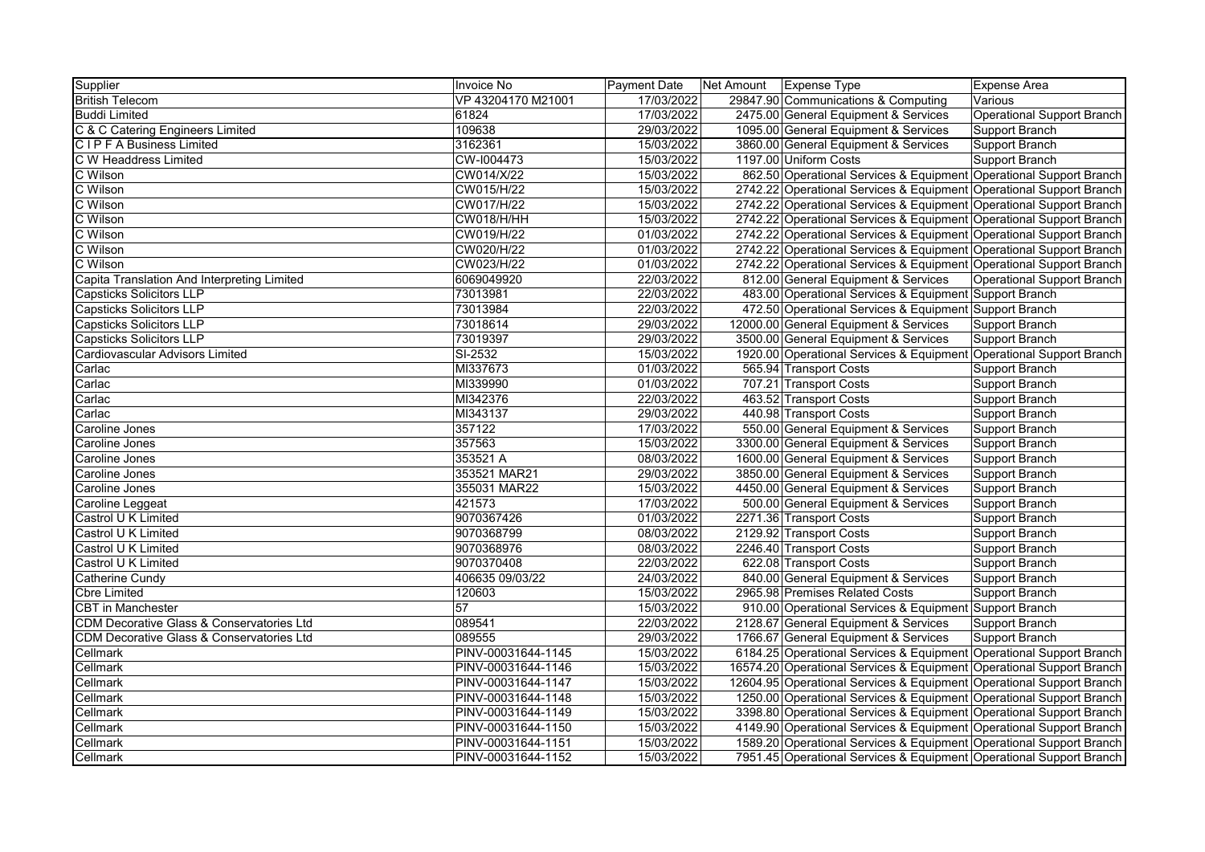| Supplier | Invoice No | Payment Date | Net Amount | Expense Type | Expense Area |
| --- | --- | --- | --- | --- | --- |
| British Telecom | VP 43204170 M21001 | 17/03/2022 | 29847.90 | Communications & Computing | Various |
| Buddi Limited | 61824 | 17/03/2022 | 2475.00 | General Equipment & Services | Operational Support Branch |
| C & C Catering Engineers Limited | 109638 | 29/03/2022 | 1095.00 | General Equipment & Services | Support Branch |
| C I P F A Business Limited | 3162361 | 15/03/2022 | 3860.00 | General Equipment & Services | Support Branch |
| C W Headdress Limited | CW-I004473 | 15/03/2022 | 1197.00 | Uniform Costs | Support Branch |
| C Wilson | CW014/X/22 | 15/03/2022 | 862.50 | Operational Services & Equipment | Operational Support Branch |
| C Wilson | CW015/H/22 | 15/03/2022 | 2742.22 | Operational Services & Equipment | Operational Support Branch |
| C Wilson | CW017/H/22 | 15/03/2022 | 2742.22 | Operational Services & Equipment | Operational Support Branch |
| C Wilson | CW018/H/HH | 15/03/2022 | 2742.22 | Operational Services & Equipment | Operational Support Branch |
| C Wilson | CW019/H/22 | 01/03/2022 | 2742.22 | Operational Services & Equipment | Operational Support Branch |
| C Wilson | CW020/H/22 | 01/03/2022 | 2742.22 | Operational Services & Equipment | Operational Support Branch |
| C Wilson | CW023/H/22 | 01/03/2022 | 2742.22 | Operational Services & Equipment | Operational Support Branch |
| Capita Translation And Interpreting Limited | 6069049920 | 22/03/2022 | 812.00 | General Equipment & Services | Operational Support Branch |
| Capsticks Solicitors LLP | 73013981 | 22/03/2022 | 483.00 | Operational Services & Equipment | Support Branch |
| Capsticks Solicitors LLP | 73013984 | 22/03/2022 | 472.50 | Operational Services & Equipment | Support Branch |
| Capsticks Solicitors LLP | 73018614 | 29/03/2022 | 12000.00 | General Equipment & Services | Support Branch |
| Capsticks Solicitors LLP | 73019397 | 29/03/2022 | 3500.00 | General Equipment & Services | Support Branch |
| Cardiovascular Advisors Limited | SI-2532 | 15/03/2022 | 1920.00 | Operational Services & Equipment | Operational Support Branch |
| Carlac | MI337673 | 01/03/2022 | 565.94 | Transport Costs | Support Branch |
| Carlac | MI339990 | 01/03/2022 | 707.21 | Transport Costs | Support Branch |
| Carlac | MI342376 | 22/03/2022 | 463.52 | Transport Costs | Support Branch |
| Carlac | MI343137 | 29/03/2022 | 440.98 | Transport Costs | Support Branch |
| Caroline Jones | 357122 | 17/03/2022 | 550.00 | General Equipment & Services | Support Branch |
| Caroline Jones | 357563 | 15/03/2022 | 3300.00 | General Equipment & Services | Support Branch |
| Caroline Jones | 353521 A | 08/03/2022 | 1600.00 | General Equipment & Services | Support Branch |
| Caroline Jones | 353521 MAR21 | 29/03/2022 | 3850.00 | General Equipment & Services | Support Branch |
| Caroline Jones | 355031 MAR22 | 15/03/2022 | 4450.00 | General Equipment & Services | Support Branch |
| Caroline Leggeat | 421573 | 17/03/2022 | 500.00 | General Equipment & Services | Support Branch |
| Castrol U K Limited | 9070367426 | 01/03/2022 | 2271.36 | Transport Costs | Support Branch |
| Castrol U K Limited | 9070368799 | 08/03/2022 | 2129.92 | Transport Costs | Support Branch |
| Castrol U K Limited | 9070368976 | 08/03/2022 | 2246.40 | Transport Costs | Support Branch |
| Castrol U K Limited | 9070370408 | 22/03/2022 | 622.08 | Transport Costs | Support Branch |
| Catherine Cundy | 406635 09/03/22 | 24/03/2022 | 840.00 | General Equipment & Services | Support Branch |
| Cbre Limited | 120603 | 15/03/2022 | 2965.98 | Premises Related Costs | Support Branch |
| CBT in Manchester | 57 | 15/03/2022 | 910.00 | Operational Services & Equipment | Support Branch |
| CDM Decorative Glass & Conservatories Ltd | 089541 | 22/03/2022 | 2128.67 | General Equipment & Services | Support Branch |
| CDM Decorative Glass & Conservatories Ltd | 089555 | 29/03/2022 | 1766.67 | General Equipment & Services | Support Branch |
| Cellmark | PINV-00031644-1145 | 15/03/2022 | 6184.25 | Operational Services & Equipment | Operational Support Branch |
| Cellmark | PINV-00031644-1146 | 15/03/2022 | 16574.20 | Operational Services & Equipment | Operational Support Branch |
| Cellmark | PINV-00031644-1147 | 15/03/2022 | 12604.95 | Operational Services & Equipment | Operational Support Branch |
| Cellmark | PINV-00031644-1148 | 15/03/2022 | 1250.00 | Operational Services & Equipment | Operational Support Branch |
| Cellmark | PINV-00031644-1149 | 15/03/2022 | 3398.80 | Operational Services & Equipment | Operational Support Branch |
| Cellmark | PINV-00031644-1150 | 15/03/2022 | 4149.90 | Operational Services & Equipment | Operational Support Branch |
| Cellmark | PINV-00031644-1151 | 15/03/2022 | 1589.20 | Operational Services & Equipment | Operational Support Branch |
| Cellmark | PINV-00031644-1152 | 15/03/2022 | 7951.45 | Operational Services & Equipment | Operational Support Branch |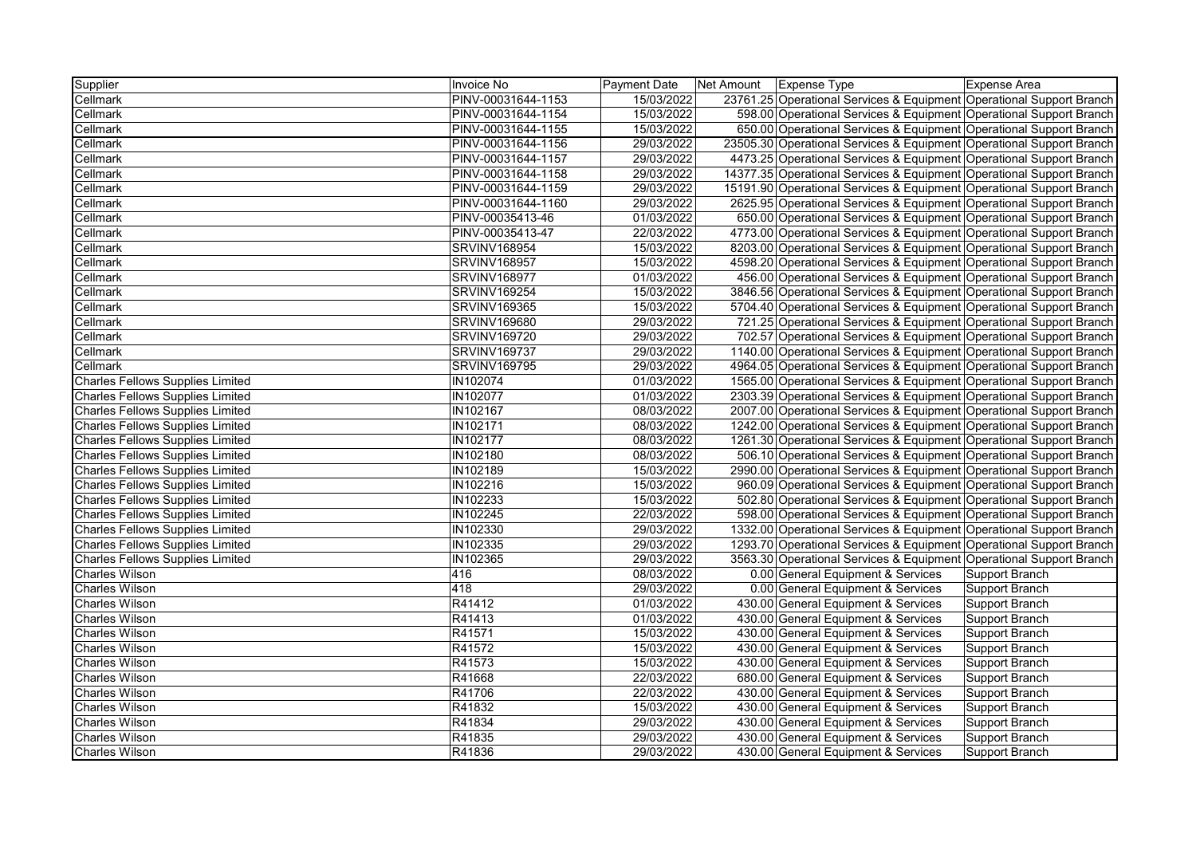| Supplier | Invoice No | Payment Date | Net Amount | Expense Type | Expense Area |
|---|---|---|---|---|---|
| Cellmark | PINV-00031644-1153 | 15/03/2022 | 23761.25 | Operational Services & Equipment | Operational Support Branch |
| Cellmark | PINV-00031644-1154 | 15/03/2022 | 598.00 | Operational Services & Equipment | Operational Support Branch |
| Cellmark | PINV-00031644-1155 | 15/03/2022 | 650.00 | Operational Services & Equipment | Operational Support Branch |
| Cellmark | PINV-00031644-1156 | 29/03/2022 | 23505.30 | Operational Services & Equipment | Operational Support Branch |
| Cellmark | PINV-00031644-1157 | 29/03/2022 | 4473.25 | Operational Services & Equipment | Operational Support Branch |
| Cellmark | PINV-00031644-1158 | 29/03/2022 | 14377.35 | Operational Services & Equipment | Operational Support Branch |
| Cellmark | PINV-00031644-1159 | 29/03/2022 | 15191.90 | Operational Services & Equipment | Operational Support Branch |
| Cellmark | PINV-00031644-1160 | 29/03/2022 | 2625.95 | Operational Services & Equipment | Operational Support Branch |
| Cellmark | PINV-00035413-46 | 01/03/2022 | 650.00 | Operational Services & Equipment | Operational Support Branch |
| Cellmark | PINV-00035413-47 | 22/03/2022 | 4773.00 | Operational Services & Equipment | Operational Support Branch |
| Cellmark | SRVINV168954 | 15/03/2022 | 8203.00 | Operational Services & Equipment | Operational Support Branch |
| Cellmark | SRVINV168957 | 15/03/2022 | 4598.20 | Operational Services & Equipment | Operational Support Branch |
| Cellmark | SRVINV168977 | 01/03/2022 | 456.00 | Operational Services & Equipment | Operational Support Branch |
| Cellmark | SRVINV169254 | 15/03/2022 | 3846.56 | Operational Services & Equipment | Operational Support Branch |
| Cellmark | SRVINV169365 | 15/03/2022 | 5704.40 | Operational Services & Equipment | Operational Support Branch |
| Cellmark | SRVINV169680 | 29/03/2022 | 721.25 | Operational Services & Equipment | Operational Support Branch |
| Cellmark | SRVINV169720 | 29/03/2022 | 702.57 | Operational Services & Equipment | Operational Support Branch |
| Cellmark | SRVINV169737 | 29/03/2022 | 1140.00 | Operational Services & Equipment | Operational Support Branch |
| Cellmark | SRVINV169795 | 29/03/2022 | 4964.05 | Operational Services & Equipment | Operational Support Branch |
| Charles Fellows Supplies Limited | IN102074 | 01/03/2022 | 1565.00 | Operational Services & Equipment | Operational Support Branch |
| Charles Fellows Supplies Limited | IN102077 | 01/03/2022 | 2303.39 | Operational Services & Equipment | Operational Support Branch |
| Charles Fellows Supplies Limited | IN102167 | 08/03/2022 | 2007.00 | Operational Services & Equipment | Operational Support Branch |
| Charles Fellows Supplies Limited | IN102171 | 08/03/2022 | 1242.00 | Operational Services & Equipment | Operational Support Branch |
| Charles Fellows Supplies Limited | IN102177 | 08/03/2022 | 1261.30 | Operational Services & Equipment | Operational Support Branch |
| Charles Fellows Supplies Limited | IN102180 | 08/03/2022 | 506.10 | Operational Services & Equipment | Operational Support Branch |
| Charles Fellows Supplies Limited | IN102189 | 15/03/2022 | 2990.00 | Operational Services & Equipment | Operational Support Branch |
| Charles Fellows Supplies Limited | IN102216 | 15/03/2022 | 960.09 | Operational Services & Equipment | Operational Support Branch |
| Charles Fellows Supplies Limited | IN102233 | 15/03/2022 | 502.80 | Operational Services & Equipment | Operational Support Branch |
| Charles Fellows Supplies Limited | IN102245 | 22/03/2022 | 598.00 | Operational Services & Equipment | Operational Support Branch |
| Charles Fellows Supplies Limited | IN102330 | 29/03/2022 | 1332.00 | Operational Services & Equipment | Operational Support Branch |
| Charles Fellows Supplies Limited | IN102335 | 29/03/2022 | 1293.70 | Operational Services & Equipment | Operational Support Branch |
| Charles Fellows Supplies Limited | IN102365 | 29/03/2022 | 3563.30 | Operational Services & Equipment | Operational Support Branch |
| Charles Wilson | 416 | 08/03/2022 | 0.00 | General Equipment & Services | Support Branch |
| Charles Wilson | 418 | 29/03/2022 | 0.00 | General Equipment & Services | Support Branch |
| Charles Wilson | R41412 | 01/03/2022 | 430.00 | General Equipment & Services | Support Branch |
| Charles Wilson | R41413 | 01/03/2022 | 430.00 | General Equipment & Services | Support Branch |
| Charles Wilson | R41571 | 15/03/2022 | 430.00 | General Equipment & Services | Support Branch |
| Charles Wilson | R41572 | 15/03/2022 | 430.00 | General Equipment & Services | Support Branch |
| Charles Wilson | R41573 | 15/03/2022 | 430.00 | General Equipment & Services | Support Branch |
| Charles Wilson | R41668 | 22/03/2022 | 680.00 | General Equipment & Services | Support Branch |
| Charles Wilson | R41706 | 22/03/2022 | 430.00 | General Equipment & Services | Support Branch |
| Charles Wilson | R41832 | 15/03/2022 | 430.00 | General Equipment & Services | Support Branch |
| Charles Wilson | R41834 | 29/03/2022 | 430.00 | General Equipment & Services | Support Branch |
| Charles Wilson | R41835 | 29/03/2022 | 430.00 | General Equipment & Services | Support Branch |
| Charles Wilson | R41836 | 29/03/2022 | 430.00 | General Equipment & Services | Support Branch |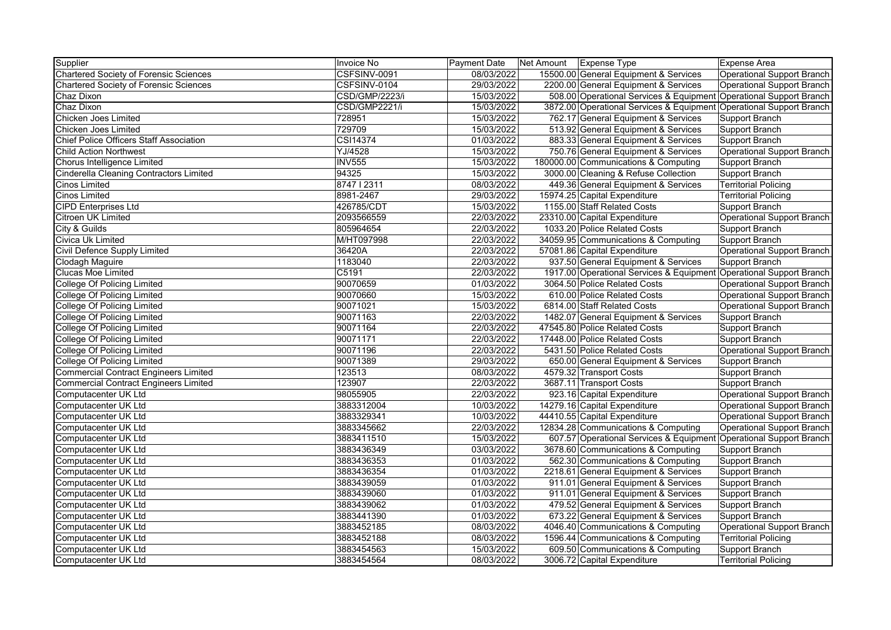| Supplier | Invoice No | Payment Date | Net Amount | Expense Type | Expense Area |
|---|---|---|---|---|---|
| Chartered Society of Forensic Sciences | CSFSINV-0091 | 08/03/2022 | 15500.00 | General Equipment & Services | Operational Support Branch |
| Chartered Society of Forensic Sciences | CSFSINV-0104 | 29/03/2022 | 2200.00 | General Equipment & Services | Operational Support Branch |
| Chaz Dixon | CSD/GMP/2223/i | 15/03/2022 | 508.00 | Operational Services & Equipment | Operational Support Branch |
| Chaz Dixon | CSD/GMP2221/i | 15/03/2022 | 3872.00 | Operational Services & Equipment | Operational Support Branch |
| Chicken Joes Limited | 728951 | 15/03/2022 | 762.17 | General Equipment & Services | Support Branch |
| Chicken Joes Limited | 729709 | 15/03/2022 | 513.92 | General Equipment & Services | Support Branch |
| Chief Police Officers Staff Association | CSI14374 | 01/03/2022 | 883.33 | General Equipment & Services | Support Branch |
| Child Action Northwest | YJ/4528 | 15/03/2022 | 750.76 | General Equipment & Services | Operational Support Branch |
| Chorus Intelligence Limited | INV555 | 15/03/2022 | 180000.00 | Communications & Computing | Support Branch |
| Cinderella Cleaning Contractors Limited | 94325 | 15/03/2022 | 3000.00 | Cleaning & Refuse Collection | Support Branch |
| Cinos Limited | 8747 I 2311 | 08/03/2022 | 449.36 | General Equipment & Services | Territorial Policing |
| Cinos Limited | 8981-2467 | 29/03/2022 | 15974.25 | Capital Expenditure | Territorial Policing |
| CIPD Enterprises Ltd | 426785/CDT | 15/03/2022 | 1155.00 | Staff Related Costs | Support Branch |
| Citroen UK Limited | 2093566559 | 22/03/2022 | 23310.00 | Capital Expenditure | Operational Support Branch |
| City & Guilds | 805964654 | 22/03/2022 | 1033.20 | Police Related Costs | Support Branch |
| Civica Uk Limited | M/HT097998 | 22/03/2022 | 34059.95 | Communications & Computing | Support Branch |
| Civil Defence Supply Limited | 36420A | 22/03/2022 | 57081.86 | Capital Expenditure | Operational Support Branch |
| Clodagh Maguire | 1183040 | 22/03/2022 | 937.50 | General Equipment & Services | Support Branch |
| Clucas Moe Limited | C5191 | 22/03/2022 | 1917.00 | Operational Services & Equipment | Operational Support Branch |
| College Of Policing Limited | 90070659 | 01/03/2022 | 3064.50 | Police Related Costs | Operational Support Branch |
| College Of Policing Limited | 90070660 | 15/03/2022 | 610.00 | Police Related Costs | Operational Support Branch |
| College Of Policing Limited | 90071021 | 15/03/2022 | 6814.00 | Staff Related Costs | Operational Support Branch |
| College Of Policing Limited | 90071163 | 22/03/2022 | 1482.07 | General Equipment & Services | Support Branch |
| College Of Policing Limited | 90071164 | 22/03/2022 | 47545.80 | Police Related Costs | Support Branch |
| College Of Policing Limited | 90071171 | 22/03/2022 | 17448.00 | Police Related Costs | Support Branch |
| College Of Policing Limited | 90071196 | 22/03/2022 | 5431.50 | Police Related Costs | Operational Support Branch |
| College Of Policing Limited | 90071389 | 29/03/2022 | 650.00 | General Equipment & Services | Support Branch |
| Commercial Contract Engineers Limited | 123513 | 08/03/2022 | 4579.32 | Transport Costs | Support Branch |
| Commercial Contract Engineers Limited | 123907 | 22/03/2022 | 3687.11 | Transport Costs | Support Branch |
| Computacenter UK Ltd | 98055905 | 22/03/2022 | 923.16 | Capital Expenditure | Operational Support Branch |
| Computacenter UK Ltd | 3883312004 | 10/03/2022 | 14279.16 | Capital Expenditure | Operational Support Branch |
| Computacenter UK Ltd | 3883329341 | 10/03/2022 | 44410.55 | Capital Expenditure | Operational Support Branch |
| Computacenter UK Ltd | 3883345662 | 22/03/2022 | 12834.28 | Communications & Computing | Operational Support Branch |
| Computacenter UK Ltd | 3883411510 | 15/03/2022 | 607.57 | Operational Services & Equipment | Operational Support Branch |
| Computacenter UK Ltd | 3883436349 | 03/03/2022 | 3678.60 | Communications & Computing | Support Branch |
| Computacenter UK Ltd | 3883436353 | 01/03/2022 | 562.30 | Communications & Computing | Support Branch |
| Computacenter UK Ltd | 3883436354 | 01/03/2022 | 2218.61 | General Equipment & Services | Support Branch |
| Computacenter UK Ltd | 3883439059 | 01/03/2022 | 911.01 | General Equipment & Services | Support Branch |
| Computacenter UK Ltd | 3883439060 | 01/03/2022 | 911.01 | General Equipment & Services | Support Branch |
| Computacenter UK Ltd | 3883439062 | 01/03/2022 | 479.52 | General Equipment & Services | Support Branch |
| Computacenter UK Ltd | 3883441390 | 01/03/2022 | 673.22 | General Equipment & Services | Support Branch |
| Computacenter UK Ltd | 3883452185 | 08/03/2022 | 4046.40 | Communications & Computing | Operational Support Branch |
| Computacenter UK Ltd | 3883452188 | 08/03/2022 | 1596.44 | Communications & Computing | Territorial Policing |
| Computacenter UK Ltd | 3883454563 | 15/03/2022 | 609.50 | Communications & Computing | Support Branch |
| Computacenter UK Ltd | 3883454564 | 08/03/2022 | 3006.72 | Capital Expenditure | Territorial Policing |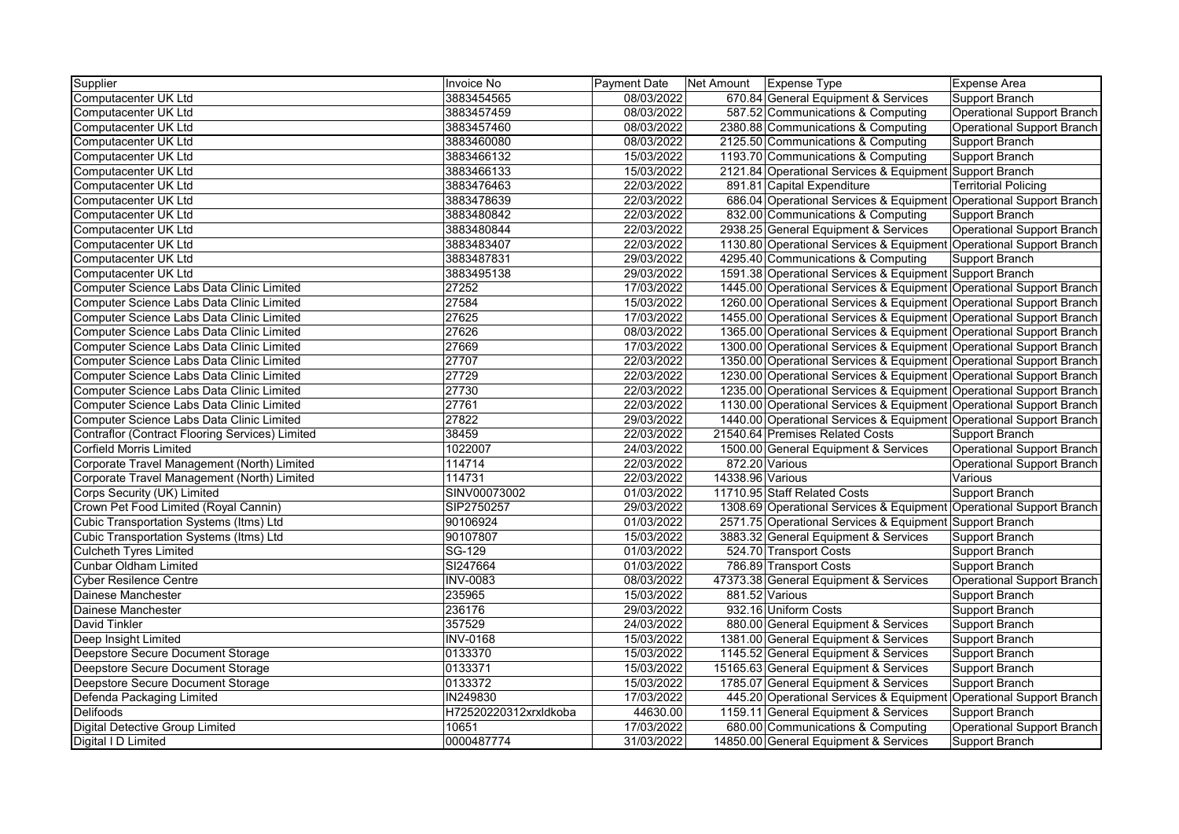| Supplier | Invoice No | Payment Date | Net Amount | Expense Type | Expense Area |
|---|---|---|---|---|---|
| Computacenter UK Ltd | 3883454565 | 08/03/2022 | 670.84 | General Equipment & Services | Support Branch |
| Computacenter UK Ltd | 3883457459 | 08/03/2022 | 587.52 | Communications & Computing | Operational Support Branch |
| Computacenter UK Ltd | 3883457460 | 08/03/2022 | 2380.88 | Communications & Computing | Operational Support Branch |
| Computacenter UK Ltd | 3883460080 | 08/03/2022 | 2125.50 | Communications & Computing | Support Branch |
| Computacenter UK Ltd | 3883466132 | 15/03/2022 | 1193.70 | Communications & Computing | Support Branch |
| Computacenter UK Ltd | 3883466133 | 15/03/2022 | 2121.84 | Operational Services & Equipment | Support Branch |
| Computacenter UK Ltd | 3883476463 | 22/03/2022 | 891.81 | Capital Expenditure | Territorial Policing |
| Computacenter UK Ltd | 3883478639 | 22/03/2022 | 686.04 | Operational Services & Equipment | Operational Support Branch |
| Computacenter UK Ltd | 3883480842 | 22/03/2022 | 832.00 | Communications & Computing | Support Branch |
| Computacenter UK Ltd | 3883480844 | 22/03/2022 | 2938.25 | General Equipment & Services | Operational Support Branch |
| Computacenter UK Ltd | 3883483407 | 22/03/2022 | 1130.80 | Operational Services & Equipment | Operational Support Branch |
| Computacenter UK Ltd | 3883487831 | 29/03/2022 | 4295.40 | Communications & Computing | Support Branch |
| Computacenter UK Ltd | 3883495138 | 29/03/2022 | 1591.38 | Operational Services & Equipment | Support Branch |
| Computer Science Labs Data Clinic Limited | 27252 | 17/03/2022 | 1445.00 | Operational Services & Equipment | Operational Support Branch |
| Computer Science Labs Data Clinic Limited | 27584 | 15/03/2022 | 1260.00 | Operational Services & Equipment | Operational Support Branch |
| Computer Science Labs Data Clinic Limited | 27625 | 17/03/2022 | 1455.00 | Operational Services & Equipment | Operational Support Branch |
| Computer Science Labs Data Clinic Limited | 27626 | 08/03/2022 | 1365.00 | Operational Services & Equipment | Operational Support Branch |
| Computer Science Labs Data Clinic Limited | 27669 | 17/03/2022 | 1300.00 | Operational Services & Equipment | Operational Support Branch |
| Computer Science Labs Data Clinic Limited | 27707 | 22/03/2022 | 1350.00 | Operational Services & Equipment | Operational Support Branch |
| Computer Science Labs Data Clinic Limited | 27729 | 22/03/2022 | 1230.00 | Operational Services & Equipment | Operational Support Branch |
| Computer Science Labs Data Clinic Limited | 27730 | 22/03/2022 | 1235.00 | Operational Services & Equipment | Operational Support Branch |
| Computer Science Labs Data Clinic Limited | 27761 | 22/03/2022 | 1130.00 | Operational Services & Equipment | Operational Support Branch |
| Computer Science Labs Data Clinic Limited | 27822 | 29/03/2022 | 1440.00 | Operational Services & Equipment | Operational Support Branch |
| Contraflor (Contract Flooring Services) Limited | 38459 | 22/03/2022 | 21540.64 | Premises Related Costs | Support Branch |
| Corfield Morris Limited | 1022007 | 24/03/2022 | 1500.00 | General Equipment & Services | Operational Support Branch |
| Corporate Travel Management (North) Limited | 114714 | 22/03/2022 | 872.20 | Various | Operational Support Branch |
| Corporate Travel Management (North) Limited | 114731 | 22/03/2022 | 14338.96 | Various | Various |
| Corps Security (UK) Limited | SINV00073002 | 01/03/2022 | 11710.95 | Staff Related Costs | Support Branch |
| Crown Pet Food Limited (Royal Cannin) | SIP2750257 | 29/03/2022 | 1308.69 | Operational Services & Equipment | Operational Support Branch |
| Cubic Transportation Systems (Itms) Ltd | 90106924 | 01/03/2022 | 2571.75 | Operational Services & Equipment | Support Branch |
| Cubic Transportation Systems (Itms) Ltd | 90107807 | 15/03/2022 | 3883.32 | General Equipment & Services | Support Branch |
| Culcheth Tyres Limited | SG-129 | 01/03/2022 | 524.70 | Transport Costs | Support Branch |
| Cunbar Oldham Limited | SI247664 | 01/03/2022 | 786.89 | Transport Costs | Support Branch |
| Cyber Resilence Centre | INV-0083 | 08/03/2022 | 47373.38 | General Equipment & Services | Operational Support Branch |
| Dainese Manchester | 235965 | 15/03/2022 | 881.52 | Various | Support Branch |
| Dainese Manchester | 236176 | 29/03/2022 | 932.16 | Uniform Costs | Support Branch |
| David Tinkler | 357529 | 24/03/2022 | 880.00 | General Equipment & Services | Support Branch |
| Deep Insight Limited | INV-0168 | 15/03/2022 | 1381.00 | General Equipment & Services | Support Branch |
| Deepstore Secure Document Storage | 0133370 | 15/03/2022 | 1145.52 | General Equipment & Services | Support Branch |
| Deepstore Secure Document Storage | 0133371 | 15/03/2022 | 15165.63 | General Equipment & Services | Support Branch |
| Deepstore Secure Document Storage | 0133372 | 15/03/2022 | 1785.07 | General Equipment & Services | Support Branch |
| Defenda Packaging Limited | IN249830 | 17/03/2022 | 445.20 | Operational Services & Equipment | Operational Support Branch |
| Delifoods | H72520220312xrxldkoba | 44630.00 | 1159.11 | General Equipment & Services | Support Branch |
| Digital Detective Group Limited | 10651 | 17/03/2022 | 680.00 | Communications & Computing | Operational Support Branch |
| Digital I D Limited | 0000487774 | 31/03/2022 | 14850.00 | General Equipment & Services | Support Branch |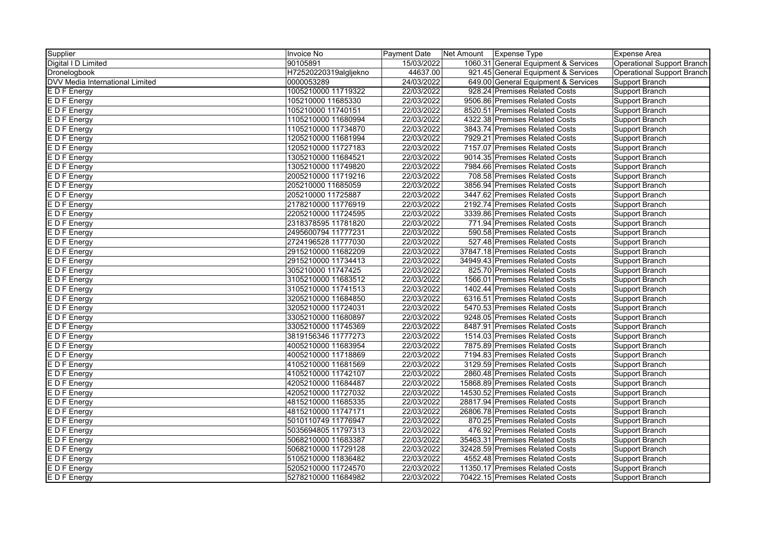| Supplier | Invoice No | Payment Date | Net Amount | Expense Type | Expense Area |
|---|---|---|---|---|---|
| Digital I D Limited | 90105891 | 15/03/2022 | 1060.31 | General Equipment & Services | Operational Support Branch |
| Dronelogbook | H72520220319algljekno | 44637.00 | 921.45 | General Equipment & Services | Operational Support Branch |
| DVV Media International Limited | 0000053289 | 24/03/2022 | 649.00 | General Equipment & Services | Support Branch |
| E D F Energy | 1005210000 11719322 | 22/03/2022 | 928.24 | Premises Related Costs | Support Branch |
| E D F Energy | 105210000 11685330 | 22/03/2022 | 9506.86 | Premises Related Costs | Support Branch |
| E D F Energy | 105210000 11740151 | 22/03/2022 | 8520.51 | Premises Related Costs | Support Branch |
| E D F Energy | 1105210000 11680994 | 22/03/2022 | 4322.38 | Premises Related Costs | Support Branch |
| E D F Energy | 1105210000 11734870 | 22/03/2022 | 3843.74 | Premises Related Costs | Support Branch |
| E D F Energy | 1205210000 11681994 | 22/03/2022 | 7929.21 | Premises Related Costs | Support Branch |
| E D F Energy | 1205210000 11727183 | 22/03/2022 | 7157.07 | Premises Related Costs | Support Branch |
| E D F Energy | 1305210000 11684521 | 22/03/2022 | 9014.35 | Premises Related Costs | Support Branch |
| E D F Energy | 1305210000 11749820 | 22/03/2022 | 7984.66 | Premises Related Costs | Support Branch |
| E D F Energy | 2005210000 11719216 | 22/03/2022 | 708.58 | Premises Related Costs | Support Branch |
| E D F Energy | 205210000 11685059 | 22/03/2022 | 3856.94 | Premises Related Costs | Support Branch |
| E D F Energy | 205210000 11725887 | 22/03/2022 | 3447.62 | Premises Related Costs | Support Branch |
| E D F Energy | 2178210000 11776919 | 22/03/2022 | 2192.74 | Premises Related Costs | Support Branch |
| E D F Energy | 2205210000 11724595 | 22/03/2022 | 3339.86 | Premises Related Costs | Support Branch |
| E D F Energy | 2318378595 11781820 | 22/03/2022 | 771.94 | Premises Related Costs | Support Branch |
| E D F Energy | 2495600794 11777231 | 22/03/2022 | 590.58 | Premises Related Costs | Support Branch |
| E D F Energy | 2724196528 11777030 | 22/03/2022 | 527.48 | Premises Related Costs | Support Branch |
| E D F Energy | 2915210000 11682209 | 22/03/2022 | 37847.18 | Premises Related Costs | Support Branch |
| E D F Energy | 2915210000 11734413 | 22/03/2022 | 34949.43 | Premises Related Costs | Support Branch |
| E D F Energy | 305210000 11747425 | 22/03/2022 | 825.70 | Premises Related Costs | Support Branch |
| E D F Energy | 3105210000 11683512 | 22/03/2022 | 1566.01 | Premises Related Costs | Support Branch |
| E D F Energy | 3105210000 11741513 | 22/03/2022 | 1402.44 | Premises Related Costs | Support Branch |
| E D F Energy | 3205210000 11684850 | 22/03/2022 | 6316.51 | Premises Related Costs | Support Branch |
| E D F Energy | 3205210000 11724031 | 22/03/2022 | 5470.53 | Premises Related Costs | Support Branch |
| E D F Energy | 3305210000 11680897 | 22/03/2022 | 9248.05 | Premises Related Costs | Support Branch |
| E D F Energy | 3305210000 11745369 | 22/03/2022 | 8487.91 | Premises Related Costs | Support Branch |
| E D F Energy | 3819156346 11777273 | 22/03/2022 | 1514.03 | Premises Related Costs | Support Branch |
| E D F Energy | 4005210000 11683954 | 22/03/2022 | 7875.89 | Premises Related Costs | Support Branch |
| E D F Energy | 4005210000 11718869 | 22/03/2022 | 7194.83 | Premises Related Costs | Support Branch |
| E D F Energy | 4105210000 11681569 | 22/03/2022 | 3129.59 | Premises Related Costs | Support Branch |
| E D F Energy | 4105210000 11742107 | 22/03/2022 | 2860.48 | Premises Related Costs | Support Branch |
| E D F Energy | 4205210000 11684487 | 22/03/2022 | 15868.89 | Premises Related Costs | Support Branch |
| E D F Energy | 4205210000 11727032 | 22/03/2022 | 14530.52 | Premises Related Costs | Support Branch |
| E D F Energy | 4815210000 11685335 | 22/03/2022 | 28817.94 | Premises Related Costs | Support Branch |
| E D F Energy | 4815210000 11747171 | 22/03/2022 | 26806.78 | Premises Related Costs | Support Branch |
| E D F Energy | 5010110749 11776947 | 22/03/2022 | 870.25 | Premises Related Costs | Support Branch |
| E D F Energy | 5035694805 11797313 | 22/03/2022 | 476.92 | Premises Related Costs | Support Branch |
| E D F Energy | 5068210000 11683387 | 22/03/2022 | 35463.31 | Premises Related Costs | Support Branch |
| E D F Energy | 5068210000 11729128 | 22/03/2022 | 32428.59 | Premises Related Costs | Support Branch |
| E D F Energy | 5105210000 11836482 | 22/03/2022 | 4552.48 | Premises Related Costs | Support Branch |
| E D F Energy | 5205210000 11724570 | 22/03/2022 | 11350.17 | Premises Related Costs | Support Branch |
| E D F Energy | 5278210000 11684982 | 22/03/2022 | 70422.15 | Premises Related Costs | Support Branch |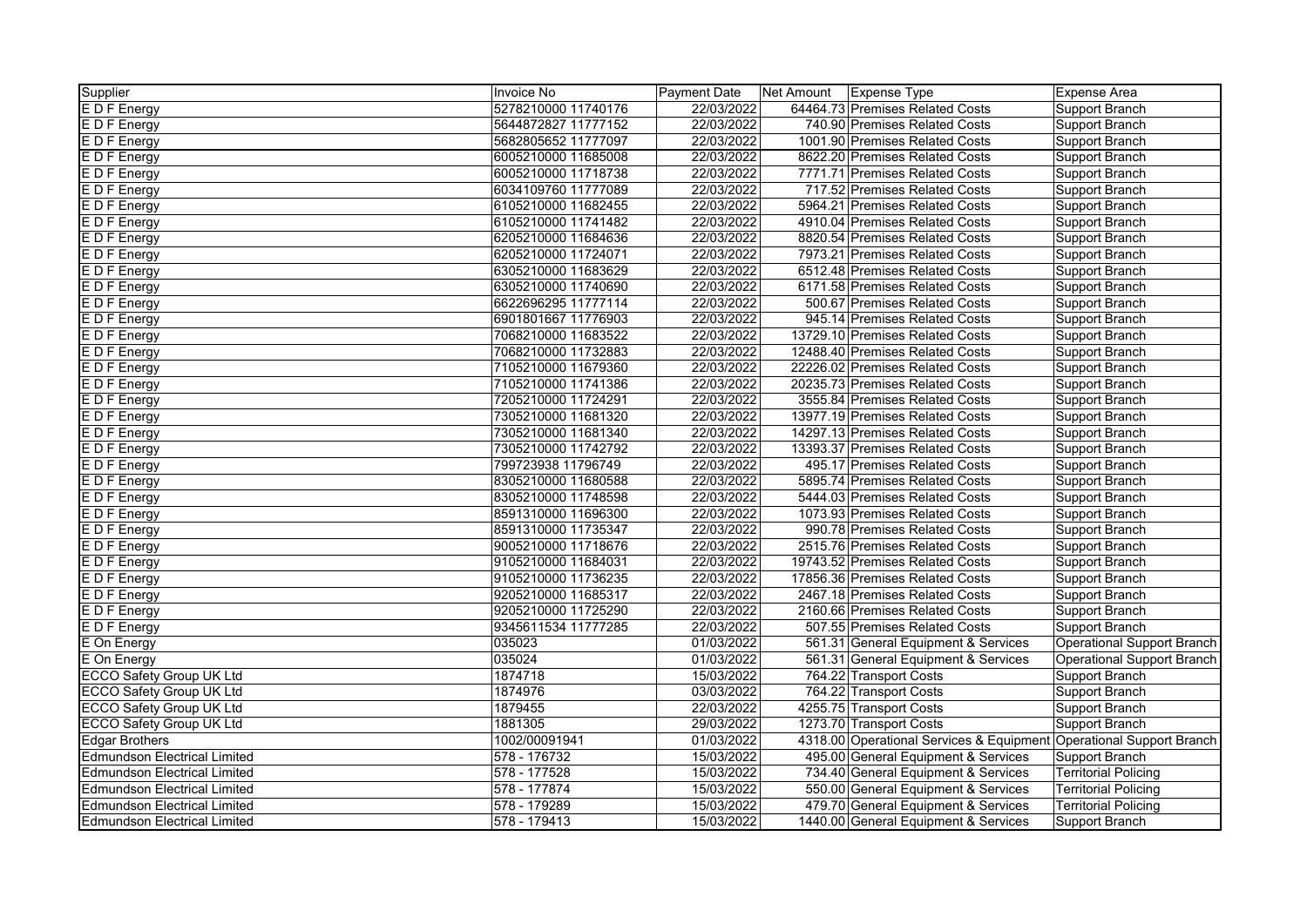| Supplier | Invoice No | Payment Date | Net Amount | Expense Type | Expense Area |
|---|---|---|---|---|---|
| E D F Energy | 5278210000 11740176 | 22/03/2022 | 64464.73 | Premises Related Costs | Support Branch |
| E D F Energy | 5644872827 11777152 | 22/03/2022 | 740.90 | Premises Related Costs | Support Branch |
| E D F Energy | 5682805652 11777097 | 22/03/2022 | 1001.90 | Premises Related Costs | Support Branch |
| E D F Energy | 6005210000 11685008 | 22/03/2022 | 8622.20 | Premises Related Costs | Support Branch |
| E D F Energy | 6005210000 11718738 | 22/03/2022 | 7771.71 | Premises Related Costs | Support Branch |
| E D F Energy | 6034109760 11777089 | 22/03/2022 | 717.52 | Premises Related Costs | Support Branch |
| E D F Energy | 6105210000 11682455 | 22/03/2022 | 5964.21 | Premises Related Costs | Support Branch |
| E D F Energy | 6105210000 11741482 | 22/03/2022 | 4910.04 | Premises Related Costs | Support Branch |
| E D F Energy | 6205210000 11684636 | 22/03/2022 | 8820.54 | Premises Related Costs | Support Branch |
| E D F Energy | 6205210000 11724071 | 22/03/2022 | 7973.21 | Premises Related Costs | Support Branch |
| E D F Energy | 6305210000 11683629 | 22/03/2022 | 6512.48 | Premises Related Costs | Support Branch |
| E D F Energy | 6305210000 11740690 | 22/03/2022 | 6171.58 | Premises Related Costs | Support Branch |
| E D F Energy | 6622696295 11777114 | 22/03/2022 | 500.67 | Premises Related Costs | Support Branch |
| E D F Energy | 6901801667 11776903 | 22/03/2022 | 945.14 | Premises Related Costs | Support Branch |
| E D F Energy | 7068210000 11683522 | 22/03/2022 | 13729.10 | Premises Related Costs | Support Branch |
| E D F Energy | 7068210000 11732883 | 22/03/2022 | 12488.40 | Premises Related Costs | Support Branch |
| E D F Energy | 7105210000 11679360 | 22/03/2022 | 22226.02 | Premises Related Costs | Support Branch |
| E D F Energy | 7105210000 11741386 | 22/03/2022 | 20235.73 | Premises Related Costs | Support Branch |
| E D F Energy | 7205210000 11724291 | 22/03/2022 | 3555.84 | Premises Related Costs | Support Branch |
| E D F Energy | 7305210000 11681320 | 22/03/2022 | 13977.19 | Premises Related Costs | Support Branch |
| E D F Energy | 7305210000 11681340 | 22/03/2022 | 14297.13 | Premises Related Costs | Support Branch |
| E D F Energy | 7305210000 11742792 | 22/03/2022 | 13393.37 | Premises Related Costs | Support Branch |
| E D F Energy | 799723938 11796749 | 22/03/2022 | 495.17 | Premises Related Costs | Support Branch |
| E D F Energy | 8305210000 11680588 | 22/03/2022 | 5895.74 | Premises Related Costs | Support Branch |
| E D F Energy | 8305210000 11748598 | 22/03/2022 | 5444.03 | Premises Related Costs | Support Branch |
| E D F Energy | 8591310000 11696300 | 22/03/2022 | 1073.93 | Premises Related Costs | Support Branch |
| E D F Energy | 8591310000 11735347 | 22/03/2022 | 990.78 | Premises Related Costs | Support Branch |
| E D F Energy | 9005210000 11718676 | 22/03/2022 | 2515.76 | Premises Related Costs | Support Branch |
| E D F Energy | 9105210000 11684031 | 22/03/2022 | 19743.52 | Premises Related Costs | Support Branch |
| E D F Energy | 9105210000 11736235 | 22/03/2022 | 17856.36 | Premises Related Costs | Support Branch |
| E D F Energy | 9205210000 11685317 | 22/03/2022 | 2467.18 | Premises Related Costs | Support Branch |
| E D F Energy | 9205210000 11725290 | 22/03/2022 | 2160.66 | Premises Related Costs | Support Branch |
| E D F Energy | 9345611534 11777285 | 22/03/2022 | 507.55 | Premises Related Costs | Support Branch |
| E On Energy | 035023 | 01/03/2022 | 561.31 | General Equipment & Services | Operational Support Branch |
| E On Energy | 035024 | 01/03/2022 | 561.31 | General Equipment & Services | Operational Support Branch |
| ECCO Safety Group UK Ltd | 1874718 | 15/03/2022 | 764.22 | Transport Costs | Support Branch |
| ECCO Safety Group UK Ltd | 1874976 | 03/03/2022 | 764.22 | Transport Costs | Support Branch |
| ECCO Safety Group UK Ltd | 1879455 | 22/03/2022 | 4255.75 | Transport Costs | Support Branch |
| ECCO Safety Group UK Ltd | 1881305 | 29/03/2022 | 1273.70 | Transport Costs | Support Branch |
| Edgar Brothers | 1002/00091941 | 01/03/2022 | 4318.00 | Operational Services & Equipment | Operational Support Branch |
| Edmundson Electrical Limited | 578 - 176732 | 15/03/2022 | 495.00 | General Equipment & Services | Support Branch |
| Edmundson Electrical Limited | 578 - 177528 | 15/03/2022 | 734.40 | General Equipment & Services | Territorial Policing |
| Edmundson Electrical Limited | 578 - 177874 | 15/03/2022 | 550.00 | General Equipment & Services | Territorial Policing |
| Edmundson Electrical Limited | 578 - 179289 | 15/03/2022 | 479.70 | General Equipment & Services | Territorial Policing |
| Edmundson Electrical Limited | 578 - 179413 | 15/03/2022 | 1440.00 | General Equipment & Services | Support Branch |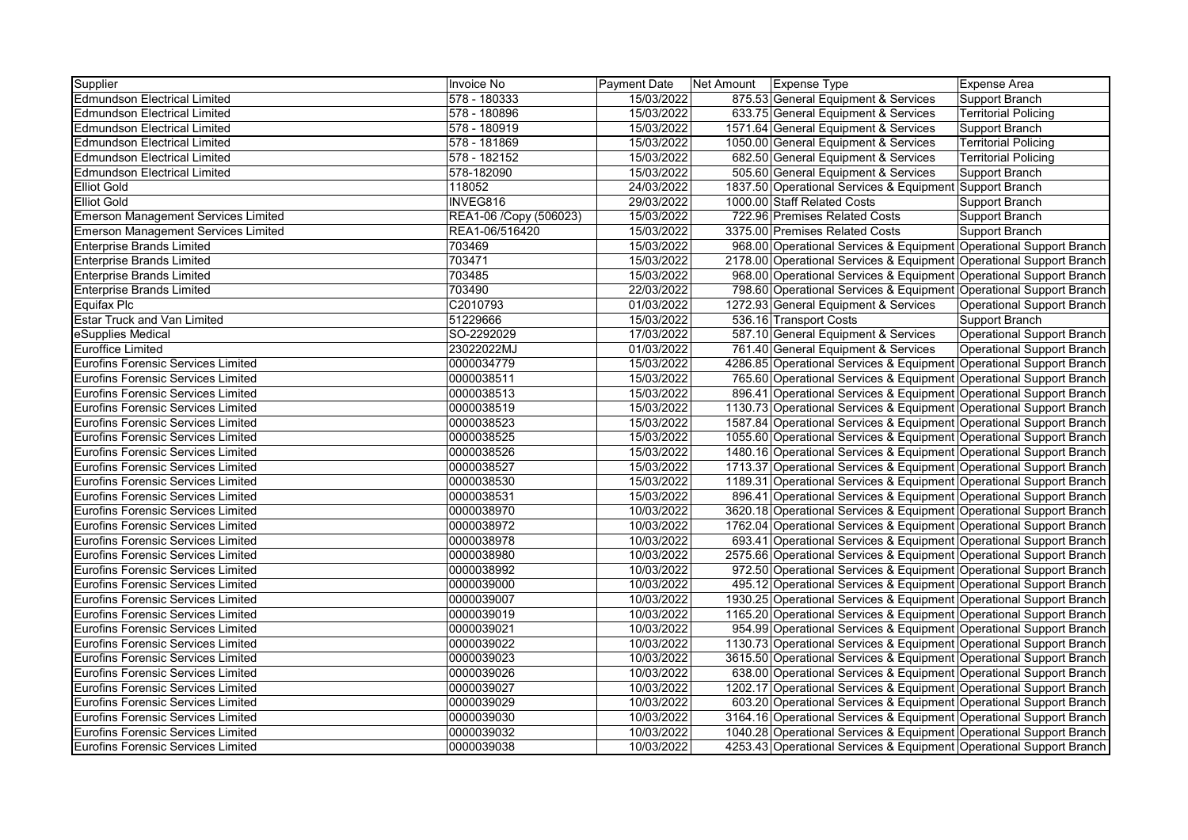| Supplier | Invoice No | Payment Date | Net Amount | Expense Type | Expense Area |
|---|---|---|---|---|---|
| Edmundson Electrical Limited | 578 - 180333 | 15/03/2022 | 875.53 | General Equipment & Services | Support Branch |
| Edmundson Electrical Limited | 578 - 180896 | 15/03/2022 | 633.75 | General Equipment & Services | Territorial Policing |
| Edmundson Electrical Limited | 578 - 180919 | 15/03/2022 | 1571.64 | General Equipment & Services | Support Branch |
| Edmundson Electrical Limited | 578 - 181869 | 15/03/2022 | 1050.00 | General Equipment & Services | Territorial Policing |
| Edmundson Electrical Limited | 578 - 182152 | 15/03/2022 | 682.50 | General Equipment & Services | Territorial Policing |
| Edmundson Electrical Limited | 578-182090 | 15/03/2022 | 505.60 | General Equipment & Services | Support Branch |
| Elliot Gold | 118052 | 24/03/2022 | 1837.50 | Operational Services & Equipment | Support Branch |
| Elliot Gold | INVEG816 | 29/03/2022 | 1000.00 | Staff Related Costs | Support Branch |
| Emerson Management Services Limited | REA1-06 /Copy (506023) | 15/03/2022 | 722.96 | Premises Related Costs | Support Branch |
| Emerson Management Services Limited | REA1-06/516420 | 15/03/2022 | 3375.00 | Premises Related Costs | Support Branch |
| Enterprise Brands Limited | 703469 | 15/03/2022 | 968.00 | Operational Services & Equipment | Operational Support Branch |
| Enterprise Brands Limited | 703471 | 15/03/2022 | 2178.00 | Operational Services & Equipment | Operational Support Branch |
| Enterprise Brands Limited | 703485 | 15/03/2022 | 968.00 | Operational Services & Equipment | Operational Support Branch |
| Enterprise Brands Limited | 703490 | 22/03/2022 | 798.60 | Operational Services & Equipment | Operational Support Branch |
| Equifax Plc | C2010793 | 01/03/2022 | 1272.93 | General Equipment & Services | Operational Support Branch |
| Estar Truck and Van Limited | 51229666 | 15/03/2022 | 536.16 | Transport Costs | Support Branch |
| eSupplies Medical | SO-2292029 | 17/03/2022 | 587.10 | General Equipment & Services | Operational Support Branch |
| Euroffice Limited | 23022022MJ | 01/03/2022 | 761.40 | General Equipment & Services | Operational Support Branch |
| Eurofins Forensic Services Limited | 0000034779 | 15/03/2022 | 4286.85 | Operational Services & Equipment | Operational Support Branch |
| Eurofins Forensic Services Limited | 0000038511 | 15/03/2022 | 765.60 | Operational Services & Equipment | Operational Support Branch |
| Eurofins Forensic Services Limited | 0000038513 | 15/03/2022 | 896.41 | Operational Services & Equipment | Operational Support Branch |
| Eurofins Forensic Services Limited | 0000038519 | 15/03/2022 | 1130.73 | Operational Services & Equipment | Operational Support Branch |
| Eurofins Forensic Services Limited | 0000038523 | 15/03/2022 | 1587.84 | Operational Services & Equipment | Operational Support Branch |
| Eurofins Forensic Services Limited | 0000038525 | 15/03/2022 | 1055.60 | Operational Services & Equipment | Operational Support Branch |
| Eurofins Forensic Services Limited | 0000038526 | 15/03/2022 | 1480.16 | Operational Services & Equipment | Operational Support Branch |
| Eurofins Forensic Services Limited | 0000038527 | 15/03/2022 | 1713.37 | Operational Services & Equipment | Operational Support Branch |
| Eurofins Forensic Services Limited | 0000038530 | 15/03/2022 | 1189.31 | Operational Services & Equipment | Operational Support Branch |
| Eurofins Forensic Services Limited | 0000038531 | 15/03/2022 | 896.41 | Operational Services & Equipment | Operational Support Branch |
| Eurofins Forensic Services Limited | 0000038970 | 10/03/2022 | 3620.18 | Operational Services & Equipment | Operational Support Branch |
| Eurofins Forensic Services Limited | 0000038972 | 10/03/2022 | 1762.04 | Operational Services & Equipment | Operational Support Branch |
| Eurofins Forensic Services Limited | 0000038978 | 10/03/2022 | 693.41 | Operational Services & Equipment | Operational Support Branch |
| Eurofins Forensic Services Limited | 0000038980 | 10/03/2022 | 2575.66 | Operational Services & Equipment | Operational Support Branch |
| Eurofins Forensic Services Limited | 0000038992 | 10/03/2022 | 972.50 | Operational Services & Equipment | Operational Support Branch |
| Eurofins Forensic Services Limited | 0000039000 | 10/03/2022 | 495.12 | Operational Services & Equipment | Operational Support Branch |
| Eurofins Forensic Services Limited | 0000039007 | 10/03/2022 | 1930.25 | Operational Services & Equipment | Operational Support Branch |
| Eurofins Forensic Services Limited | 0000039019 | 10/03/2022 | 1165.20 | Operational Services & Equipment | Operational Support Branch |
| Eurofins Forensic Services Limited | 0000039021 | 10/03/2022 | 954.99 | Operational Services & Equipment | Operational Support Branch |
| Eurofins Forensic Services Limited | 0000039022 | 10/03/2022 | 1130.73 | Operational Services & Equipment | Operational Support Branch |
| Eurofins Forensic Services Limited | 0000039023 | 10/03/2022 | 3615.50 | Operational Services & Equipment | Operational Support Branch |
| Eurofins Forensic Services Limited | 0000039026 | 10/03/2022 | 638.00 | Operational Services & Equipment | Operational Support Branch |
| Eurofins Forensic Services Limited | 0000039027 | 10/03/2022 | 1202.17 | Operational Services & Equipment | Operational Support Branch |
| Eurofins Forensic Services Limited | 0000039029 | 10/03/2022 | 603.20 | Operational Services & Equipment | Operational Support Branch |
| Eurofins Forensic Services Limited | 0000039030 | 10/03/2022 | 3164.16 | Operational Services & Equipment | Operational Support Branch |
| Eurofins Forensic Services Limited | 0000039032 | 10/03/2022 | 1040.28 | Operational Services & Equipment | Operational Support Branch |
| Eurofins Forensic Services Limited | 0000039038 | 10/03/2022 | 4253.43 | Operational Services & Equipment | Operational Support Branch |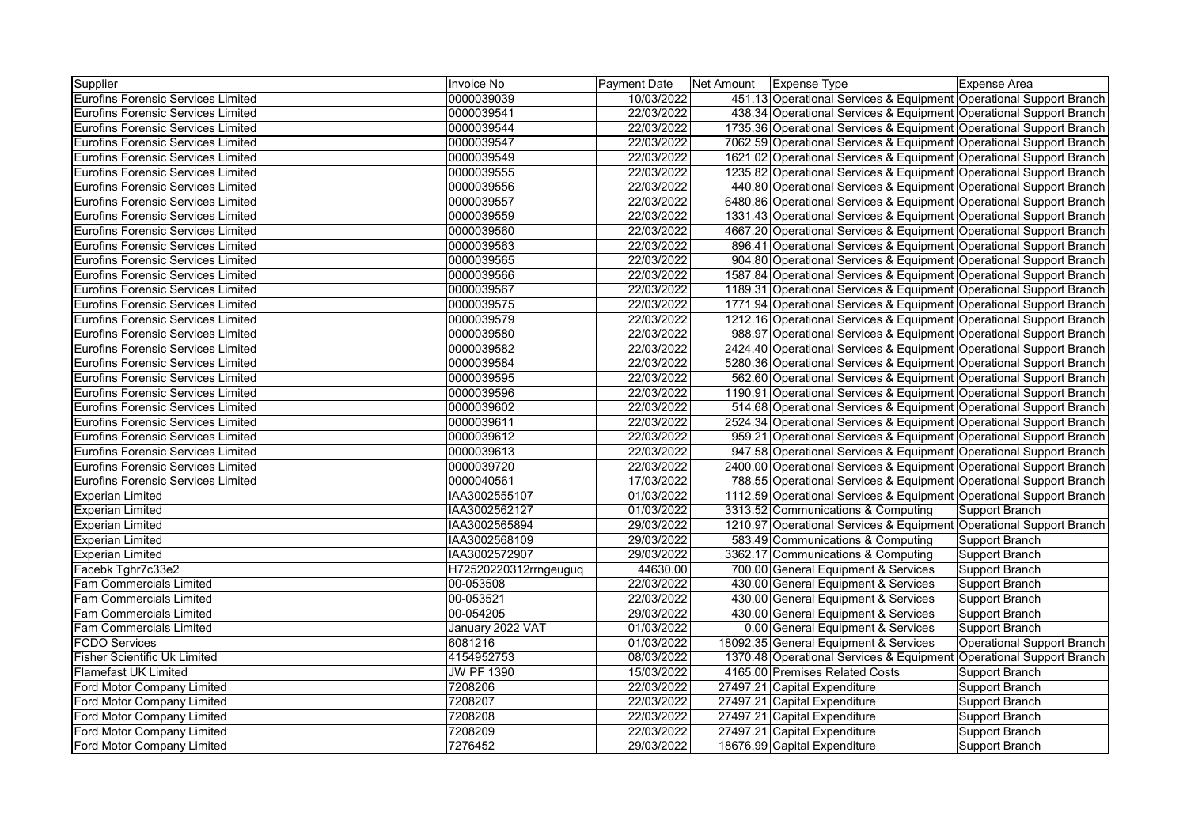| Supplier | Invoice No | Payment Date | Net Amount | Expense Type | Expense Area |
|---|---|---|---|---|---|
| Eurofins Forensic Services Limited | 0000039039 | 10/03/2022 | 451.13 | Operational Services & Equipment | Operational Support Branch |
| Eurofins Forensic Services Limited | 0000039541 | 22/03/2022 | 438.34 | Operational Services & Equipment | Operational Support Branch |
| Eurofins Forensic Services Limited | 0000039544 | 22/03/2022 | 1735.36 | Operational Services & Equipment | Operational Support Branch |
| Eurofins Forensic Services Limited | 0000039547 | 22/03/2022 | 7062.59 | Operational Services & Equipment | Operational Support Branch |
| Eurofins Forensic Services Limited | 0000039549 | 22/03/2022 | 1621.02 | Operational Services & Equipment | Operational Support Branch |
| Eurofins Forensic Services Limited | 0000039555 | 22/03/2022 | 1235.82 | Operational Services & Equipment | Operational Support Branch |
| Eurofins Forensic Services Limited | 0000039556 | 22/03/2022 | 440.80 | Operational Services & Equipment | Operational Support Branch |
| Eurofins Forensic Services Limited | 0000039557 | 22/03/2022 | 6480.86 | Operational Services & Equipment | Operational Support Branch |
| Eurofins Forensic Services Limited | 0000039559 | 22/03/2022 | 1331.43 | Operational Services & Equipment | Operational Support Branch |
| Eurofins Forensic Services Limited | 0000039560 | 22/03/2022 | 4667.20 | Operational Services & Equipment | Operational Support Branch |
| Eurofins Forensic Services Limited | 0000039563 | 22/03/2022 | 896.41 | Operational Services & Equipment | Operational Support Branch |
| Eurofins Forensic Services Limited | 0000039565 | 22/03/2022 | 904.80 | Operational Services & Equipment | Operational Support Branch |
| Eurofins Forensic Services Limited | 0000039566 | 22/03/2022 | 1587.84 | Operational Services & Equipment | Operational Support Branch |
| Eurofins Forensic Services Limited | 0000039567 | 22/03/2022 | 1189.31 | Operational Services & Equipment | Operational Support Branch |
| Eurofins Forensic Services Limited | 0000039575 | 22/03/2022 | 1771.94 | Operational Services & Equipment | Operational Support Branch |
| Eurofins Forensic Services Limited | 0000039579 | 22/03/2022 | 1212.16 | Operational Services & Equipment | Operational Support Branch |
| Eurofins Forensic Services Limited | 0000039580 | 22/03/2022 | 988.97 | Operational Services & Equipment | Operational Support Branch |
| Eurofins Forensic Services Limited | 0000039582 | 22/03/2022 | 2424.40 | Operational Services & Equipment | Operational Support Branch |
| Eurofins Forensic Services Limited | 0000039584 | 22/03/2022 | 5280.36 | Operational Services & Equipment | Operational Support Branch |
| Eurofins Forensic Services Limited | 0000039595 | 22/03/2022 | 562.60 | Operational Services & Equipment | Operational Support Branch |
| Eurofins Forensic Services Limited | 0000039596 | 22/03/2022 | 1190.91 | Operational Services & Equipment | Operational Support Branch |
| Eurofins Forensic Services Limited | 0000039602 | 22/03/2022 | 514.68 | Operational Services & Equipment | Operational Support Branch |
| Eurofins Forensic Services Limited | 0000039611 | 22/03/2022 | 2524.34 | Operational Services & Equipment | Operational Support Branch |
| Eurofins Forensic Services Limited | 0000039612 | 22/03/2022 | 959.21 | Operational Services & Equipment | Operational Support Branch |
| Eurofins Forensic Services Limited | 0000039613 | 22/03/2022 | 947.58 | Operational Services & Equipment | Operational Support Branch |
| Eurofins Forensic Services Limited | 0000039720 | 22/03/2022 | 2400.00 | Operational Services & Equipment | Operational Support Branch |
| Eurofins Forensic Services Limited | 0000040561 | 17/03/2022 | 788.55 | Operational Services & Equipment | Operational Support Branch |
| Experian Limited | IAA3002555107 | 01/03/2022 | 1112.59 | Operational Services & Equipment | Operational Support Branch |
| Experian Limited | IAA3002562127 | 01/03/2022 | 3313.52 | Communications & Computing | Support Branch |
| Experian Limited | IAA3002565894 | 29/03/2022 | 1210.97 | Operational Services & Equipment | Operational Support Branch |
| Experian Limited | IAA3002568109 | 29/03/2022 | 583.49 | Communications & Computing | Support Branch |
| Experian Limited | IAA3002572907 | 29/03/2022 | 3362.17 | Communications & Computing | Support Branch |
| Facebk Tghr7c33e2 | H72520220312rrngeuguq | 44630.00 | 700.00 | General Equipment & Services | Support Branch |
| Fam Commercials Limited | 00-053508 | 22/03/2022 | 430.00 | General Equipment & Services | Support Branch |
| Fam Commercials Limited | 00-053521 | 22/03/2022 | 430.00 | General Equipment & Services | Support Branch |
| Fam Commercials Limited | 00-054205 | 29/03/2022 | 430.00 | General Equipment & Services | Support Branch |
| Fam Commercials Limited | January 2022 VAT | 01/03/2022 | 0.00 | General Equipment & Services | Support Branch |
| FCDO Services | 6081216 | 01/03/2022 | 18092.35 | General Equipment & Services | Operational Support Branch |
| Fisher Scientific Uk Limited | 4154952753 | 08/03/2022 | 1370.48 | Operational Services & Equipment | Operational Support Branch |
| Flamefast UK Limited | JW PF 1390 | 15/03/2022 | 4165.00 | Premises Related Costs | Support Branch |
| Ford Motor Company Limited | 7208206 | 22/03/2022 | 27497.21 | Capital Expenditure | Support Branch |
| Ford Motor Company Limited | 7208207 | 22/03/2022 | 27497.21 | Capital Expenditure | Support Branch |
| Ford Motor Company Limited | 7208208 | 22/03/2022 | 27497.21 | Capital Expenditure | Support Branch |
| Ford Motor Company Limited | 7208209 | 22/03/2022 | 27497.21 | Capital Expenditure | Support Branch |
| Ford Motor Company Limited | 7276452 | 29/03/2022 | 18676.99 | Capital Expenditure | Support Branch |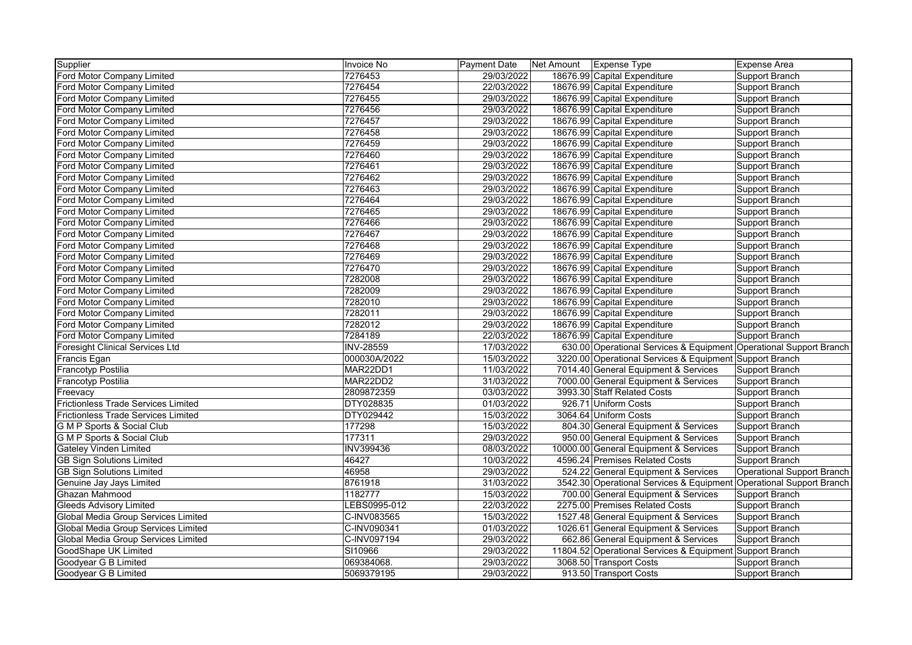| Supplier | Invoice No | Payment Date | Net Amount | Expense Type | Expense Area |
|---|---|---|---|---|---|
| Ford Motor Company Limited | 7276453 | 29/03/2022 | 18676.99 | Capital Expenditure | Support Branch |
| Ford Motor Company Limited | 7276454 | 22/03/2022 | 18676.99 | Capital Expenditure | Support Branch |
| Ford Motor Company Limited | 7276455 | 29/03/2022 | 18676.99 | Capital Expenditure | Support Branch |
| Ford Motor Company Limited | 7276456 | 29/03/2022 | 18676.99 | Capital Expenditure | Support Branch |
| Ford Motor Company Limited | 7276457 | 29/03/2022 | 18676.99 | Capital Expenditure | Support Branch |
| Ford Motor Company Limited | 7276458 | 29/03/2022 | 18676.99 | Capital Expenditure | Support Branch |
| Ford Motor Company Limited | 7276459 | 29/03/2022 | 18676.99 | Capital Expenditure | Support Branch |
| Ford Motor Company Limited | 7276460 | 29/03/2022 | 18676.99 | Capital Expenditure | Support Branch |
| Ford Motor Company Limited | 7276461 | 29/03/2022 | 18676.99 | Capital Expenditure | Support Branch |
| Ford Motor Company Limited | 7276462 | 29/03/2022 | 18676.99 | Capital Expenditure | Support Branch |
| Ford Motor Company Limited | 7276463 | 29/03/2022 | 18676.99 | Capital Expenditure | Support Branch |
| Ford Motor Company Limited | 7276464 | 29/03/2022 | 18676.99 | Capital Expenditure | Support Branch |
| Ford Motor Company Limited | 7276465 | 29/03/2022 | 18676.99 | Capital Expenditure | Support Branch |
| Ford Motor Company Limited | 7276466 | 29/03/2022 | 18676.99 | Capital Expenditure | Support Branch |
| Ford Motor Company Limited | 7276467 | 29/03/2022 | 18676.99 | Capital Expenditure | Support Branch |
| Ford Motor Company Limited | 7276468 | 29/03/2022 | 18676.99 | Capital Expenditure | Support Branch |
| Ford Motor Company Limited | 7276469 | 29/03/2022 | 18676.99 | Capital Expenditure | Support Branch |
| Ford Motor Company Limited | 7276470 | 29/03/2022 | 18676.99 | Capital Expenditure | Support Branch |
| Ford Motor Company Limited | 7282008 | 29/03/2022 | 18676.99 | Capital Expenditure | Support Branch |
| Ford Motor Company Limited | 7282009 | 29/03/2022 | 18676.99 | Capital Expenditure | Support Branch |
| Ford Motor Company Limited | 7282010 | 29/03/2022 | 18676.99 | Capital Expenditure | Support Branch |
| Ford Motor Company Limited | 7282011 | 29/03/2022 | 18676.99 | Capital Expenditure | Support Branch |
| Ford Motor Company Limited | 7282012 | 29/03/2022 | 18676.99 | Capital Expenditure | Support Branch |
| Ford Motor Company Limited | 7284189 | 22/03/2022 | 18676.99 | Capital Expenditure | Support Branch |
| Foresight Clinical Services Ltd | INV-28559 | 17/03/2022 | 630.00 | Operational Services & Equipment | Operational Support Branch |
| Francis Egan | 000030A/2022 | 15/03/2022 | 3220.00 | Operational Services & Equipment | Support Branch |
| Francotyp Postilia | MAR22DD1 | 11/03/2022 | 7014.40 | General Equipment & Services | Support Branch |
| Francotyp Postilia | MAR22DD2 | 31/03/2022 | 7000.00 | General Equipment & Services | Support Branch |
| Freevacy | 2809872359 | 03/03/2022 | 3993.30 | Staff Related Costs | Support Branch |
| Frictionless Trade Services Limited | DTY028835 | 01/03/2022 | 926.71 | Uniform Costs | Support Branch |
| Frictionless Trade Services Limited | DTY029442 | 15/03/2022 | 3064.64 | Uniform Costs | Support Branch |
| G M P Sports & Social Club | 177298 | 15/03/2022 | 804.30 | General Equipment & Services | Support Branch |
| G M P Sports & Social Club | 177311 | 29/03/2022 | 950.00 | General Equipment & Services | Support Branch |
| Gateley Vinden Limited | INV399436 | 08/03/2022 | 10000.00 | General Equipment & Services | Support Branch |
| GB Sign Solutions Limited | 46427 | 10/03/2022 | 4596.24 | Premises Related Costs | Support Branch |
| GB Sign Solutions Limited | 46958 | 29/03/2022 | 524.22 | General Equipment & Services | Operational Support Branch |
| Genuine Jay Jays Limited | 8761918 | 31/03/2022 | 3542.30 | Operational Services & Equipment | Operational Support Branch |
| Ghazan Mahmood | 1182777 | 15/03/2022 | 700.00 | General Equipment & Services | Support Branch |
| Gleeds Advisory Limited | LEBS0995-012 | 22/03/2022 | 2275.00 | Premises Related Costs | Support Branch |
| Global Media Group Services Limited | C-INV083565 | 15/03/2022 | 1527.48 | General Equipment & Services | Support Branch |
| Global Media Group Services Limited | C-INV090341 | 01/03/2022 | 1026.61 | General Equipment & Services | Support Branch |
| Global Media Group Services Limited | C-INV097194 | 29/03/2022 | 662.86 | General Equipment & Services | Support Branch |
| GoodShape UK Limited | SI10966 | 29/03/2022 | 11804.52 | Operational Services & Equipment | Support Branch |
| Goodyear G B Limited | 069384068. | 29/03/2022 | 3068.50 | Transport Costs | Support Branch |
| Goodyear G B Limited | 5069379195 | 29/03/2022 | 913.50 | Transport Costs | Support Branch |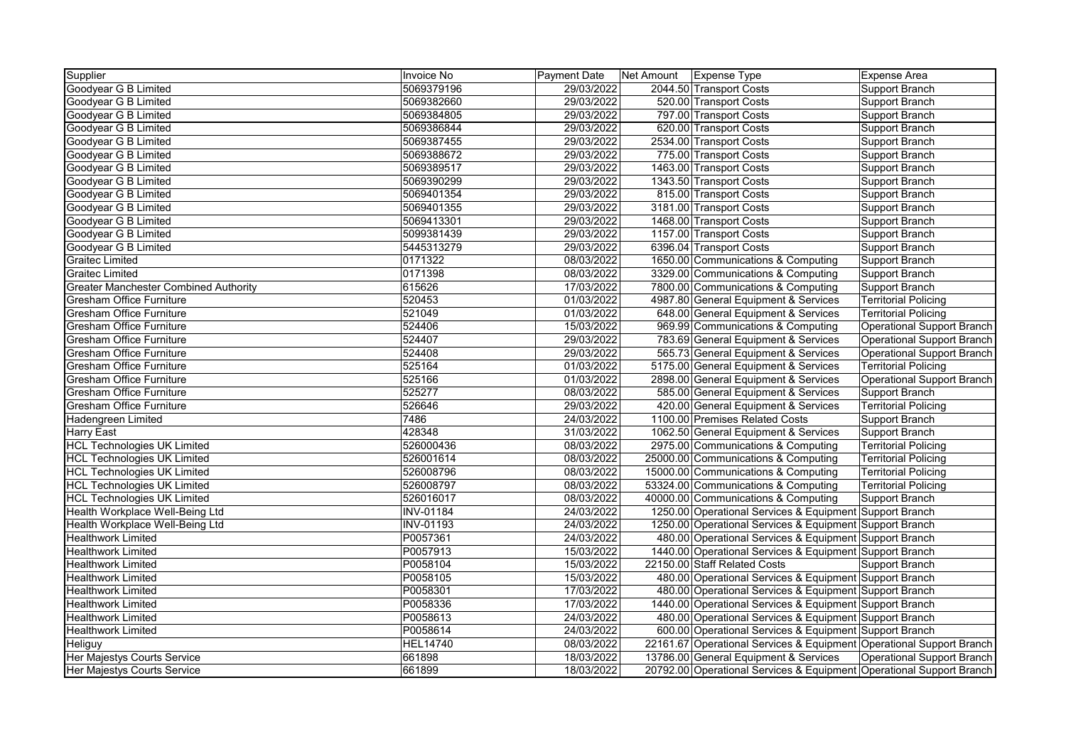| Supplier | Invoice No | Payment Date | Net Amount | Expense Type | Expense Area |
|---|---|---|---|---|---|
| Goodyear G B Limited | 5069379196 | 29/03/2022 | 2044.50 | Transport Costs | Support Branch |
| Goodyear G B Limited | 5069382660 | 29/03/2022 | 520.00 | Transport Costs | Support Branch |
| Goodyear G B Limited | 5069384805 | 29/03/2022 | 797.00 | Transport Costs | Support Branch |
| Goodyear G B Limited | 5069386844 | 29/03/2022 | 620.00 | Transport Costs | Support Branch |
| Goodyear G B Limited | 5069387455 | 29/03/2022 | 2534.00 | Transport Costs | Support Branch |
| Goodyear G B Limited | 5069388672 | 29/03/2022 | 775.00 | Transport Costs | Support Branch |
| Goodyear G B Limited | 5069389517 | 29/03/2022 | 1463.00 | Transport Costs | Support Branch |
| Goodyear G B Limited | 5069390299 | 29/03/2022 | 1343.50 | Transport Costs | Support Branch |
| Goodyear G B Limited | 5069401354 | 29/03/2022 | 815.00 | Transport Costs | Support Branch |
| Goodyear G B Limited | 5069401355 | 29/03/2022 | 3181.00 | Transport Costs | Support Branch |
| Goodyear G B Limited | 5069413301 | 29/03/2022 | 1468.00 | Transport Costs | Support Branch |
| Goodyear G B Limited | 5099381439 | 29/03/2022 | 1157.00 | Transport Costs | Support Branch |
| Goodyear G B Limited | 5445313279 | 29/03/2022 | 6396.04 | Transport Costs | Support Branch |
| Graitec Limited | 0171322 | 08/03/2022 | 1650.00 | Communications & Computing | Support Branch |
| Graitec Limited | 0171398 | 08/03/2022 | 3329.00 | Communications & Computing | Support Branch |
| Greater Manchester Combined Authority | 615626 | 17/03/2022 | 7800.00 | Communications & Computing | Support Branch |
| Gresham Office Furniture | 520453 | 01/03/2022 | 4987.80 | General Equipment & Services | Territorial Policing |
| Gresham Office Furniture | 521049 | 01/03/2022 | 648.00 | General Equipment & Services | Territorial Policing |
| Gresham Office Furniture | 524406 | 15/03/2022 | 969.99 | Communications & Computing | Operational Support Branch |
| Gresham Office Furniture | 524407 | 29/03/2022 | 783.69 | General Equipment & Services | Operational Support Branch |
| Gresham Office Furniture | 524408 | 29/03/2022 | 565.73 | General Equipment & Services | Operational Support Branch |
| Gresham Office Furniture | 525164 | 01/03/2022 | 5175.00 | General Equipment & Services | Territorial Policing |
| Gresham Office Furniture | 525166 | 01/03/2022 | 2898.00 | General Equipment & Services | Operational Support Branch |
| Gresham Office Furniture | 525277 | 08/03/2022 | 585.00 | General Equipment & Services | Support Branch |
| Gresham Office Furniture | 526646 | 29/03/2022 | 420.00 | General Equipment & Services | Territorial Policing |
| Hadengreen Limited | 7486 | 24/03/2022 | 1100.00 | Premises Related Costs | Support Branch |
| Harry East | 428348 | 31/03/2022 | 1062.50 | General Equipment & Services | Support Branch |
| HCL Technologies UK Limited | 526000436 | 08/03/2022 | 2975.00 | Communications & Computing | Territorial Policing |
| HCL Technologies UK Limited | 526001614 | 08/03/2022 | 25000.00 | Communications & Computing | Territorial Policing |
| HCL Technologies UK Limited | 526008796 | 08/03/2022 | 15000.00 | Communications & Computing | Territorial Policing |
| HCL Technologies UK Limited | 526008797 | 08/03/2022 | 53324.00 | Communications & Computing | Territorial Policing |
| HCL Technologies UK Limited | 526016017 | 08/03/2022 | 40000.00 | Communications & Computing | Support Branch |
| Health Workplace Well-Being Ltd | INV-01184 | 24/03/2022 | 1250.00 | Operational Services & Equipment | Support Branch |
| Health Workplace Well-Being Ltd | INV-01193 | 24/03/2022 | 1250.00 | Operational Services & Equipment | Support Branch |
| Healthwork Limited | P0057361 | 24/03/2022 | 480.00 | Operational Services & Equipment | Support Branch |
| Healthwork Limited | P0057913 | 15/03/2022 | 1440.00 | Operational Services & Equipment | Support Branch |
| Healthwork Limited | P0058104 | 15/03/2022 | 22150.00 | Staff Related Costs | Support Branch |
| Healthwork Limited | P0058105 | 15/03/2022 | 480.00 | Operational Services & Equipment | Support Branch |
| Healthwork Limited | P0058301 | 17/03/2022 | 480.00 | Operational Services & Equipment | Support Branch |
| Healthwork Limited | P0058336 | 17/03/2022 | 1440.00 | Operational Services & Equipment | Support Branch |
| Healthwork Limited | P0058613 | 24/03/2022 | 480.00 | Operational Services & Equipment | Support Branch |
| Healthwork Limited | P0058614 | 24/03/2022 | 600.00 | Operational Services & Equipment | Support Branch |
| Heliguy | HEL14740 | 08/03/2022 | 22161.67 | Operational Services & Equipment | Operational Support Branch |
| Her Majestys Courts Service | 661898 | 18/03/2022 | 13786.00 | General Equipment & Services | Operational Support Branch |
| Her Majestys Courts Service | 661899 | 18/03/2022 | 20792.00 | Operational Services & Equipment | Operational Support Branch |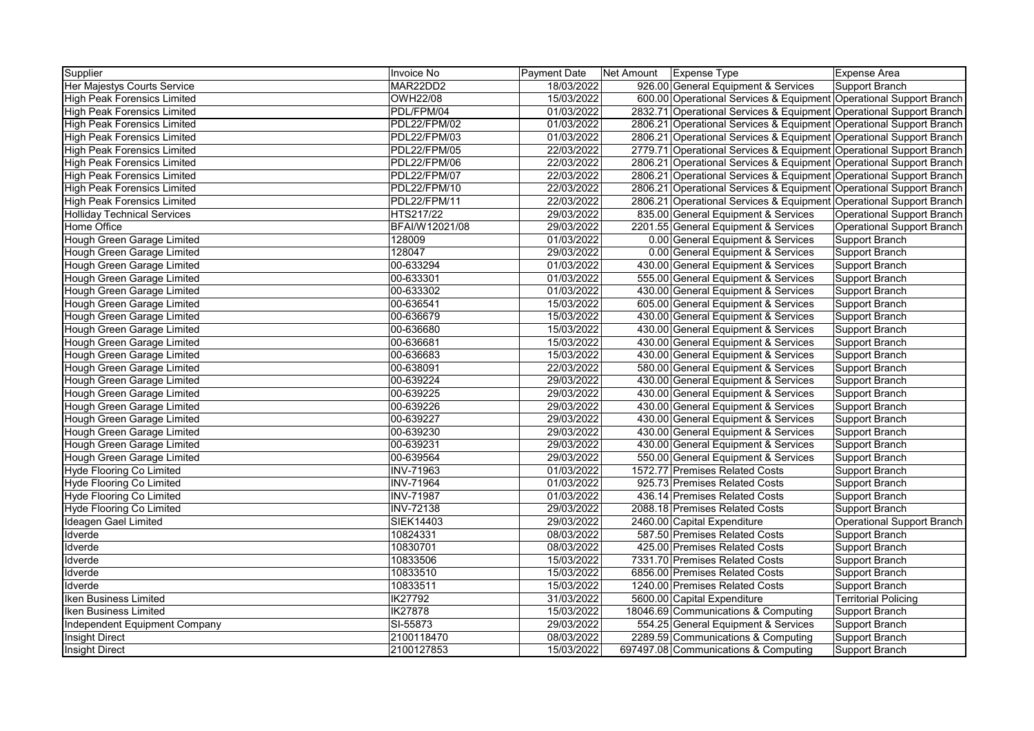| Supplier | Invoice No | Payment Date | Net Amount | Expense Type | Expense Area |
|---|---|---|---|---|---|
| Her Majestys Courts Service | MAR22DD2 | 18/03/2022 | 926.00 | General Equipment & Services | Support Branch |
| High Peak Forensics Limited | OWH22/08 | 15/03/2022 | 600.00 | Operational Services & Equipment | Operational Support Branch |
| High Peak Forensics Limited | PDL/FPM/04 | 01/03/2022 | 2832.71 | Operational Services & Equipment | Operational Support Branch |
| High Peak Forensics Limited | PDL22/FPM/02 | 01/03/2022 | 2806.21 | Operational Services & Equipment | Operational Support Branch |
| High Peak Forensics Limited | PDL22/FPM/03 | 01/03/2022 | 2806.21 | Operational Services & Equipment | Operational Support Branch |
| High Peak Forensics Limited | PDL22/FPM/05 | 22/03/2022 | 2779.71 | Operational Services & Equipment | Operational Support Branch |
| High Peak Forensics Limited | PDL22/FPM/06 | 22/03/2022 | 2806.21 | Operational Services & Equipment | Operational Support Branch |
| High Peak Forensics Limited | PDL22/FPM/07 | 22/03/2022 | 2806.21 | Operational Services & Equipment | Operational Support Branch |
| High Peak Forensics Limited | PDL22/FPM/10 | 22/03/2022 | 2806.21 | Operational Services & Equipment | Operational Support Branch |
| High Peak Forensics Limited | PDL22/FPM/11 | 22/03/2022 | 2806.21 | Operational Services & Equipment | Operational Support Branch |
| Holliday Technical Services | HTS217/22 | 29/03/2022 | 835.00 | General Equipment & Services | Operational Support Branch |
| Home Office | BFAI/W12021/08 | 29/03/2022 | 2201.55 | General Equipment & Services | Operational Support Branch |
| Hough Green Garage Limited | 128009 | 01/03/2022 | 0.00 | General Equipment & Services | Support Branch |
| Hough Green Garage Limited | 128047 | 29/03/2022 | 0.00 | General Equipment & Services | Support Branch |
| Hough Green Garage Limited | 00-633294 | 01/03/2022 | 430.00 | General Equipment & Services | Support Branch |
| Hough Green Garage Limited | 00-633301 | 01/03/2022 | 555.00 | General Equipment & Services | Support Branch |
| Hough Green Garage Limited | 00-633302 | 01/03/2022 | 430.00 | General Equipment & Services | Support Branch |
| Hough Green Garage Limited | 00-636541 | 15/03/2022 | 605.00 | General Equipment & Services | Support Branch |
| Hough Green Garage Limited | 00-636679 | 15/03/2022 | 430.00 | General Equipment & Services | Support Branch |
| Hough Green Garage Limited | 00-636680 | 15/03/2022 | 430.00 | General Equipment & Services | Support Branch |
| Hough Green Garage Limited | 00-636681 | 15/03/2022 | 430.00 | General Equipment & Services | Support Branch |
| Hough Green Garage Limited | 00-636683 | 15/03/2022 | 430.00 | General Equipment & Services | Support Branch |
| Hough Green Garage Limited | 00-638091 | 22/03/2022 | 580.00 | General Equipment & Services | Support Branch |
| Hough Green Garage Limited | 00-639224 | 29/03/2022 | 430.00 | General Equipment & Services | Support Branch |
| Hough Green Garage Limited | 00-639225 | 29/03/2022 | 430.00 | General Equipment & Services | Support Branch |
| Hough Green Garage Limited | 00-639226 | 29/03/2022 | 430.00 | General Equipment & Services | Support Branch |
| Hough Green Garage Limited | 00-639227 | 29/03/2022 | 430.00 | General Equipment & Services | Support Branch |
| Hough Green Garage Limited | 00-639230 | 29/03/2022 | 430.00 | General Equipment & Services | Support Branch |
| Hough Green Garage Limited | 00-639231 | 29/03/2022 | 430.00 | General Equipment & Services | Support Branch |
| Hough Green Garage Limited | 00-639564 | 29/03/2022 | 550.00 | General Equipment & Services | Support Branch |
| Hyde Flooring Co Limited | INV-71963 | 01/03/2022 | 1572.77 | Premises Related Costs | Support Branch |
| Hyde Flooring Co Limited | INV-71964 | 01/03/2022 | 925.73 | Premises Related Costs | Support Branch |
| Hyde Flooring Co Limited | INV-71987 | 01/03/2022 | 436.14 | Premises Related Costs | Support Branch |
| Hyde Flooring Co Limited | INV-72138 | 29/03/2022 | 2088.18 | Premises Related Costs | Support Branch |
| Ideagen Gael Limited | SIEK14403 | 29/03/2022 | 2460.00 | Capital Expenditure | Operational Support Branch |
| Idverde | 10824331 | 08/03/2022 | 587.50 | Premises Related Costs | Support Branch |
| Idverde | 10830701 | 08/03/2022 | 425.00 | Premises Related Costs | Support Branch |
| Idverde | 10833506 | 15/03/2022 | 7331.70 | Premises Related Costs | Support Branch |
| Idverde | 10833510 | 15/03/2022 | 6856.00 | Premises Related Costs | Support Branch |
| Idverde | 10833511 | 15/03/2022 | 1240.00 | Premises Related Costs | Support Branch |
| Iken Business Limited | IK27792 | 31/03/2022 | 5600.00 | Capital Expenditure | Territorial Policing |
| Iken Business Limited | IK27878 | 15/03/2022 | 18046.69 | Communications & Computing | Support Branch |
| Independent Equipment Company | SI-55873 | 29/03/2022 | 554.25 | General Equipment & Services | Support Branch |
| Insight Direct | 2100118470 | 08/03/2022 | 2289.59 | Communications & Computing | Support Branch |
| Insight Direct | 2100127853 | 15/03/2022 | 697497.08 | Communications & Computing | Support Branch |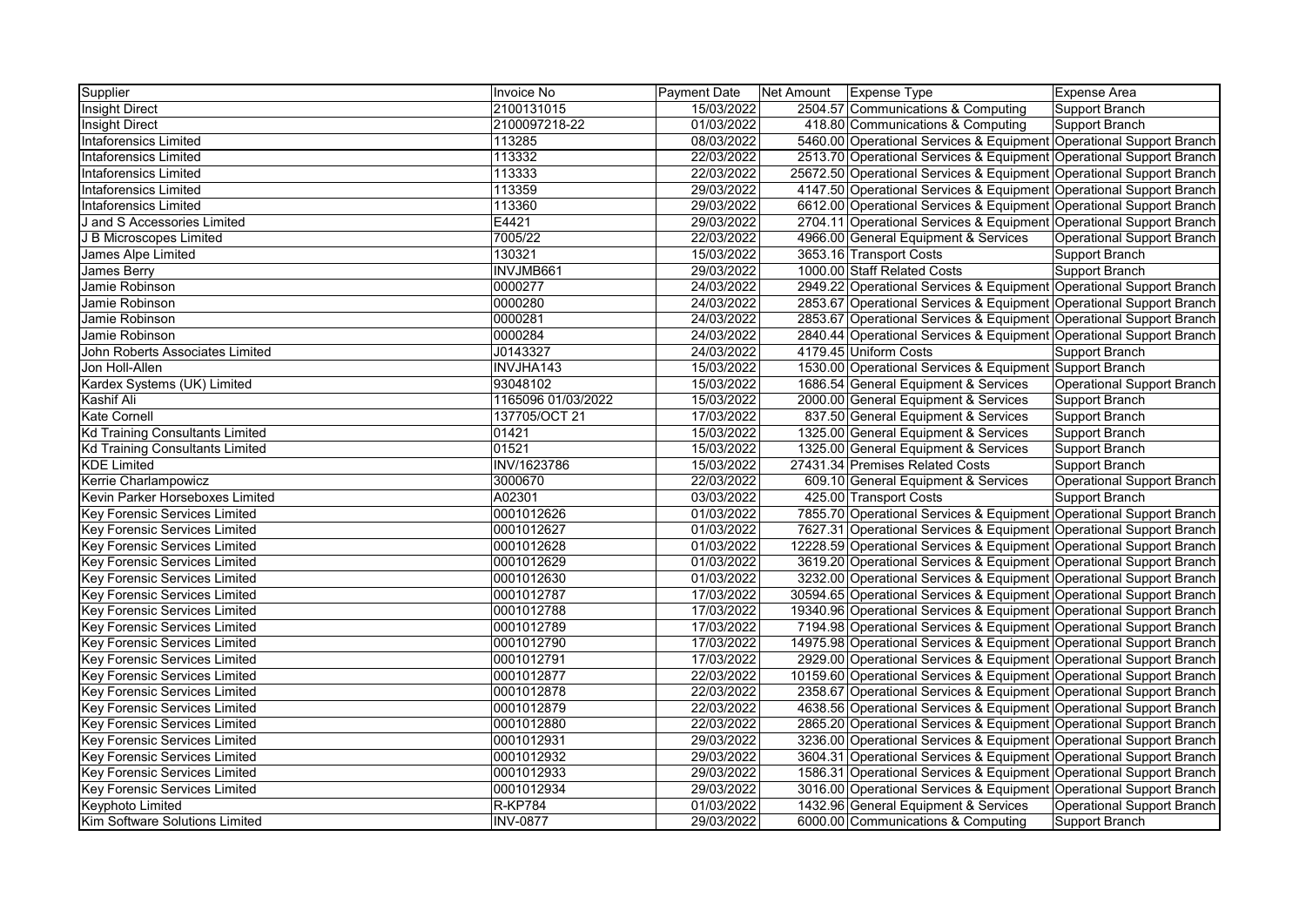| Supplier | Invoice No | Payment Date | Net Amount | Expense Type | Expense Area |
|---|---|---|---|---|---|
| Insight Direct | 2100131015 | 15/03/2022 | 2504.57 | Communications & Computing | Support Branch |
| Insight Direct | 2100097218-22 | 01/03/2022 | 418.80 | Communications & Computing | Support Branch |
| Intaforensics Limited | 113285 | 08/03/2022 | 5460.00 | Operational Services & Equipment | Operational Support Branch |
| Intaforensics Limited | 113332 | 22/03/2022 | 2513.70 | Operational Services & Equipment | Operational Support Branch |
| Intaforensics Limited | 113333 | 22/03/2022 | 25672.50 | Operational Services & Equipment | Operational Support Branch |
| Intaforensics Limited | 113359 | 29/03/2022 | 4147.50 | Operational Services & Equipment | Operational Support Branch |
| Intaforensics Limited | 113360 | 29/03/2022 | 6612.00 | Operational Services & Equipment | Operational Support Branch |
| J and S Accessories Limited | E4421 | 29/03/2022 | 2704.11 | Operational Services & Equipment | Operational Support Branch |
| J B Microscopes Limited | 7005/22 | 22/03/2022 | 4966.00 | General Equipment & Services | Operational Support Branch |
| James Alpe Limited | 130321 | 15/03/2022 | 3653.16 | Transport Costs | Support Branch |
| James Berry | INVJMB661 | 29/03/2022 | 1000.00 | Staff Related Costs | Support Branch |
| Jamie Robinson | 0000277 | 24/03/2022 | 2949.22 | Operational Services & Equipment | Operational Support Branch |
| Jamie Robinson | 0000280 | 24/03/2022 | 2853.67 | Operational Services & Equipment | Operational Support Branch |
| Jamie Robinson | 0000281 | 24/03/2022 | 2853.67 | Operational Services & Equipment | Operational Support Branch |
| Jamie Robinson | 0000284 | 24/03/2022 | 2840.44 | Operational Services & Equipment | Operational Support Branch |
| John Roberts Associates Limited | J0143327 | 24/03/2022 | 4179.45 | Uniform Costs | Support Branch |
| Jon Holl-Allen | INVJHA143 | 15/03/2022 | 1530.00 | Operational Services & Equipment | Support Branch |
| Kardex Systems (UK) Limited | 93048102 | 15/03/2022 | 1686.54 | General Equipment & Services | Operational Support Branch |
| Kashif Ali | 1165096 01/03/2022 | 15/03/2022 | 2000.00 | General Equipment & Services | Support Branch |
| Kate Cornell | 137705/OCT 21 | 17/03/2022 | 837.50 | General Equipment & Services | Support Branch |
| Kd Training Consultants Limited | 01421 | 15/03/2022 | 1325.00 | General Equipment & Services | Support Branch |
| Kd Training Consultants Limited | 01521 | 15/03/2022 | 1325.00 | General Equipment & Services | Support Branch |
| KDE Limited | INV/1623786 | 15/03/2022 | 27431.34 | Premises Related Costs | Support Branch |
| Kerrie Charlampowicz | 3000670 | 22/03/2022 | 609.10 | General Equipment & Services | Operational Support Branch |
| Kevin Parker Horseboxes Limited | A02301 | 03/03/2022 | 425.00 | Transport Costs | Support Branch |
| Key Forensic Services Limited | 0001012626 | 01/03/2022 | 7855.70 | Operational Services & Equipment | Operational Support Branch |
| Key Forensic Services Limited | 0001012627 | 01/03/2022 | 7627.31 | Operational Services & Equipment | Operational Support Branch |
| Key Forensic Services Limited | 0001012628 | 01/03/2022 | 12228.59 | Operational Services & Equipment | Operational Support Branch |
| Key Forensic Services Limited | 0001012629 | 01/03/2022 | 3619.20 | Operational Services & Equipment | Operational Support Branch |
| Key Forensic Services Limited | 0001012630 | 01/03/2022 | 3232.00 | Operational Services & Equipment | Operational Support Branch |
| Key Forensic Services Limited | 0001012787 | 17/03/2022 | 30594.65 | Operational Services & Equipment | Operational Support Branch |
| Key Forensic Services Limited | 0001012788 | 17/03/2022 | 19340.96 | Operational Services & Equipment | Operational Support Branch |
| Key Forensic Services Limited | 0001012789 | 17/03/2022 | 7194.98 | Operational Services & Equipment | Operational Support Branch |
| Key Forensic Services Limited | 0001012790 | 17/03/2022 | 14975.98 | Operational Services & Equipment | Operational Support Branch |
| Key Forensic Services Limited | 0001012791 | 17/03/2022 | 2929.00 | Operational Services & Equipment | Operational Support Branch |
| Key Forensic Services Limited | 0001012877 | 22/03/2022 | 10159.60 | Operational Services & Equipment | Operational Support Branch |
| Key Forensic Services Limited | 0001012878 | 22/03/2022 | 2358.67 | Operational Services & Equipment | Operational Support Branch |
| Key Forensic Services Limited | 0001012879 | 22/03/2022 | 4638.56 | Operational Services & Equipment | Operational Support Branch |
| Key Forensic Services Limited | 0001012880 | 22/03/2022 | 2865.20 | Operational Services & Equipment | Operational Support Branch |
| Key Forensic Services Limited | 0001012931 | 29/03/2022 | 3236.00 | Operational Services & Equipment | Operational Support Branch |
| Key Forensic Services Limited | 0001012932 | 29/03/2022 | 3604.31 | Operational Services & Equipment | Operational Support Branch |
| Key Forensic Services Limited | 0001012933 | 29/03/2022 | 1586.31 | Operational Services & Equipment | Operational Support Branch |
| Key Forensic Services Limited | 0001012934 | 29/03/2022 | 3016.00 | Operational Services & Equipment | Operational Support Branch |
| Keyphoto Limited | R-KP784 | 01/03/2022 | 1432.96 | General Equipment & Services | Operational Support Branch |
| Kim Software Solutions Limited | INV-0877 | 29/03/2022 | 6000.00 | Communications & Computing | Support Branch |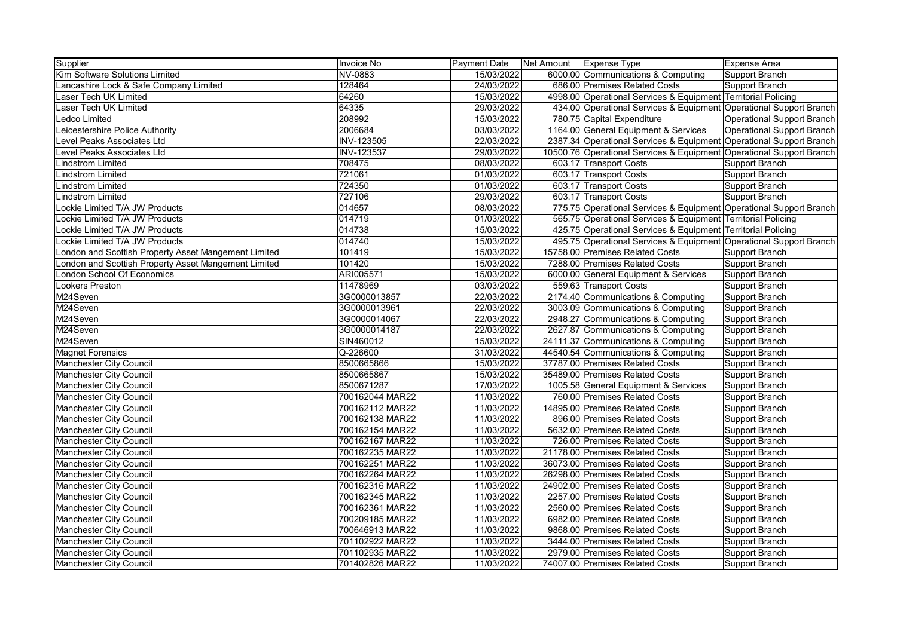| Supplier | Invoice No | Payment Date | Net Amount | Expense Type | Expense Area |
|---|---|---|---|---|---|
| Kim Software Solutions Limited | NV-0883 | 15/03/2022 | 6000.00 | Communications & Computing | Support Branch |
| Lancashire Lock & Safe Company Limited | 128464 | 24/03/2022 | 686.00 | Premises Related Costs | Support Branch |
| Laser Tech UK Limited | 64260 | 15/03/2022 | 4998.00 | Operational Services & Equipment | Territorial Policing |
| Laser Tech UK Limited | 64335 | 29/03/2022 | 434.00 | Operational Services & Equipment | Operational Support Branch |
| Ledco Limited | 208992 | 15/03/2022 | 780.75 | Capital Expenditure | Operational Support Branch |
| Leicestershire Police Authority | 2006684 | 03/03/2022 | 1164.00 | General Equipment & Services | Operational Support Branch |
| Level Peaks Associates Ltd | INV-123505 | 22/03/2022 | 2387.34 | Operational Services & Equipment | Operational Support Branch |
| Level Peaks Associates Ltd | INV-123537 | 29/03/2022 | 10500.76 | Operational Services & Equipment | Operational Support Branch |
| Lindstrom Limited | 708475 | 08/03/2022 | 603.17 | Transport Costs | Support Branch |
| Lindstrom Limited | 721061 | 01/03/2022 | 603.17 | Transport Costs | Support Branch |
| Lindstrom Limited | 724350 | 01/03/2022 | 603.17 | Transport Costs | Support Branch |
| Lindstrom Limited | 727106 | 29/03/2022 | 603.17 | Transport Costs | Support Branch |
| Lockie Limited T/A JW Products | 014657 | 08/03/2022 | 775.75 | Operational Services & Equipment | Operational Support Branch |
| Lockie Limited T/A JW Products | 014719 | 01/03/2022 | 565.75 | Operational Services & Equipment | Territorial Policing |
| Lockie Limited T/A JW Products | 014738 | 15/03/2022 | 425.75 | Operational Services & Equipment | Territorial Policing |
| Lockie Limited T/A JW Products | 014740 | 15/03/2022 | 495.75 | Operational Services & Equipment | Operational Support Branch |
| London and Scottish Property Asset Mangement Limited | 101419 | 15/03/2022 | 15758.00 | Premises Related Costs | Support Branch |
| London and Scottish Property Asset Mangement Limited | 101420 | 15/03/2022 | 7288.00 | Premises Related Costs | Support Branch |
| London School Of Economics | ARI005571 | 15/03/2022 | 6000.00 | General Equipment & Services | Support Branch |
| Lookers Preston | 11478969 | 03/03/2022 | 559.63 | Transport Costs | Support Branch |
| M24Seven | 3G0000013857 | 22/03/2022 | 2174.40 | Communications & Computing | Support Branch |
| M24Seven | 3G0000013961 | 22/03/2022 | 3003.09 | Communications & Computing | Support Branch |
| M24Seven | 3G0000014067 | 22/03/2022 | 2948.27 | Communications & Computing | Support Branch |
| M24Seven | 3G0000014187 | 22/03/2022 | 2627.87 | Communications & Computing | Support Branch |
| M24Seven | SIN460012 | 15/03/2022 | 24111.37 | Communications & Computing | Support Branch |
| Magnet Forensics | Q-226600 | 31/03/2022 | 44540.54 | Communications & Computing | Support Branch |
| Manchester City Council | 8500665866 | 15/03/2022 | 37787.00 | Premises Related Costs | Support Branch |
| Manchester City Council | 8500665867 | 15/03/2022 | 35489.00 | Premises Related Costs | Support Branch |
| Manchester City Council | 8500671287 | 17/03/2022 | 1005.58 | General Equipment & Services | Support Branch |
| Manchester City Council | 700162044 MAR22 | 11/03/2022 | 760.00 | Premises Related Costs | Support Branch |
| Manchester City Council | 700162112 MAR22 | 11/03/2022 | 14895.00 | Premises Related Costs | Support Branch |
| Manchester City Council | 700162138 MAR22 | 11/03/2022 | 896.00 | Premises Related Costs | Support Branch |
| Manchester City Council | 700162154 MAR22 | 11/03/2022 | 5632.00 | Premises Related Costs | Support Branch |
| Manchester City Council | 700162167 MAR22 | 11/03/2022 | 726.00 | Premises Related Costs | Support Branch |
| Manchester City Council | 700162235 MAR22 | 11/03/2022 | 21178.00 | Premises Related Costs | Support Branch |
| Manchester City Council | 700162251 MAR22 | 11/03/2022 | 36073.00 | Premises Related Costs | Support Branch |
| Manchester City Council | 700162264 MAR22 | 11/03/2022 | 26298.00 | Premises Related Costs | Support Branch |
| Manchester City Council | 700162316 MAR22 | 11/03/2022 | 24902.00 | Premises Related Costs | Support Branch |
| Manchester City Council | 700162345 MAR22 | 11/03/2022 | 2257.00 | Premises Related Costs | Support Branch |
| Manchester City Council | 700162361 MAR22 | 11/03/2022 | 2560.00 | Premises Related Costs | Support Branch |
| Manchester City Council | 700209185 MAR22 | 11/03/2022 | 6982.00 | Premises Related Costs | Support Branch |
| Manchester City Council | 700646913 MAR22 | 11/03/2022 | 9868.00 | Premises Related Costs | Support Branch |
| Manchester City Council | 701102922 MAR22 | 11/03/2022 | 3444.00 | Premises Related Costs | Support Branch |
| Manchester City Council | 701102935 MAR22 | 11/03/2022 | 2979.00 | Premises Related Costs | Support Branch |
| Manchester City Council | 701402826 MAR22 | 11/03/2022 | 74007.00 | Premises Related Costs | Support Branch |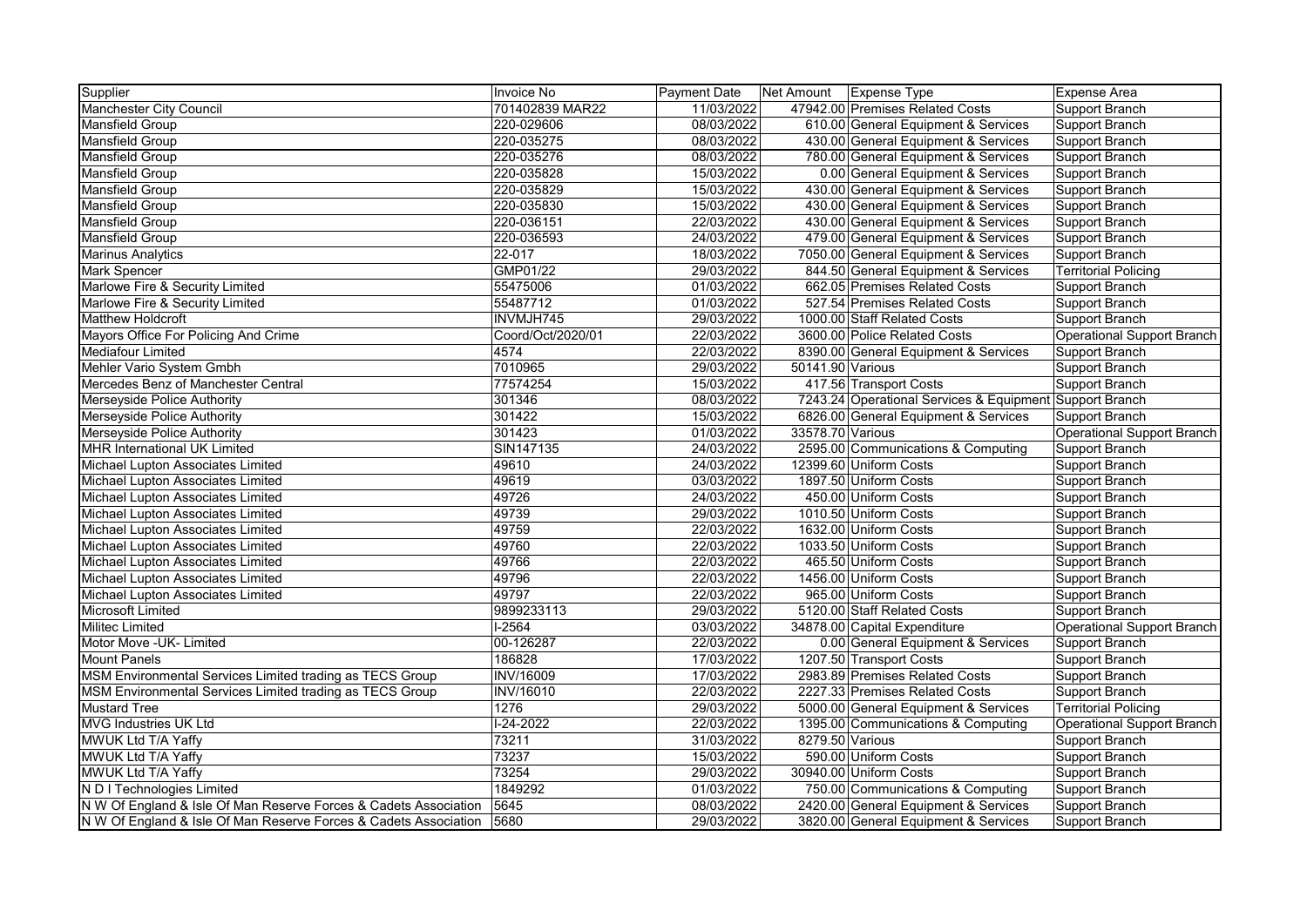| Supplier | Invoice No | Payment Date | Net Amount | Expense Type | Expense Area |
|---|---|---|---|---|---|
| Manchester City Council | 701402839 MAR22 | 11/03/2022 | 47942.00 | Premises Related Costs | Support Branch |
| Mansfield Group | 220-029606 | 08/03/2022 | 610.00 | General Equipment & Services | Support Branch |
| Mansfield Group | 220-035275 | 08/03/2022 | 430.00 | General Equipment & Services | Support Branch |
| Mansfield Group | 220-035276 | 08/03/2022 | 780.00 | General Equipment & Services | Support Branch |
| Mansfield Group | 220-035828 | 15/03/2022 | 0.00 | General Equipment & Services | Support Branch |
| Mansfield Group | 220-035829 | 15/03/2022 | 430.00 | General Equipment & Services | Support Branch |
| Mansfield Group | 220-035830 | 15/03/2022 | 430.00 | General Equipment & Services | Support Branch |
| Mansfield Group | 220-036151 | 22/03/2022 | 430.00 | General Equipment & Services | Support Branch |
| Mansfield Group | 220-036593 | 24/03/2022 | 479.00 | General Equipment & Services | Support Branch |
| Marinus Analytics | 22-017 | 18/03/2022 | 7050.00 | General Equipment & Services | Support Branch |
| Mark Spencer | GMP01/22 | 29/03/2022 | 844.50 | General Equipment & Services | Territorial Policing |
| Marlowe Fire & Security Limited | 55475006 | 01/03/2022 | 662.05 | Premises Related Costs | Support Branch |
| Marlowe Fire & Security Limited | 55487712 | 01/03/2022 | 527.54 | Premises Related Costs | Support Branch |
| Matthew Holdcroft | INVMJH745 | 29/03/2022 | 1000.00 | Staff Related Costs | Support Branch |
| Mayors Office For Policing And Crime | Coord/Oct/2020/01 | 22/03/2022 | 3600.00 | Police Related Costs | Operational Support Branch |
| Mediafour Limited | 4574 | 22/03/2022 | 8390.00 | General Equipment & Services | Support Branch |
| Mehler Vario System Gmbh | 7010965 | 29/03/2022 | 50141.90 | Various | Support Branch |
| Mercedes Benz of Manchester Central | 77574254 | 15/03/2022 | 417.56 | Transport Costs | Support Branch |
| Merseyside Police Authority | 301346 | 08/03/2022 | 7243.24 | Operational Services & Equipment | Support Branch |
| Merseyside Police Authority | 301422 | 15/03/2022 | 6826.00 | General Equipment & Services | Support Branch |
| Merseyside Police Authority | 301423 | 01/03/2022 | 33578.70 | Various | Operational Support Branch |
| MHR International UK Limited | SIN147135 | 24/03/2022 | 2595.00 | Communications & Computing | Support Branch |
| Michael Lupton Associates Limited | 49610 | 24/03/2022 | 12399.60 | Uniform Costs | Support Branch |
| Michael Lupton Associates Limited | 49619 | 03/03/2022 | 1897.50 | Uniform Costs | Support Branch |
| Michael Lupton Associates Limited | 49726 | 24/03/2022 | 450.00 | Uniform Costs | Support Branch |
| Michael Lupton Associates Limited | 49739 | 29/03/2022 | 1010.50 | Uniform Costs | Support Branch |
| Michael Lupton Associates Limited | 49759 | 22/03/2022 | 1632.00 | Uniform Costs | Support Branch |
| Michael Lupton Associates Limited | 49760 | 22/03/2022 | 1033.50 | Uniform Costs | Support Branch |
| Michael Lupton Associates Limited | 49766 | 22/03/2022 | 465.50 | Uniform Costs | Support Branch |
| Michael Lupton Associates Limited | 49796 | 22/03/2022 | 1456.00 | Uniform Costs | Support Branch |
| Michael Lupton Associates Limited | 49797 | 22/03/2022 | 965.00 | Uniform Costs | Support Branch |
| Microsoft Limited | 9899233113 | 29/03/2022 | 5120.00 | Staff Related Costs | Support Branch |
| Militec Limited | I-2564 | 03/03/2022 | 34878.00 | Capital Expenditure | Operational Support Branch |
| Motor Move -UK- Limited | 00-126287 | 22/03/2022 | 0.00 | General Equipment & Services | Support Branch |
| Mount Panels | 186828 | 17/03/2022 | 1207.50 | Transport Costs | Support Branch |
| MSM Environmental Services Limited trading as TECS Group | INV/16009 | 17/03/2022 | 2983.89 | Premises Related Costs | Support Branch |
| MSM Environmental Services Limited trading as TECS Group | INV/16010 | 22/03/2022 | 2227.33 | Premises Related Costs | Support Branch |
| Mustard Tree | 1276 | 29/03/2022 | 5000.00 | General Equipment & Services | Territorial Policing |
| MVG Industries UK Ltd | I-24-2022 | 22/03/2022 | 1395.00 | Communications & Computing | Operational Support Branch |
| MWUK Ltd T/A Yaffy | 73211 | 31/03/2022 | 8279.50 | Various | Support Branch |
| MWUK Ltd T/A Yaffy | 73237 | 15/03/2022 | 590.00 | Uniform Costs | Support Branch |
| MWUK Ltd T/A Yaffy | 73254 | 29/03/2022 | 30940.00 | Uniform Costs | Support Branch |
| N D I Technologies Limited | 1849292 | 01/03/2022 | 750.00 | Communications & Computing | Support Branch |
| N W Of England & Isle Of Man Reserve Forces & Cadets Association | 5645 | 08/03/2022 | 2420.00 | General Equipment & Services | Support Branch |
| N W Of England & Isle Of Man Reserve Forces & Cadets Association | 5680 | 29/03/2022 | 3820.00 | General Equipment & Services | Support Branch |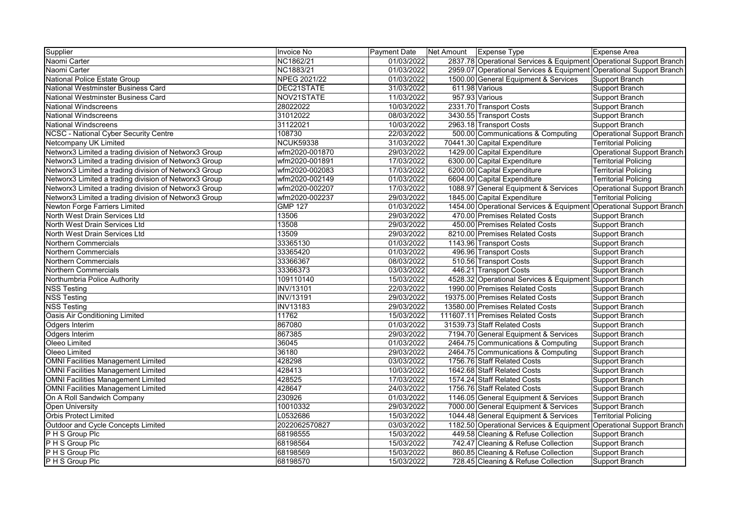| Supplier | Invoice No | Payment Date | Net Amount | Expense Type | Expense Area |
| --- | --- | --- | --- | --- | --- |
| Naomi Carter | NC1862/21 | 01/03/2022 | 2837.78 | Operational Services & Equipment | Operational Support Branch |
| Naomi Carter | NC1883/21 | 01/03/2022 | 2959.07 | Operational Services & Equipment | Operational Support Branch |
| National Police Estate Group | NPEG 2021/22 | 01/03/2022 | 1500.00 | General Equipment & Services | Support Branch |
| National Westminster Business Card | DEC21STATE | 31/03/2022 | 611.98 | Various | Support Branch |
| National Westminster Business Card | NOV21STATE | 11/03/2022 | 957.93 | Various | Support Branch |
| National Windscreens | 28022022 | 10/03/2022 | 2331.70 | Transport Costs | Support Branch |
| National Windscreens | 31012022 | 08/03/2022 | 3430.55 | Transport Costs | Support Branch |
| National Windscreens | 31122021 | 10/03/2022 | 2963.18 | Transport Costs | Support Branch |
| NCSC - National Cyber Security Centre | 108730 | 22/03/2022 | 500.00 | Communications & Computing | Operational Support Branch |
| Netcompany UK Limited | NCUK59338 | 31/03/2022 | 70441.30 | Capital Expenditure | Territorial Policing |
| Networx3 Limited a trading division of Networx3 Group | wfm2020-001870 | 29/03/2022 | 1429.00 | Capital Expenditure | Operational Support Branch |
| Networx3 Limited a trading division of Networx3 Group | wfm2020-001891 | 17/03/2022 | 6300.00 | Capital Expenditure | Territorial Policing |
| Networx3 Limited a trading division of Networx3 Group | wfm2020-002083 | 17/03/2022 | 6200.00 | Capital Expenditure | Territorial Policing |
| Networx3 Limited a trading division of Networx3 Group | wfm2020-002149 | 01/03/2022 | 6604.00 | Capital Expenditure | Territorial Policing |
| Networx3 Limited a trading division of Networx3 Group | wfm2020-002207 | 17/03/2022 | 1088.97 | General Equipment & Services | Operational Support Branch |
| Networx3 Limited a trading division of Networx3 Group | wfm2020-002237 | 29/03/2022 | 1845.00 | Capital Expenditure | Territorial Policing |
| Newton Forge Farriers Limited | GMP 127 | 01/03/2022 | 1454.00 | Operational Services & Equipment | Operational Support Branch |
| North West Drain Services Ltd | 13506 | 29/03/2022 | 470.00 | Premises Related Costs | Support Branch |
| North West Drain Services Ltd | 13508 | 29/03/2022 | 450.00 | Premises Related Costs | Support Branch |
| North West Drain Services Ltd | 13509 | 29/03/2022 | 8210.00 | Premises Related Costs | Support Branch |
| Northern Commercials | 33365130 | 01/03/2022 | 1143.96 | Transport Costs | Support Branch |
| Northern Commercials | 33365420 | 01/03/2022 | 496.96 | Transport Costs | Support Branch |
| Northern Commercials | 33366367 | 08/03/2022 | 510.56 | Transport Costs | Support Branch |
| Northern Commercials | 33366373 | 03/03/2022 | 446.21 | Transport Costs | Support Branch |
| Northumbria Police Authority | 109110140 | 15/03/2022 | 4528.32 | Operational Services & Equipment | Support Branch |
| NSS Testing | INV/13101 | 22/03/2022 | 1990.00 | Premises Related Costs | Support Branch |
| NSS Testing | INV/13191 | 29/03/2022 | 19375.00 | Premises Related Costs | Support Branch |
| NSS Testing | INV13183 | 29/03/2022 | 13580.00 | Premises Related Costs | Support Branch |
| Oasis Air Conditioning Limited | 11762 | 15/03/2022 | 111607.11 | Premises Related Costs | Support Branch |
| Odgers Interim | 867080 | 01/03/2022 | 31539.73 | Staff Related Costs | Support Branch |
| Odgers Interim | 867385 | 29/03/2022 | 7194.70 | General Equipment & Services | Support Branch |
| Oleeo Limited | 36045 | 01/03/2022 | 2464.75 | Communications & Computing | Support Branch |
| Oleeo Limited | 36180 | 29/03/2022 | 2464.75 | Communications & Computing | Support Branch |
| OMNI Facilities Management Limited | 428298 | 03/03/2022 | 1756.76 | Staff Related Costs | Support Branch |
| OMNI Facilities Management Limited | 428413 | 10/03/2022 | 1642.68 | Staff Related Costs | Support Branch |
| OMNI Facilities Management Limited | 428525 | 17/03/2022 | 1574.24 | Staff Related Costs | Support Branch |
| OMNI Facilities Management Limited | 428647 | 24/03/2022 | 1756.76 | Staff Related Costs | Support Branch |
| On A Roll Sandwich Company | 230926 | 01/03/2022 | 1146.05 | General Equipment & Services | Support Branch |
| Open University | 10010332 | 29/03/2022 | 7000.00 | General Equipment & Services | Support Branch |
| Orbis Protect Limited | L0532686 | 15/03/2022 | 1044.48 | General Equipment & Services | Territorial Policing |
| Outdoor and Cycle Concepts Limited | 2022062570827 | 03/03/2022 | 1182.50 | Operational Services & Equipment | Operational Support Branch |
| P H S Group Plc | 68198555 | 15/03/2022 | 449.58 | Cleaning & Refuse Collection | Support Branch |
| P H S Group Plc | 68198564 | 15/03/2022 | 742.47 | Cleaning & Refuse Collection | Support Branch |
| P H S Group Plc | 68198569 | 15/03/2022 | 860.85 | Cleaning & Refuse Collection | Support Branch |
| P H S Group Plc | 68198570 | 15/03/2022 | 728.45 | Cleaning & Refuse Collection | Support Branch |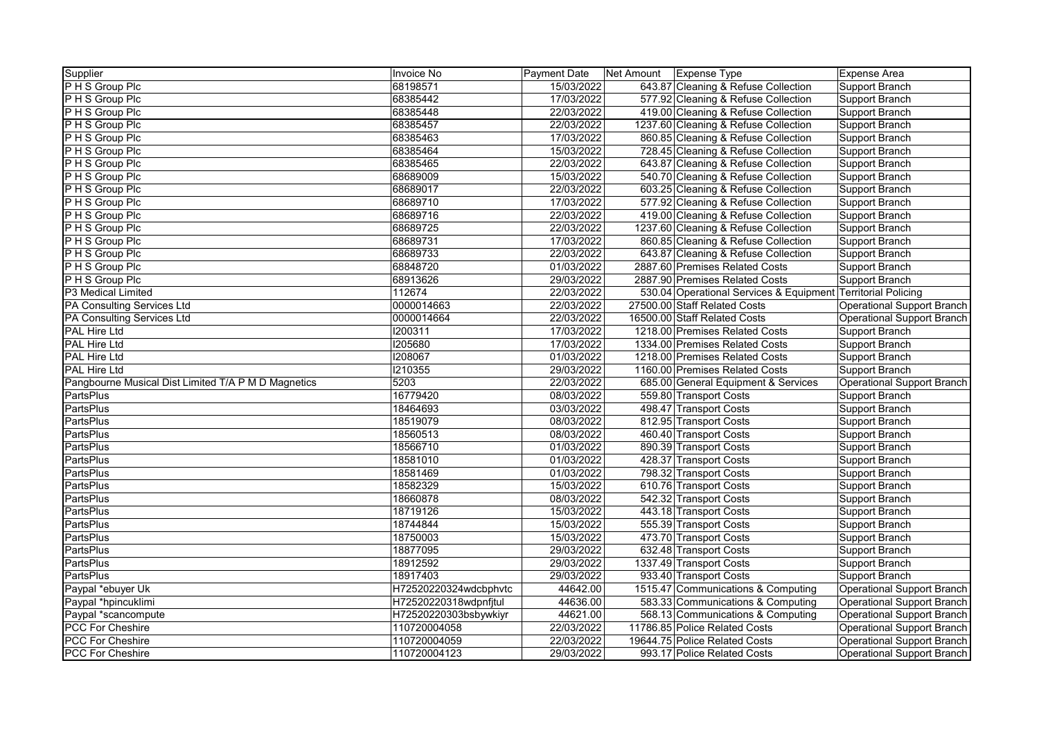| Supplier | Invoice No | Payment Date | Net Amount | Expense Type | Expense Area |
|---|---|---|---|---|---|
| P H S Group Plc | 68198571 | 15/03/2022 | 643.87 | Cleaning & Refuse Collection | Support Branch |
| P H S Group Plc | 68385442 | 17/03/2022 | 577.92 | Cleaning & Refuse Collection | Support Branch |
| P H S Group Plc | 68385448 | 22/03/2022 | 419.00 | Cleaning & Refuse Collection | Support Branch |
| P H S Group Plc | 68385457 | 22/03/2022 | 1237.60 | Cleaning & Refuse Collection | Support Branch |
| P H S Group Plc | 68385463 | 17/03/2022 | 860.85 | Cleaning & Refuse Collection | Support Branch |
| P H S Group Plc | 68385464 | 15/03/2022 | 728.45 | Cleaning & Refuse Collection | Support Branch |
| P H S Group Plc | 68385465 | 22/03/2022 | 643.87 | Cleaning & Refuse Collection | Support Branch |
| P H S Group Plc | 68689009 | 15/03/2022 | 540.70 | Cleaning & Refuse Collection | Support Branch |
| P H S Group Plc | 68689017 | 22/03/2022 | 603.25 | Cleaning & Refuse Collection | Support Branch |
| P H S Group Plc | 68689710 | 17/03/2022 | 577.92 | Cleaning & Refuse Collection | Support Branch |
| P H S Group Plc | 68689716 | 22/03/2022 | 419.00 | Cleaning & Refuse Collection | Support Branch |
| P H S Group Plc | 68689725 | 22/03/2022 | 1237.60 | Cleaning & Refuse Collection | Support Branch |
| P H S Group Plc | 68689731 | 17/03/2022 | 860.85 | Cleaning & Refuse Collection | Support Branch |
| P H S Group Plc | 68689733 | 22/03/2022 | 643.87 | Cleaning & Refuse Collection | Support Branch |
| P H S Group Plc | 68848720 | 01/03/2022 | 2887.60 | Premises Related Costs | Support Branch |
| P H S Group Plc | 68913626 | 29/03/2022 | 2887.90 | Premises Related Costs | Support Branch |
| P3 Medical Limited | 112674 | 22/03/2022 | 530.04 | Operational Services & Equipment | Territorial Policing |
| PA Consulting Services Ltd | 0000014663 | 22/03/2022 | 27500.00 | Staff Related Costs | Operational Support Branch |
| PA Consulting Services Ltd | 0000014664 | 22/03/2022 | 16500.00 | Staff Related Costs | Operational Support Branch |
| PAL Hire Ltd | I200311 | 17/03/2022 | 1218.00 | Premises Related Costs | Support Branch |
| PAL Hire Ltd | I205680 | 17/03/2022 | 1334.00 | Premises Related Costs | Support Branch |
| PAL Hire Ltd | I208067 | 01/03/2022 | 1218.00 | Premises Related Costs | Support Branch |
| PAL Hire Ltd | I210355 | 29/03/2022 | 1160.00 | Premises Related Costs | Support Branch |
| Pangbourne Musical Dist Limited T/A P M D Magnetics | 5203 | 22/03/2022 | 685.00 | General Equipment & Services | Operational Support Branch |
| PartsPlus | 16779420 | 08/03/2022 | 559.80 | Transport Costs | Support Branch |
| PartsPlus | 18464693 | 03/03/2022 | 498.47 | Transport Costs | Support Branch |
| PartsPlus | 18519079 | 08/03/2022 | 812.95 | Transport Costs | Support Branch |
| PartsPlus | 18560513 | 08/03/2022 | 460.40 | Transport Costs | Support Branch |
| PartsPlus | 18566710 | 01/03/2022 | 890.39 | Transport Costs | Support Branch |
| PartsPlus | 18581010 | 01/03/2022 | 428.37 | Transport Costs | Support Branch |
| PartsPlus | 18581469 | 01/03/2022 | 798.32 | Transport Costs | Support Branch |
| PartsPlus | 18582329 | 15/03/2022 | 610.76 | Transport Costs | Support Branch |
| PartsPlus | 18660878 | 08/03/2022 | 542.32 | Transport Costs | Support Branch |
| PartsPlus | 18719126 | 15/03/2022 | 443.18 | Transport Costs | Support Branch |
| PartsPlus | 18744844 | 15/03/2022 | 555.39 | Transport Costs | Support Branch |
| PartsPlus | 18750003 | 15/03/2022 | 473.70 | Transport Costs | Support Branch |
| PartsPlus | 18877095 | 29/03/2022 | 632.48 | Transport Costs | Support Branch |
| PartsPlus | 18912592 | 29/03/2022 | 1337.49 | Transport Costs | Support Branch |
| PartsPlus | 18917403 | 29/03/2022 | 933.40 | Transport Costs | Support Branch |
| Paypal *ebuyer Uk | H72520220324wdcbphvtc | 44642.00 | 1515.47 | Communications & Computing | Operational Support Branch |
| Paypal *hpincuklimi | H72520220318wdpnfjtul | 44636.00 | 583.33 | Communications & Computing | Operational Support Branch |
| Paypal *scancompute | H72520220303bsbywkiyr | 44621.00 | 568.13 | Communications & Computing | Operational Support Branch |
| PCC For Cheshire | 110720004058 | 22/03/2022 | 11786.85 | Police Related Costs | Operational Support Branch |
| PCC For Cheshire | 110720004059 | 22/03/2022 | 19644.75 | Police Related Costs | Operational Support Branch |
| PCC For Cheshire | 110720004123 | 29/03/2022 | 993.17 | Police Related Costs | Operational Support Branch |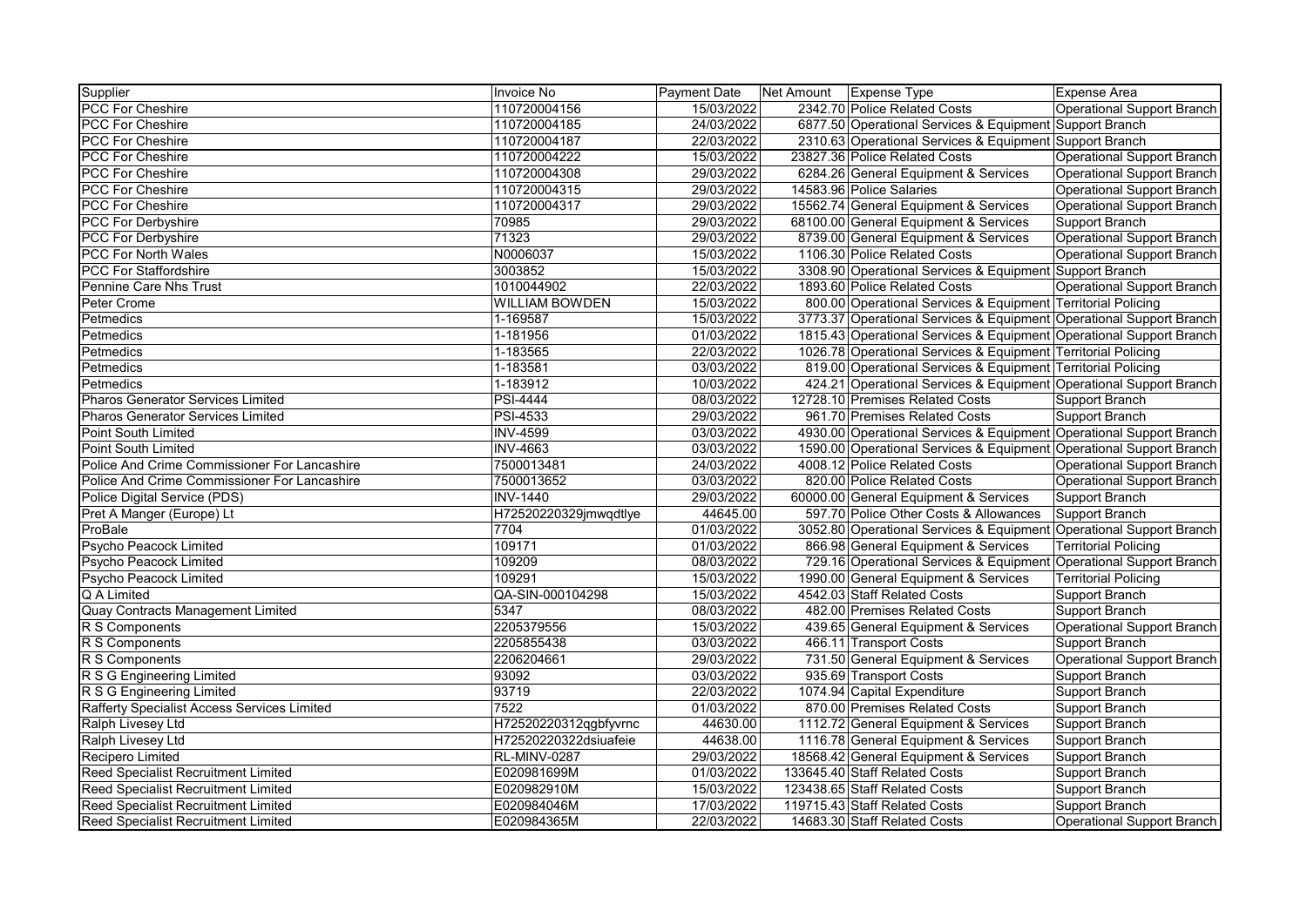| Supplier | Invoice No | Payment Date | Net Amount | Expense Type | Expense Area |
|---|---|---|---|---|---|
| PCC For Cheshire | 110720004156 | 15/03/2022 | 2342.70 | Police Related Costs | Operational Support Branch |
| PCC For Cheshire | 110720004185 | 24/03/2022 | 6877.50 | Operational Services & Equipment | Support Branch |
| PCC For Cheshire | 110720004187 | 22/03/2022 | 2310.63 | Operational Services & Equipment | Support Branch |
| PCC For Cheshire | 110720004222 | 15/03/2022 | 23827.36 | Police Related Costs | Operational Support Branch |
| PCC For Cheshire | 110720004308 | 29/03/2022 | 6284.26 | General Equipment & Services | Operational Support Branch |
| PCC For Cheshire | 110720004315 | 29/03/2022 | 14583.96 | Police Salaries | Operational Support Branch |
| PCC For Cheshire | 110720004317 | 29/03/2022 | 15562.74 | General Equipment & Services | Operational Support Branch |
| PCC For Derbyshire | 70985 | 29/03/2022 | 68100.00 | General Equipment & Services | Support Branch |
| PCC For Derbyshire | 71323 | 29/03/2022 | 8739.00 | General Equipment & Services | Operational Support Branch |
| PCC For North Wales | N0006037 | 15/03/2022 | 1106.30 | Police Related Costs | Operational Support Branch |
| PCC For Staffordshire | 3003852 | 15/03/2022 | 3308.90 | Operational Services & Equipment | Support Branch |
| Pennine Care Nhs Trust | 1010044902 | 22/03/2022 | 1893.60 | Police Related Costs | Operational Support Branch |
| Peter Crome | WILLIAM BOWDEN | 15/03/2022 | 800.00 | Operational Services & Equipment | Territorial Policing |
| Petmedics | 1-169587 | 15/03/2022 | 3773.37 | Operational Services & Equipment | Operational Support Branch |
| Petmedics | 1-181956 | 01/03/2022 | 1815.43 | Operational Services & Equipment | Operational Support Branch |
| Petmedics | 1-183565 | 22/03/2022 | 1026.78 | Operational Services & Equipment | Territorial Policing |
| Petmedics | 1-183581 | 03/03/2022 | 819.00 | Operational Services & Equipment | Territorial Policing |
| Petmedics | 1-183912 | 10/03/2022 | 424.21 | Operational Services & Equipment | Operational Support Branch |
| Pharos Generator Services Limited | PSI-4444 | 08/03/2022 | 12728.10 | Premises Related Costs | Support Branch |
| Pharos Generator Services Limited | PSI-4533 | 29/03/2022 | 961.70 | Premises Related Costs | Support Branch |
| Point South Limited | INV-4599 | 03/03/2022 | 4930.00 | Operational Services & Equipment | Operational Support Branch |
| Point South Limited | INV-4663 | 03/03/2022 | 1590.00 | Operational Services & Equipment | Operational Support Branch |
| Police And Crime Commissioner For Lancashire | 7500013481 | 24/03/2022 | 4008.12 | Police Related Costs | Operational Support Branch |
| Police And Crime Commissioner For Lancashire | 7500013652 | 03/03/2022 | 820.00 | Police Related Costs | Operational Support Branch |
| Police Digital Service (PDS) | INV-1440 | 29/03/2022 | 60000.00 | General Equipment & Services | Support Branch |
| Pret A Manger (Europe) Lt | H72520220329jmwqdtlye | 44645.00 | 597.70 | Police Other Costs & Allowances | Support Branch |
| ProBale | 7704 | 01/03/2022 | 3052.80 | Operational Services & Equipment | Operational Support Branch |
| Psycho Peacock Limited | 109171 | 01/03/2022 | 866.98 | General Equipment & Services | Territorial Policing |
| Psycho Peacock Limited | 109209 | 08/03/2022 | 729.16 | Operational Services & Equipment | Operational Support Branch |
| Psycho Peacock Limited | 109291 | 15/03/2022 | 1990.00 | General Equipment & Services | Territorial Policing |
| Q A Limited | QA-SIN-000104298 | 15/03/2022 | 4542.03 | Staff Related Costs | Support Branch |
| Quay Contracts Management Limited | 5347 | 08/03/2022 | 482.00 | Premises Related Costs | Support Branch |
| R S Components | 2205379556 | 15/03/2022 | 439.65 | General Equipment & Services | Operational Support Branch |
| R S Components | 2205855438 | 03/03/2022 | 466.11 | Transport Costs | Support Branch |
| R S Components | 2206204661 | 29/03/2022 | 731.50 | General Equipment & Services | Operational Support Branch |
| R S G Engineering Limited | 93092 | 03/03/2022 | 935.69 | Transport Costs | Support Branch |
| R S G Engineering Limited | 93719 | 22/03/2022 | 1074.94 | Capital Expenditure | Support Branch |
| Rafferty Specialist Access Services Limited | 7522 | 01/03/2022 | 870.00 | Premises Related Costs | Support Branch |
| Ralph Livesey Ltd | H72520220312qgbfyvrnc | 44630.00 | 1112.72 | General Equipment & Services | Support Branch |
| Ralph Livesey Ltd | H72520220322dsiuafeie | 44638.00 | 1116.78 | General Equipment & Services | Support Branch |
| Recipero Limited | RL-MINV-0287 | 29/03/2022 | 18568.42 | General Equipment & Services | Support Branch |
| Reed Specialist Recruitment Limited | E020981699M | 01/03/2022 | 133645.40 | Staff Related Costs | Support Branch |
| Reed Specialist Recruitment Limited | E020982910M | 15/03/2022 | 123438.65 | Staff Related Costs | Support Branch |
| Reed Specialist Recruitment Limited | E020984046M | 17/03/2022 | 119715.43 | Staff Related Costs | Support Branch |
| Reed Specialist Recruitment Limited | E020984365M | 22/03/2022 | 14683.30 | Staff Related Costs | Operational Support Branch |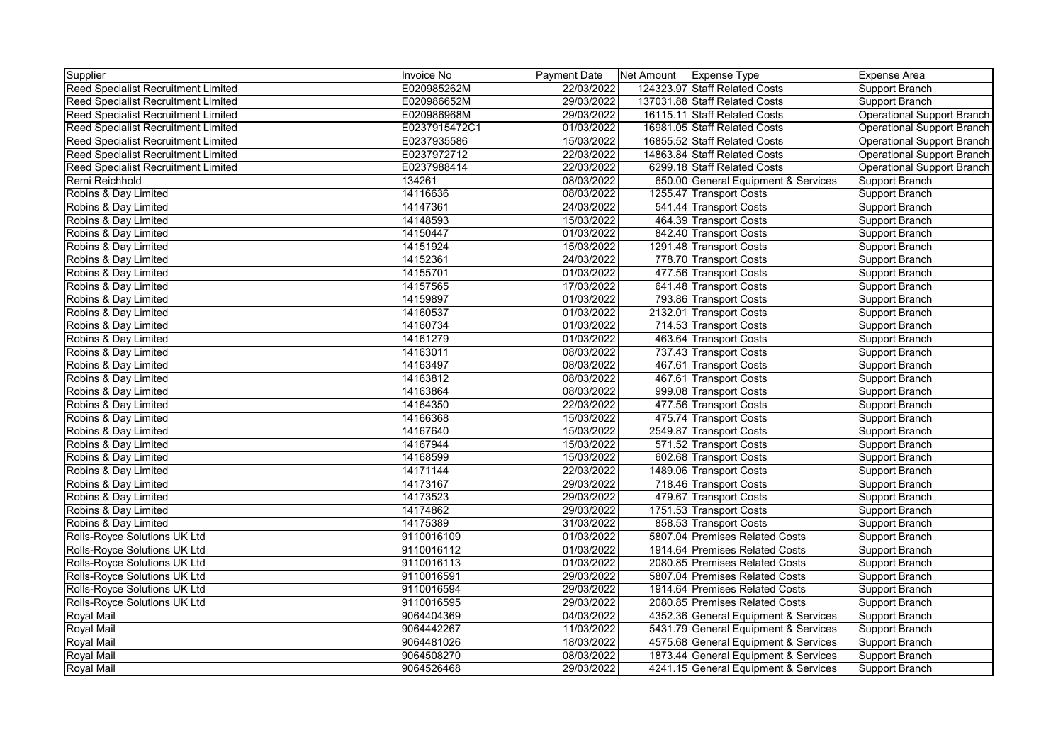| Supplier | Invoice No | Payment Date | Net Amount | Expense Type | Expense Area |
|---|---|---|---|---|---|
| Reed Specialist Recruitment Limited | E020985262M | 22/03/2022 | 124323.97 | Staff Related Costs | Support Branch |
| Reed Specialist Recruitment Limited | E020986652M | 29/03/2022 | 137031.88 | Staff Related Costs | Support Branch |
| Reed Specialist Recruitment Limited | E020986968M | 29/03/2022 | 16115.11 | Staff Related Costs | Operational Support Branch |
| Reed Specialist Recruitment Limited | E0237915472C1 | 01/03/2022 | 16981.05 | Staff Related Costs | Operational Support Branch |
| Reed Specialist Recruitment Limited | E0237935586 | 15/03/2022 | 16855.52 | Staff Related Costs | Operational Support Branch |
| Reed Specialist Recruitment Limited | E0237972712 | 22/03/2022 | 14863.84 | Staff Related Costs | Operational Support Branch |
| Reed Specialist Recruitment Limited | E0237988414 | 22/03/2022 | 6299.18 | Staff Related Costs | Operational Support Branch |
| Remi Reichhold | 134261 | 08/03/2022 | 650.00 | General Equipment & Services | Support Branch |
| Robins & Day Limited | 14116636 | 08/03/2022 | 1255.47 | Transport Costs | Support Branch |
| Robins & Day Limited | 14147361 | 24/03/2022 | 541.44 | Transport Costs | Support Branch |
| Robins & Day Limited | 14148593 | 15/03/2022 | 464.39 | Transport Costs | Support Branch |
| Robins & Day Limited | 14150447 | 01/03/2022 | 842.40 | Transport Costs | Support Branch |
| Robins & Day Limited | 14151924 | 15/03/2022 | 1291.48 | Transport Costs | Support Branch |
| Robins & Day Limited | 14152361 | 24/03/2022 | 778.70 | Transport Costs | Support Branch |
| Robins & Day Limited | 14155701 | 01/03/2022 | 477.56 | Transport Costs | Support Branch |
| Robins & Day Limited | 14157565 | 17/03/2022 | 641.48 | Transport Costs | Support Branch |
| Robins & Day Limited | 14159897 | 01/03/2022 | 793.86 | Transport Costs | Support Branch |
| Robins & Day Limited | 14160537 | 01/03/2022 | 2132.01 | Transport Costs | Support Branch |
| Robins & Day Limited | 14160734 | 01/03/2022 | 714.53 | Transport Costs | Support Branch |
| Robins & Day Limited | 14161279 | 01/03/2022 | 463.64 | Transport Costs | Support Branch |
| Robins & Day Limited | 14163011 | 08/03/2022 | 737.43 | Transport Costs | Support Branch |
| Robins & Day Limited | 14163497 | 08/03/2022 | 467.61 | Transport Costs | Support Branch |
| Robins & Day Limited | 14163812 | 08/03/2022 | 467.61 | Transport Costs | Support Branch |
| Robins & Day Limited | 14163864 | 08/03/2022 | 999.08 | Transport Costs | Support Branch |
| Robins & Day Limited | 14164350 | 22/03/2022 | 477.56 | Transport Costs | Support Branch |
| Robins & Day Limited | 14166368 | 15/03/2022 | 475.74 | Transport Costs | Support Branch |
| Robins & Day Limited | 14167640 | 15/03/2022 | 2549.87 | Transport Costs | Support Branch |
| Robins & Day Limited | 14167944 | 15/03/2022 | 571.52 | Transport Costs | Support Branch |
| Robins & Day Limited | 14168599 | 15/03/2022 | 602.68 | Transport Costs | Support Branch |
| Robins & Day Limited | 14171144 | 22/03/2022 | 1489.06 | Transport Costs | Support Branch |
| Robins & Day Limited | 14173167 | 29/03/2022 | 718.46 | Transport Costs | Support Branch |
| Robins & Day Limited | 14173523 | 29/03/2022 | 479.67 | Transport Costs | Support Branch |
| Robins & Day Limited | 14174862 | 29/03/2022 | 1751.53 | Transport Costs | Support Branch |
| Robins & Day Limited | 14175389 | 31/03/2022 | 858.53 | Transport Costs | Support Branch |
| Rolls-Royce Solutions UK Ltd | 9110016109 | 01/03/2022 | 5807.04 | Premises Related Costs | Support Branch |
| Rolls-Royce Solutions UK Ltd | 9110016112 | 01/03/2022 | 1914.64 | Premises Related Costs | Support Branch |
| Rolls-Royce Solutions UK Ltd | 9110016113 | 01/03/2022 | 2080.85 | Premises Related Costs | Support Branch |
| Rolls-Royce Solutions UK Ltd | 9110016591 | 29/03/2022 | 5807.04 | Premises Related Costs | Support Branch |
| Rolls-Royce Solutions UK Ltd | 9110016594 | 29/03/2022 | 1914.64 | Premises Related Costs | Support Branch |
| Rolls-Royce Solutions UK Ltd | 9110016595 | 29/03/2022 | 2080.85 | Premises Related Costs | Support Branch |
| Royal Mail | 9064404369 | 04/03/2022 | 4352.36 | General Equipment & Services | Support Branch |
| Royal Mail | 9064442267 | 11/03/2022 | 5431.79 | General Equipment & Services | Support Branch |
| Royal Mail | 9064481026 | 18/03/2022 | 4575.68 | General Equipment & Services | Support Branch |
| Royal Mail | 9064508270 | 08/03/2022 | 1873.44 | General Equipment & Services | Support Branch |
| Royal Mail | 9064526468 | 29/03/2022 | 4241.15 | General Equipment & Services | Support Branch |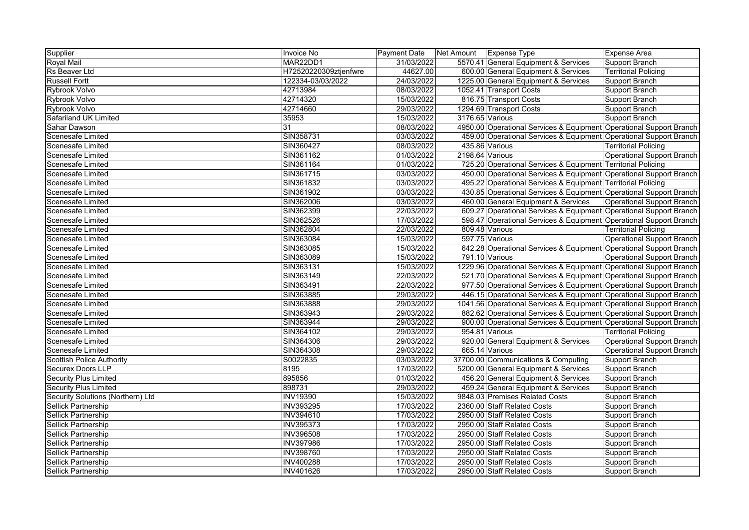| Supplier | Invoice No | Payment Date | Net Amount | Expense Type | Expense Area |
|---|---|---|---|---|---|
| Royal Mail | MAR22DD1 | 31/03/2022 | 5570.41 | General Equipment & Services | Support Branch |
| Rs Beaver Ltd | H72520220309ztjenfwre | 44627.00 | 600.00 | General Equipment & Services | Territorial Policing |
| Russell Fortt | 122334-03/03/2022 | 24/03/2022 | 1225.00 | General Equipment & Services | Support Branch |
| Rybrook Volvo | 42713984 | 08/03/2022 | 1052.41 | Transport Costs | Support Branch |
| Rybrook Volvo | 42714320 | 15/03/2022 | 816.75 | Transport Costs | Support Branch |
| Rybrook Volvo | 42714660 | 29/03/2022 | 1294.69 | Transport Costs | Support Branch |
| Safariland UK Limited | 35953 | 15/03/2022 | 3176.65 | Various | Support Branch |
| Sahar Dawson | 31 | 08/03/2022 | 4950.00 | Operational Services & Equipment | Operational Support Branch |
| Scenesafe Limited | SIN358731 | 03/03/2022 | 459.00 | Operational Services & Equipment | Operational Support Branch |
| Scenesafe Limited | SIN360427 | 08/03/2022 | 435.86 | Various | Territorial Policing |
| Scenesafe Limited | SIN361162 | 01/03/2022 | 2198.64 | Various | Operational Support Branch |
| Scenesafe Limited | SIN361164 | 01/03/2022 | 725.20 | Operational Services & Equipment | Territorial Policing |
| Scenesafe Limited | SIN361715 | 03/03/2022 | 450.00 | Operational Services & Equipment | Operational Support Branch |
| Scenesafe Limited | SIN361832 | 03/03/2022 | 495.22 | Operational Services & Equipment | Territorial Policing |
| Scenesafe Limited | SIN361902 | 03/03/2022 | 430.85 | Operational Services & Equipment | Operational Support Branch |
| Scenesafe Limited | SIN362006 | 03/03/2022 | 460.00 | General Equipment & Services | Operational Support Branch |
| Scenesafe Limited | SIN362399 | 22/03/2022 | 609.27 | Operational Services & Equipment | Operational Support Branch |
| Scenesafe Limited | SIN362526 | 17/03/2022 | 598.47 | Operational Services & Equipment | Operational Support Branch |
| Scenesafe Limited | SIN362804 | 22/03/2022 | 809.48 | Various | Territorial Policing |
| Scenesafe Limited | SIN363084 | 15/03/2022 | 597.75 | Various | Operational Support Branch |
| Scenesafe Limited | SIN363085 | 15/03/2022 | 642.28 | Operational Services & Equipment | Operational Support Branch |
| Scenesafe Limited | SIN363089 | 15/03/2022 | 791.10 | Various | Operational Support Branch |
| Scenesafe Limited | SIN363131 | 15/03/2022 | 1229.96 | Operational Services & Equipment | Operational Support Branch |
| Scenesafe Limited | SIN363149 | 22/03/2022 | 521.70 | Operational Services & Equipment | Operational Support Branch |
| Scenesafe Limited | SIN363491 | 22/03/2022 | 977.50 | Operational Services & Equipment | Operational Support Branch |
| Scenesafe Limited | SIN363885 | 29/03/2022 | 446.15 | Operational Services & Equipment | Operational Support Branch |
| Scenesafe Limited | SIN363888 | 29/03/2022 | 1041.56 | Operational Services & Equipment | Operational Support Branch |
| Scenesafe Limited | SIN363943 | 29/03/2022 | 882.62 | Operational Services & Equipment | Operational Support Branch |
| Scenesafe Limited | SIN363944 | 29/03/2022 | 900.00 | Operational Services & Equipment | Operational Support Branch |
| Scenesafe Limited | SIN364102 | 29/03/2022 | 954.81 | Various | Territorial Policing |
| Scenesafe Limited | SIN364306 | 29/03/2022 | 920.00 | General Equipment & Services | Operational Support Branch |
| Scenesafe Limited | SIN364308 | 29/03/2022 | 665.14 | Various | Operational Support Branch |
| Scottish Police Authority | S0022835 | 03/03/2022 | 37700.00 | Communications & Computing | Support Branch |
| Securex Doors LLP | 8195 | 17/03/2022 | 5200.00 | General Equipment & Services | Support Branch |
| Security Plus Limited | 895856 | 01/03/2022 | 456.20 | General Equipment & Services | Support Branch |
| Security Plus Limited | 898731 | 29/03/2022 | 459.24 | General Equipment & Services | Support Branch |
| Security Solutions (Northern) Ltd | INV19390 | 15/03/2022 | 9848.03 | Premises Related Costs | Support Branch |
| Sellick Partnership | INV393295 | 17/03/2022 | 2360.00 | Staff Related Costs | Support Branch |
| Sellick Partnership | INV394610 | 17/03/2022 | 2950.00 | Staff Related Costs | Support Branch |
| Sellick Partnership | INV395373 | 17/03/2022 | 2950.00 | Staff Related Costs | Support Branch |
| Sellick Partnership | INV396508 | 17/03/2022 | 2950.00 | Staff Related Costs | Support Branch |
| Sellick Partnership | INV397986 | 17/03/2022 | 2950.00 | Staff Related Costs | Support Branch |
| Sellick Partnership | INV398760 | 17/03/2022 | 2950.00 | Staff Related Costs | Support Branch |
| Sellick Partnership | INV400288 | 17/03/2022 | 2950.00 | Staff Related Costs | Support Branch |
| Sellick Partnership | INV401626 | 17/03/2022 | 2950.00 | Staff Related Costs | Support Branch |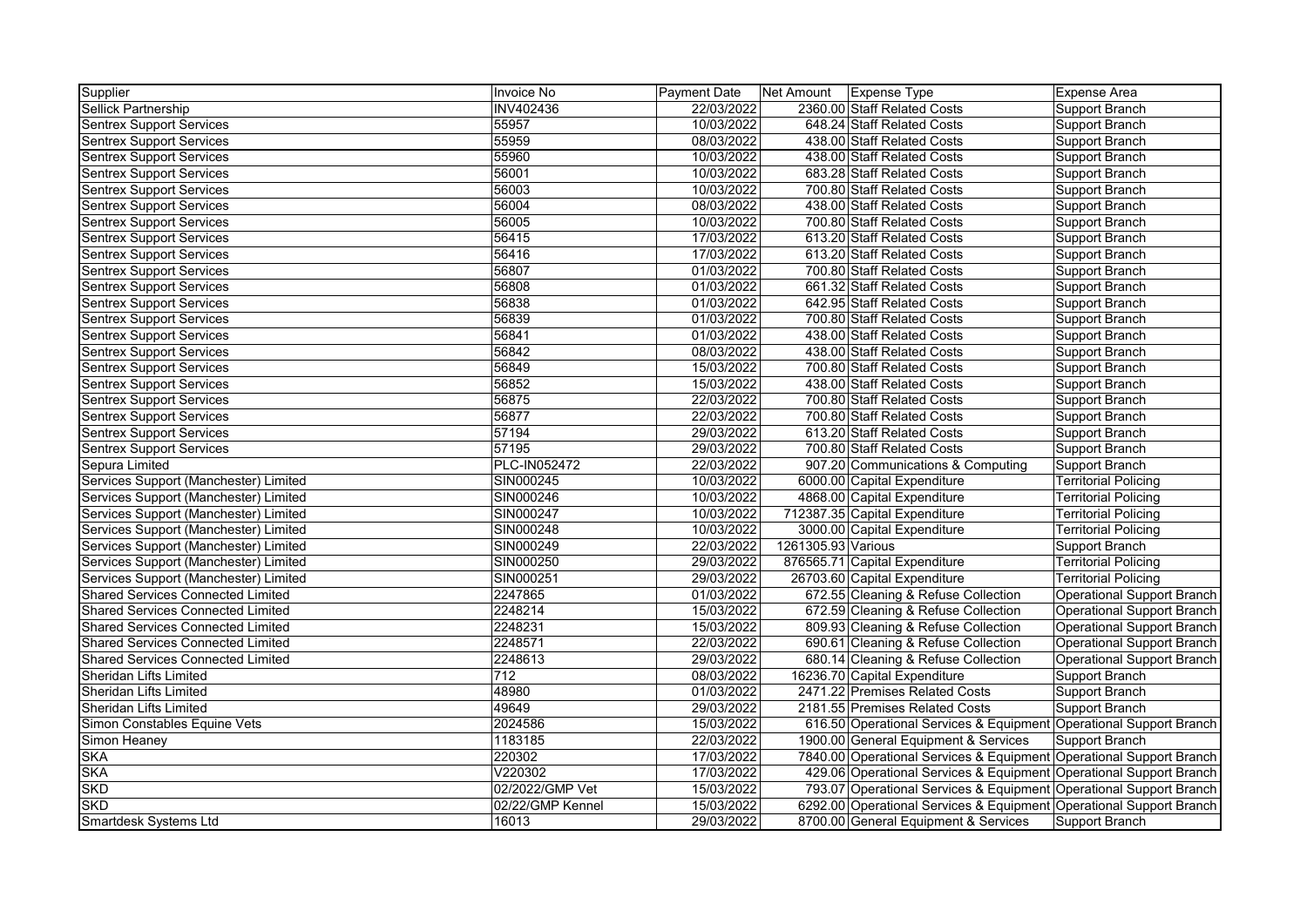| Supplier | Invoice No | Payment Date | Net Amount | Expense Type | Expense Area |
|---|---|---|---|---|---|
| Sellick Partnership | INV402436 | 22/03/2022 | 2360.00 | Staff Related Costs | Support Branch |
| Sentrex Support Services | 55957 | 10/03/2022 | 648.24 | Staff Related Costs | Support Branch |
| Sentrex Support Services | 55959 | 08/03/2022 | 438.00 | Staff Related Costs | Support Branch |
| Sentrex Support Services | 55960 | 10/03/2022 | 438.00 | Staff Related Costs | Support Branch |
| Sentrex Support Services | 56001 | 10/03/2022 | 683.28 | Staff Related Costs | Support Branch |
| Sentrex Support Services | 56003 | 10/03/2022 | 700.80 | Staff Related Costs | Support Branch |
| Sentrex Support Services | 56004 | 08/03/2022 | 438.00 | Staff Related Costs | Support Branch |
| Sentrex Support Services | 56005 | 10/03/2022 | 700.80 | Staff Related Costs | Support Branch |
| Sentrex Support Services | 56415 | 17/03/2022 | 613.20 | Staff Related Costs | Support Branch |
| Sentrex Support Services | 56416 | 17/03/2022 | 613.20 | Staff Related Costs | Support Branch |
| Sentrex Support Services | 56807 | 01/03/2022 | 700.80 | Staff Related Costs | Support Branch |
| Sentrex Support Services | 56808 | 01/03/2022 | 661.32 | Staff Related Costs | Support Branch |
| Sentrex Support Services | 56838 | 01/03/2022 | 642.95 | Staff Related Costs | Support Branch |
| Sentrex Support Services | 56839 | 01/03/2022 | 700.80 | Staff Related Costs | Support Branch |
| Sentrex Support Services | 56841 | 01/03/2022 | 438.00 | Staff Related Costs | Support Branch |
| Sentrex Support Services | 56842 | 08/03/2022 | 438.00 | Staff Related Costs | Support Branch |
| Sentrex Support Services | 56849 | 15/03/2022 | 700.80 | Staff Related Costs | Support Branch |
| Sentrex Support Services | 56852 | 15/03/2022 | 438.00 | Staff Related Costs | Support Branch |
| Sentrex Support Services | 56875 | 22/03/2022 | 700.80 | Staff Related Costs | Support Branch |
| Sentrex Support Services | 56877 | 22/03/2022 | 700.80 | Staff Related Costs | Support Branch |
| Sentrex Support Services | 57194 | 29/03/2022 | 613.20 | Staff Related Costs | Support Branch |
| Sentrex Support Services | 57195 | 29/03/2022 | 700.80 | Staff Related Costs | Support Branch |
| Sepura Limited | PLC-IN052472 | 22/03/2022 | 907.20 | Communications & Computing | Support Branch |
| Services Support (Manchester) Limited | SIN000245 | 10/03/2022 | 6000.00 | Capital Expenditure | Territorial Policing |
| Services Support (Manchester) Limited | SIN000246 | 10/03/2022 | 4868.00 | Capital Expenditure | Territorial Policing |
| Services Support (Manchester) Limited | SIN000247 | 10/03/2022 | 712387.35 | Capital Expenditure | Territorial Policing |
| Services Support (Manchester) Limited | SIN000248 | 10/03/2022 | 3000.00 | Capital Expenditure | Territorial Policing |
| Services Support (Manchester) Limited | SIN000249 | 22/03/2022 | 1261305.93 | Various | Support Branch |
| Services Support (Manchester) Limited | SIN000250 | 29/03/2022 | 876565.71 | Capital Expenditure | Territorial Policing |
| Services Support (Manchester) Limited | SIN000251 | 29/03/2022 | 26703.60 | Capital Expenditure | Territorial Policing |
| Shared Services Connected Limited | 2247865 | 01/03/2022 | 672.55 | Cleaning & Refuse Collection | Operational Support Branch |
| Shared Services Connected Limited | 2248214 | 15/03/2022 | 672.59 | Cleaning & Refuse Collection | Operational Support Branch |
| Shared Services Connected Limited | 2248231 | 15/03/2022 | 809.93 | Cleaning & Refuse Collection | Operational Support Branch |
| Shared Services Connected Limited | 2248571 | 22/03/2022 | 690.61 | Cleaning & Refuse Collection | Operational Support Branch |
| Shared Services Connected Limited | 2248613 | 29/03/2022 | 680.14 | Cleaning & Refuse Collection | Operational Support Branch |
| Sheridan Lifts Limited | 712 | 08/03/2022 | 16236.70 | Capital Expenditure | Support Branch |
| Sheridan Lifts Limited | 48980 | 01/03/2022 | 2471.22 | Premises Related Costs | Support Branch |
| Sheridan Lifts Limited | 49649 | 29/03/2022 | 2181.55 | Premises Related Costs | Support Branch |
| Simon Constables Equine Vets | 2024586 | 15/03/2022 | 616.50 | Operational Services & Equipment | Operational Support Branch |
| Simon Heaney | 1183185 | 22/03/2022 | 1900.00 | General Equipment & Services | Support Branch |
| SKA | 220302 | 17/03/2022 | 7840.00 | Operational Services & Equipment | Operational Support Branch |
| SKA | V220302 | 17/03/2022 | 429.06 | Operational Services & Equipment | Operational Support Branch |
| SKD | 02/2022/GMP Vet | 15/03/2022 | 793.07 | Operational Services & Equipment | Operational Support Branch |
| SKD | 02/22/GMP Kennel | 15/03/2022 | 6292.00 | Operational Services & Equipment | Operational Support Branch |
| Smartdesk Systems Ltd | 16013 | 29/03/2022 | 8700.00 | General Equipment & Services | Support Branch |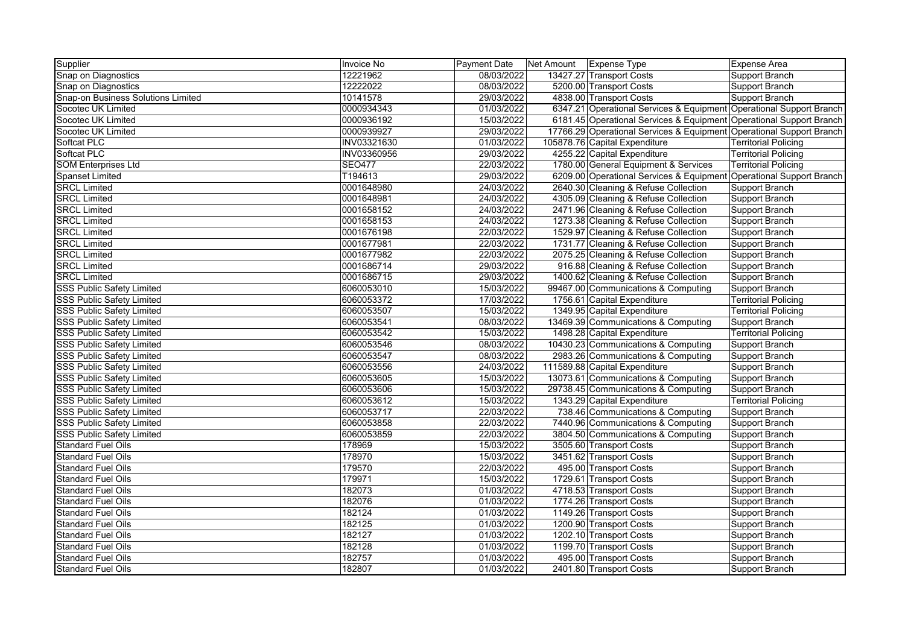| Supplier | Invoice No | Payment Date | Net Amount | Expense Type | Expense Area |
|---|---|---|---|---|---|
| Snap on Diagnostics | 12221962 | 08/03/2022 | 13427.27 | Transport Costs | Support Branch |
| Snap on Diagnostics | 12222022 | 08/03/2022 | 5200.00 | Transport Costs | Support Branch |
| Snap-on Business Solutions Limited | 10141578 | 29/03/2022 | 4838.00 | Transport Costs | Support Branch |
| Socotec UK Limited | 0000934343 | 01/03/2022 | 6347.21 | Operational Services & Equipment | Operational Support Branch |
| Socotec UK Limited | 0000936192 | 15/03/2022 | 6181.45 | Operational Services & Equipment | Operational Support Branch |
| Socotec UK Limited | 0000939927 | 29/03/2022 | 17766.29 | Operational Services & Equipment | Operational Support Branch |
| Softcat PLC | INV03321630 | 01/03/2022 | 105878.76 | Capital Expenditure | Territorial Policing |
| Softcat PLC | INV03360956 | 29/03/2022 | 4255.22 | Capital Expenditure | Territorial Policing |
| SOM Enterprises Ltd | SEO477 | 22/03/2022 | 1780.00 | General Equipment & Services | Territorial Policing |
| Spanset Limited | T194613 | 29/03/2022 | 6209.00 | Operational Services & Equipment | Operational Support Branch |
| SRCL Limited | 0001648980 | 24/03/2022 | 2640.30 | Cleaning & Refuse Collection | Support Branch |
| SRCL Limited | 0001648981 | 24/03/2022 | 4305.09 | Cleaning & Refuse Collection | Support Branch |
| SRCL Limited | 0001658152 | 24/03/2022 | 2471.96 | Cleaning & Refuse Collection | Support Branch |
| SRCL Limited | 0001658153 | 24/03/2022 | 1273.38 | Cleaning & Refuse Collection | Support Branch |
| SRCL Limited | 0001676198 | 22/03/2022 | 1529.97 | Cleaning & Refuse Collection | Support Branch |
| SRCL Limited | 0001677981 | 22/03/2022 | 1731.77 | Cleaning & Refuse Collection | Support Branch |
| SRCL Limited | 0001677982 | 22/03/2022 | 2075.25 | Cleaning & Refuse Collection | Support Branch |
| SRCL Limited | 0001686714 | 29/03/2022 | 916.88 | Cleaning & Refuse Collection | Support Branch |
| SRCL Limited | 0001686715 | 29/03/2022 | 1400.62 | Cleaning & Refuse Collection | Support Branch |
| SSS Public Safety Limited | 6060053010 | 15/03/2022 | 99467.00 | Communications & Computing | Support Branch |
| SSS Public Safety Limited | 6060053372 | 17/03/2022 | 1756.61 | Capital Expenditure | Territorial Policing |
| SSS Public Safety Limited | 6060053507 | 15/03/2022 | 1349.95 | Capital Expenditure | Territorial Policing |
| SSS Public Safety Limited | 6060053541 | 08/03/2022 | 13469.39 | Communications & Computing | Support Branch |
| SSS Public Safety Limited | 6060053542 | 15/03/2022 | 1498.28 | Capital Expenditure | Territorial Policing |
| SSS Public Safety Limited | 6060053546 | 08/03/2022 | 10430.23 | Communications & Computing | Support Branch |
| SSS Public Safety Limited | 6060053547 | 08/03/2022 | 2983.26 | Communications & Computing | Support Branch |
| SSS Public Safety Limited | 6060053556 | 24/03/2022 | 111589.88 | Capital Expenditure | Support Branch |
| SSS Public Safety Limited | 6060053605 | 15/03/2022 | 13073.61 | Communications & Computing | Support Branch |
| SSS Public Safety Limited | 6060053606 | 15/03/2022 | 29738.45 | Communications & Computing | Support Branch |
| SSS Public Safety Limited | 6060053612 | 15/03/2022 | 1343.29 | Capital Expenditure | Territorial Policing |
| SSS Public Safety Limited | 6060053717 | 22/03/2022 | 738.46 | Communications & Computing | Support Branch |
| SSS Public Safety Limited | 6060053858 | 22/03/2022 | 7440.96 | Communications & Computing | Support Branch |
| SSS Public Safety Limited | 6060053859 | 22/03/2022 | 3804.50 | Communications & Computing | Support Branch |
| Standard Fuel Oils | 178969 | 15/03/2022 | 3505.60 | Transport Costs | Support Branch |
| Standard Fuel Oils | 178970 | 15/03/2022 | 3451.62 | Transport Costs | Support Branch |
| Standard Fuel Oils | 179570 | 22/03/2022 | 495.00 | Transport Costs | Support Branch |
| Standard Fuel Oils | 179971 | 15/03/2022 | 1729.61 | Transport Costs | Support Branch |
| Standard Fuel Oils | 182073 | 01/03/2022 | 4718.53 | Transport Costs | Support Branch |
| Standard Fuel Oils | 182076 | 01/03/2022 | 1774.26 | Transport Costs | Support Branch |
| Standard Fuel Oils | 182124 | 01/03/2022 | 1149.26 | Transport Costs | Support Branch |
| Standard Fuel Oils | 182125 | 01/03/2022 | 1200.90 | Transport Costs | Support Branch |
| Standard Fuel Oils | 182127 | 01/03/2022 | 1202.10 | Transport Costs | Support Branch |
| Standard Fuel Oils | 182128 | 01/03/2022 | 1199.70 | Transport Costs | Support Branch |
| Standard Fuel Oils | 182757 | 01/03/2022 | 495.00 | Transport Costs | Support Branch |
| Standard Fuel Oils | 182807 | 01/03/2022 | 2401.80 | Transport Costs | Support Branch |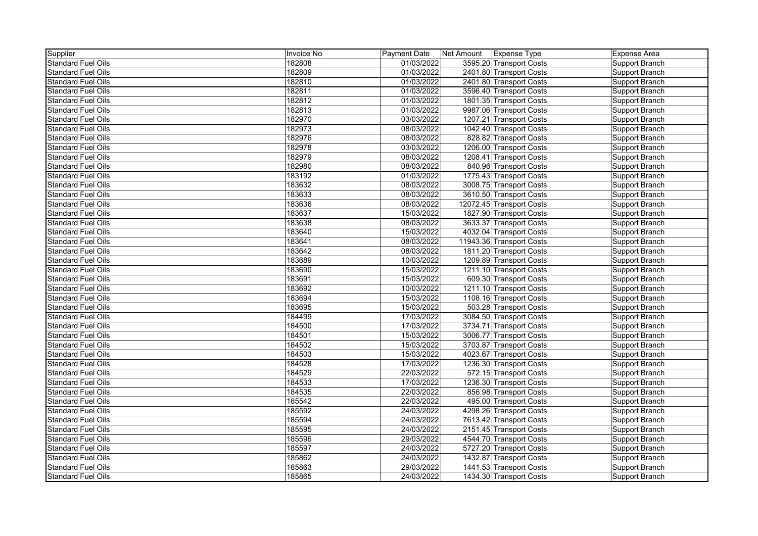| Supplier | Invoice No | Payment Date | Net Amount | Expense Type | Expense Area |
|---|---|---|---|---|---|
| Standard Fuel Oils | 182808 | 01/03/2022 | 3595.20 | Transport Costs | Support Branch |
| Standard Fuel Oils | 182809 | 01/03/2022 | 2401.80 | Transport Costs | Support Branch |
| Standard Fuel Oils | 182810 | 01/03/2022 | 2401.80 | Transport Costs | Support Branch |
| Standard Fuel Oils | 182811 | 01/03/2022 | 3596.40 | Transport Costs | Support Branch |
| Standard Fuel Oils | 182812 | 01/03/2022 | 1801.35 | Transport Costs | Support Branch |
| Standard Fuel Oils | 182813 | 01/03/2022 | 9987.06 | Transport Costs | Support Branch |
| Standard Fuel Oils | 182970 | 03/03/2022 | 1207.21 | Transport Costs | Support Branch |
| Standard Fuel Oils | 182973 | 08/03/2022 | 1042.40 | Transport Costs | Support Branch |
| Standard Fuel Oils | 182976 | 08/03/2022 | 828.82 | Transport Costs | Support Branch |
| Standard Fuel Oils | 182978 | 03/03/2022 | 1206.00 | Transport Costs | Support Branch |
| Standard Fuel Oils | 182979 | 08/03/2022 | 1208.41 | Transport Costs | Support Branch |
| Standard Fuel Oils | 182980 | 08/03/2022 | 840.96 | Transport Costs | Support Branch |
| Standard Fuel Oils | 183192 | 01/03/2022 | 1775.43 | Transport Costs | Support Branch |
| Standard Fuel Oils | 183632 | 08/03/2022 | 3008.75 | Transport Costs | Support Branch |
| Standard Fuel Oils | 183633 | 08/03/2022 | 3610.50 | Transport Costs | Support Branch |
| Standard Fuel Oils | 183636 | 08/03/2022 | 12072.45 | Transport Costs | Support Branch |
| Standard Fuel Oils | 183637 | 15/03/2022 | 1827.90 | Transport Costs | Support Branch |
| Standard Fuel Oils | 183638 | 08/03/2022 | 3633.37 | Transport Costs | Support Branch |
| Standard Fuel Oils | 183640 | 15/03/2022 | 4032.04 | Transport Costs | Support Branch |
| Standard Fuel Oils | 183641 | 08/03/2022 | 11943.36 | Transport Costs | Support Branch |
| Standard Fuel Oils | 183642 | 08/03/2022 | 1811.20 | Transport Costs | Support Branch |
| Standard Fuel Oils | 183689 | 10/03/2022 | 1209.89 | Transport Costs | Support Branch |
| Standard Fuel Oils | 183690 | 15/03/2022 | 1211.10 | Transport Costs | Support Branch |
| Standard Fuel Oils | 183691 | 15/03/2022 | 609.30 | Transport Costs | Support Branch |
| Standard Fuel Oils | 183692 | 10/03/2022 | 1211.10 | Transport Costs | Support Branch |
| Standard Fuel Oils | 183694 | 15/03/2022 | 1108.16 | Transport Costs | Support Branch |
| Standard Fuel Oils | 183695 | 15/03/2022 | 503.28 | Transport Costs | Support Branch |
| Standard Fuel Oils | 184499 | 17/03/2022 | 3084.50 | Transport Costs | Support Branch |
| Standard Fuel Oils | 184500 | 17/03/2022 | 3734.71 | Transport Costs | Support Branch |
| Standard Fuel Oils | 184501 | 15/03/2022 | 3006.77 | Transport Costs | Support Branch |
| Standard Fuel Oils | 184502 | 15/03/2022 | 3703.87 | Transport Costs | Support Branch |
| Standard Fuel Oils | 184503 | 15/03/2022 | 4023.67 | Transport Costs | Support Branch |
| Standard Fuel Oils | 184528 | 17/03/2022 | 1236.30 | Transport Costs | Support Branch |
| Standard Fuel Oils | 184529 | 22/03/2022 | 572.15 | Transport Costs | Support Branch |
| Standard Fuel Oils | 184533 | 17/03/2022 | 1236.30 | Transport Costs | Support Branch |
| Standard Fuel Oils | 184535 | 22/03/2022 | 856.98 | Transport Costs | Support Branch |
| Standard Fuel Oils | 185542 | 22/03/2022 | 495.00 | Transport Costs | Support Branch |
| Standard Fuel Oils | 185592 | 24/03/2022 | 4298.26 | Transport Costs | Support Branch |
| Standard Fuel Oils | 185594 | 24/03/2022 | 7613.42 | Transport Costs | Support Branch |
| Standard Fuel Oils | 185595 | 24/03/2022 | 2151.45 | Transport Costs | Support Branch |
| Standard Fuel Oils | 185596 | 29/03/2022 | 4544.70 | Transport Costs | Support Branch |
| Standard Fuel Oils | 185597 | 24/03/2022 | 5727.20 | Transport Costs | Support Branch |
| Standard Fuel Oils | 185862 | 24/03/2022 | 1432.87 | Transport Costs | Support Branch |
| Standard Fuel Oils | 185863 | 29/03/2022 | 1441.53 | Transport Costs | Support Branch |
| Standard Fuel Oils | 185865 | 24/03/2022 | 1434.30 | Transport Costs | Support Branch |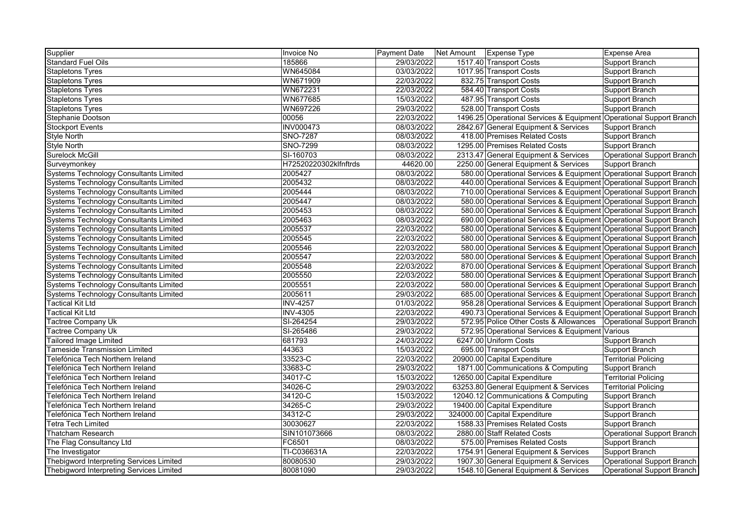| Supplier | Invoice No | Payment Date | Net Amount | Expense Type | Expense Area |
|---|---|---|---|---|---|
| Standard Fuel Oils | 185866 | 29/03/2022 | 1517.40 | Transport Costs | Support Branch |
| Stapletons Tyres | WN645084 | 03/03/2022 | 1017.95 | Transport Costs | Support Branch |
| Stapletons Tyres | WN671909 | 22/03/2022 | 832.75 | Transport Costs | Support Branch |
| Stapletons Tyres | WN672231 | 22/03/2022 | 584.40 | Transport Costs | Support Branch |
| Stapletons Tyres | WN677685 | 15/03/2022 | 487.95 | Transport Costs | Support Branch |
| Stapletons Tyres | WN697226 | 29/03/2022 | 528.00 | Transport Costs | Support Branch |
| Stephanie Dootson | 00056 | 22/03/2022 | 1496.25 | Operational Services & Equipment | Operational Support Branch |
| Stockport Events | INV000473 | 08/03/2022 | 2842.67 | General Equipment & Services | Support Branch |
| Style North | SNO-7287 | 08/03/2022 | 418.00 | Premises Related Costs | Support Branch |
| Style North | SNO-7299 | 08/03/2022 | 1295.00 | Premises Related Costs | Support Branch |
| Surelock McGill | SI-160703 | 08/03/2022 | 2313.47 | General Equipment & Services | Operational Support Branch |
| Surveymonkey | H72520220302klfnftrds | 44620.00 | 2250.00 | General Equipment & Services | Support Branch |
| Systems Technology Consultants Limited | 2005427 | 08/03/2022 | 580.00 | Operational Services & Equipment | Operational Support Branch |
| Systems Technology Consultants Limited | 2005432 | 08/03/2022 | 440.00 | Operational Services & Equipment | Operational Support Branch |
| Systems Technology Consultants Limited | 2005444 | 08/03/2022 | 710.00 | Operational Services & Equipment | Operational Support Branch |
| Systems Technology Consultants Limited | 2005447 | 08/03/2022 | 580.00 | Operational Services & Equipment | Operational Support Branch |
| Systems Technology Consultants Limited | 2005453 | 08/03/2022 | 580.00 | Operational Services & Equipment | Operational Support Branch |
| Systems Technology Consultants Limited | 2005463 | 08/03/2022 | 690.00 | Operational Services & Equipment | Operational Support Branch |
| Systems Technology Consultants Limited | 2005537 | 22/03/2022 | 580.00 | Operational Services & Equipment | Operational Support Branch |
| Systems Technology Consultants Limited | 2005545 | 22/03/2022 | 580.00 | Operational Services & Equipment | Operational Support Branch |
| Systems Technology Consultants Limited | 2005546 | 22/03/2022 | 580.00 | Operational Services & Equipment | Operational Support Branch |
| Systems Technology Consultants Limited | 2005547 | 22/03/2022 | 580.00 | Operational Services & Equipment | Operational Support Branch |
| Systems Technology Consultants Limited | 2005548 | 22/03/2022 | 870.00 | Operational Services & Equipment | Operational Support Branch |
| Systems Technology Consultants Limited | 2005550 | 22/03/2022 | 580.00 | Operational Services & Equipment | Operational Support Branch |
| Systems Technology Consultants Limited | 2005551 | 22/03/2022 | 580.00 | Operational Services & Equipment | Operational Support Branch |
| Systems Technology Consultants Limited | 2005611 | 29/03/2022 | 685.00 | Operational Services & Equipment | Operational Support Branch |
| Tactical Kit Ltd | INV-4257 | 01/03/2022 | 958.28 | Operational Services & Equipment | Operational Support Branch |
| Tactical Kit Ltd | INV-4305 | 22/03/2022 | 490.73 | Operational Services & Equipment | Operational Support Branch |
| Tactree Company Uk | SI-264254 | 29/03/2022 | 572.95 | Police Other Costs & Allowances | Operational Support Branch |
| Tactree Company Uk | SI-265486 | 29/03/2022 | 572.95 | Operational Services & Equipment | Various |
| Tailored Image Limited | 681793 | 24/03/2022 | 6247.00 | Uniform Costs | Support Branch |
| Tameside Transmission Limited | 44363 | 15/03/2022 | 695.00 | Transport Costs | Support Branch |
| Telefónica Tech Northern Ireland | 33523-C | 22/03/2022 | 20900.00 | Capital Expenditure | Territorial Policing |
| Telefónica Tech Northern Ireland | 33683-C | 29/03/2022 | 1871.00 | Communications & Computing | Support Branch |
| Telefónica Tech Northern Ireland | 34017-C | 15/03/2022 | 12650.00 | Capital Expenditure | Territorial Policing |
| Telefónica Tech Northern Ireland | 34026-C | 29/03/2022 | 63253.80 | General Equipment & Services | Territorial Policing |
| Telefónica Tech Northern Ireland | 34120-C | 15/03/2022 | 12040.12 | Communications & Computing | Support Branch |
| Telefónica Tech Northern Ireland | 34265-C | 29/03/2022 | 19400.00 | Capital Expenditure | Support Branch |
| Telefónica Tech Northern Ireland | 34312-C | 29/03/2022 | 324000.00 | Capital Expenditure | Support Branch |
| Tetra Tech Limited | 30030627 | 22/03/2022 | 1588.33 | Premises Related Costs | Support Branch |
| Thatcham Research | SIN101073666 | 08/03/2022 | 2880.00 | Staff Related Costs | Operational Support Branch |
| The Flag Consultancy Ltd | FC6501 | 08/03/2022 | 575.00 | Premises Related Costs | Support Branch |
| The Investigator | TI-C036631A | 22/03/2022 | 1754.91 | General Equipment & Services | Support Branch |
| Thebigword Interpreting Services Limited | 80080530 | 29/03/2022 | 1907.30 | General Equipment & Services | Operational Support Branch |
| Thebigword Interpreting Services Limited | 80081090 | 29/03/2022 | 1548.10 | General Equipment & Services | Operational Support Branch |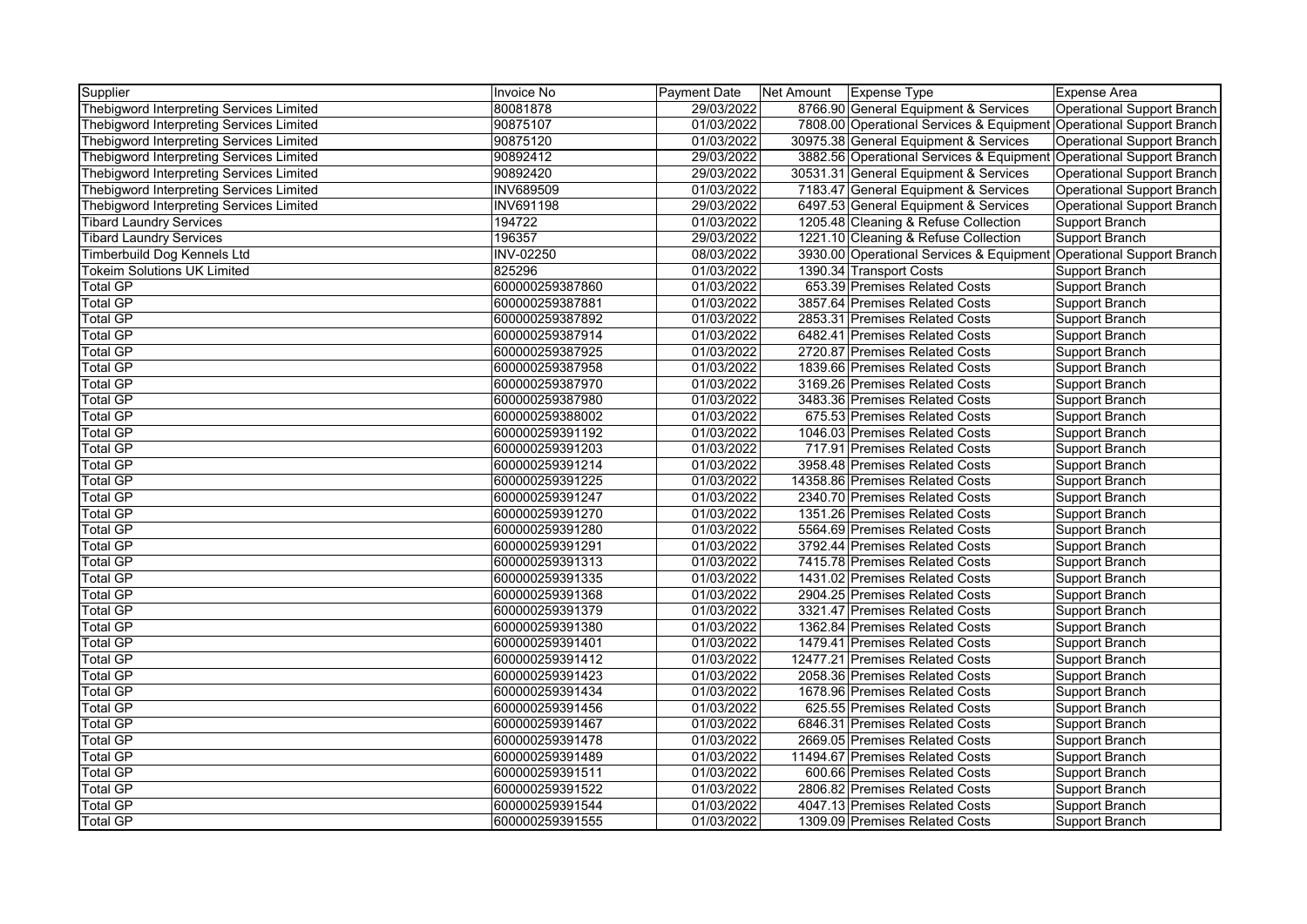| Supplier | Invoice No | Payment Date | Net Amount | Expense Type | Expense Area |
|---|---|---|---|---|---|
| Thebigword Interpreting Services Limited | 80081878 | 29/03/2022 | 8766.90 | General Equipment & Services | Operational Support Branch |
| Thebigword Interpreting Services Limited | 90875107 | 01/03/2022 | 7808.00 | Operational Services & Equipment | Operational Support Branch |
| Thebigword Interpreting Services Limited | 90875120 | 01/03/2022 | 30975.38 | General Equipment & Services | Operational Support Branch |
| Thebigword Interpreting Services Limited | 90892412 | 29/03/2022 | 3882.56 | Operational Services & Equipment | Operational Support Branch |
| Thebigword Interpreting Services Limited | 90892420 | 29/03/2022 | 30531.31 | General Equipment & Services | Operational Support Branch |
| Thebigword Interpreting Services Limited | INV689509 | 01/03/2022 | 7183.47 | General Equipment & Services | Operational Support Branch |
| Thebigword Interpreting Services Limited | INV691198 | 29/03/2022 | 6497.53 | General Equipment & Services | Operational Support Branch |
| Tibard Laundry Services | 194722 | 01/03/2022 | 1205.48 | Cleaning & Refuse Collection | Support Branch |
| Tibard Laundry Services | 196357 | 29/03/2022 | 1221.10 | Cleaning & Refuse Collection | Support Branch |
| Timberbuild Dog Kennels Ltd | INV-02250 | 08/03/2022 | 3930.00 | Operational Services & Equipment | Operational Support Branch |
| Tokeim Solutions UK Limited | 825296 | 01/03/2022 | 1390.34 | Transport Costs | Support Branch |
| Total GP | 600000259387860 | 01/03/2022 | 653.39 | Premises Related Costs | Support Branch |
| Total GP | 600000259387881 | 01/03/2022 | 3857.64 | Premises Related Costs | Support Branch |
| Total GP | 600000259387892 | 01/03/2022 | 2853.31 | Premises Related Costs | Support Branch |
| Total GP | 600000259387914 | 01/03/2022 | 6482.41 | Premises Related Costs | Support Branch |
| Total GP | 600000259387925 | 01/03/2022 | 2720.87 | Premises Related Costs | Support Branch |
| Total GP | 600000259387958 | 01/03/2022 | 1839.66 | Premises Related Costs | Support Branch |
| Total GP | 600000259387970 | 01/03/2022 | 3169.26 | Premises Related Costs | Support Branch |
| Total GP | 600000259387980 | 01/03/2022 | 3483.36 | Premises Related Costs | Support Branch |
| Total GP | 600000259388002 | 01/03/2022 | 675.53 | Premises Related Costs | Support Branch |
| Total GP | 600000259391192 | 01/03/2022 | 1046.03 | Premises Related Costs | Support Branch |
| Total GP | 600000259391203 | 01/03/2022 | 717.91 | Premises Related Costs | Support Branch |
| Total GP | 600000259391214 | 01/03/2022 | 3958.48 | Premises Related Costs | Support Branch |
| Total GP | 600000259391225 | 01/03/2022 | 14358.86 | Premises Related Costs | Support Branch |
| Total GP | 600000259391247 | 01/03/2022 | 2340.70 | Premises Related Costs | Support Branch |
| Total GP | 600000259391270 | 01/03/2022 | 1351.26 | Premises Related Costs | Support Branch |
| Total GP | 600000259391280 | 01/03/2022 | 5564.69 | Premises Related Costs | Support Branch |
| Total GP | 600000259391291 | 01/03/2022 | 3792.44 | Premises Related Costs | Support Branch |
| Total GP | 600000259391313 | 01/03/2022 | 7415.78 | Premises Related Costs | Support Branch |
| Total GP | 600000259391335 | 01/03/2022 | 1431.02 | Premises Related Costs | Support Branch |
| Total GP | 600000259391368 | 01/03/2022 | 2904.25 | Premises Related Costs | Support Branch |
| Total GP | 600000259391379 | 01/03/2022 | 3321.47 | Premises Related Costs | Support Branch |
| Total GP | 600000259391380 | 01/03/2022 | 1362.84 | Premises Related Costs | Support Branch |
| Total GP | 600000259391401 | 01/03/2022 | 1479.41 | Premises Related Costs | Support Branch |
| Total GP | 600000259391412 | 01/03/2022 | 12477.21 | Premises Related Costs | Support Branch |
| Total GP | 600000259391423 | 01/03/2022 | 2058.36 | Premises Related Costs | Support Branch |
| Total GP | 600000259391434 | 01/03/2022 | 1678.96 | Premises Related Costs | Support Branch |
| Total GP | 600000259391456 | 01/03/2022 | 625.55 | Premises Related Costs | Support Branch |
| Total GP | 600000259391467 | 01/03/2022 | 6846.31 | Premises Related Costs | Support Branch |
| Total GP | 600000259391478 | 01/03/2022 | 2669.05 | Premises Related Costs | Support Branch |
| Total GP | 600000259391489 | 01/03/2022 | 11494.67 | Premises Related Costs | Support Branch |
| Total GP | 600000259391511 | 01/03/2022 | 600.66 | Premises Related Costs | Support Branch |
| Total GP | 600000259391522 | 01/03/2022 | 2806.82 | Premises Related Costs | Support Branch |
| Total GP | 600000259391544 | 01/03/2022 | 4047.13 | Premises Related Costs | Support Branch |
| Total GP | 600000259391555 | 01/03/2022 | 1309.09 | Premises Related Costs | Support Branch |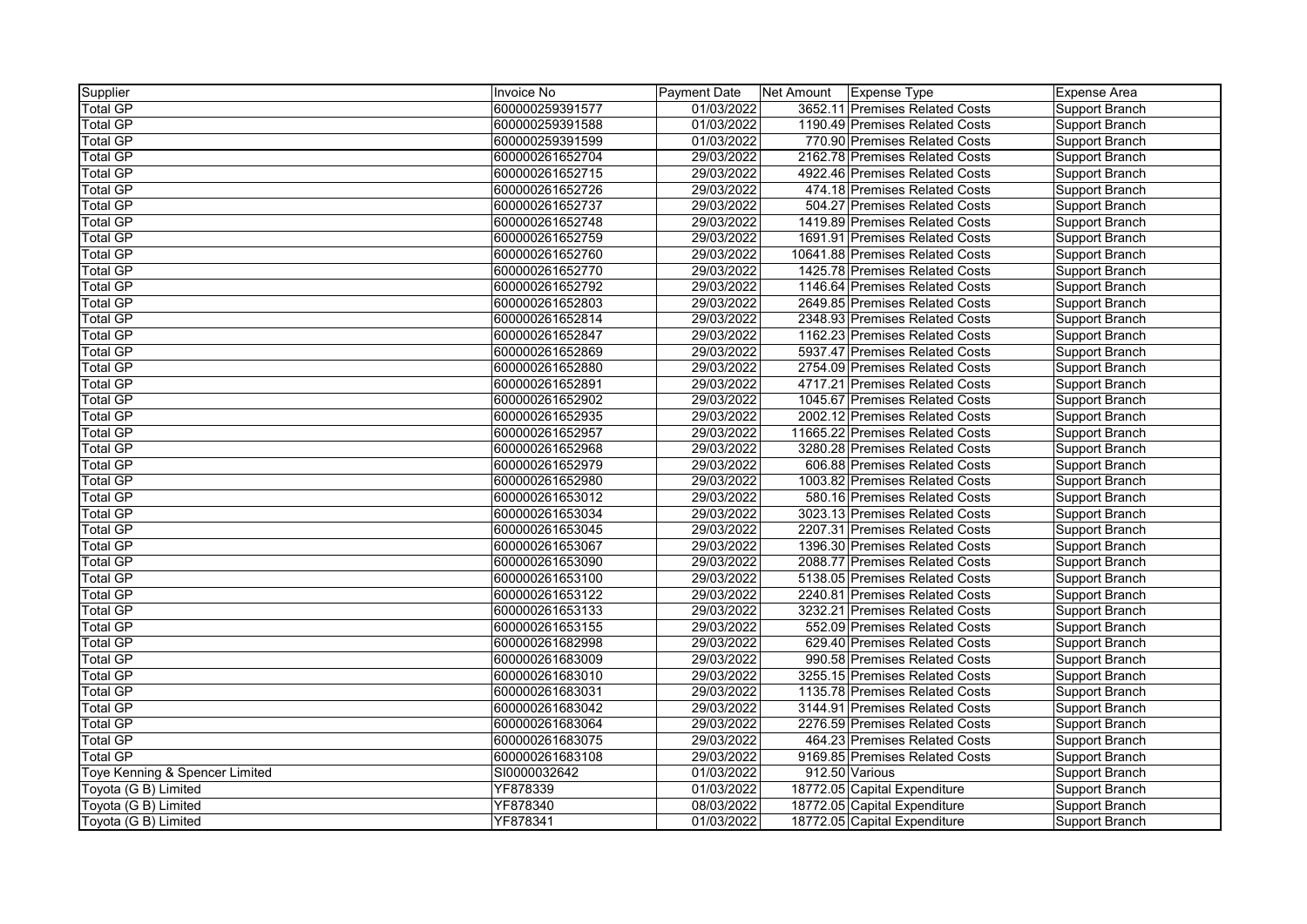| Supplier | Invoice No | Payment Date | Net Amount | Expense Type | Expense Area |
|---|---|---|---|---|---|
| Total GP | 600000259391577 | 01/03/2022 | 3652.11 | Premises Related Costs | Support Branch |
| Total GP | 600000259391588 | 01/03/2022 | 1190.49 | Premises Related Costs | Support Branch |
| Total GP | 600000259391599 | 01/03/2022 | 770.90 | Premises Related Costs | Support Branch |
| Total GP | 600000261652704 | 29/03/2022 | 2162.78 | Premises Related Costs | Support Branch |
| Total GP | 600000261652715 | 29/03/2022 | 4922.46 | Premises Related Costs | Support Branch |
| Total GP | 600000261652726 | 29/03/2022 | 474.18 | Premises Related Costs | Support Branch |
| Total GP | 600000261652737 | 29/03/2022 | 504.27 | Premises Related Costs | Support Branch |
| Total GP | 600000261652748 | 29/03/2022 | 1419.89 | Premises Related Costs | Support Branch |
| Total GP | 600000261652759 | 29/03/2022 | 1691.91 | Premises Related Costs | Support Branch |
| Total GP | 600000261652760 | 29/03/2022 | 10641.88 | Premises Related Costs | Support Branch |
| Total GP | 600000261652770 | 29/03/2022 | 1425.78 | Premises Related Costs | Support Branch |
| Total GP | 600000261652792 | 29/03/2022 | 1146.64 | Premises Related Costs | Support Branch |
| Total GP | 600000261652803 | 29/03/2022 | 2649.85 | Premises Related Costs | Support Branch |
| Total GP | 600000261652814 | 29/03/2022 | 2348.93 | Premises Related Costs | Support Branch |
| Total GP | 600000261652847 | 29/03/2022 | 1162.23 | Premises Related Costs | Support Branch |
| Total GP | 600000261652869 | 29/03/2022 | 5937.47 | Premises Related Costs | Support Branch |
| Total GP | 600000261652880 | 29/03/2022 | 2754.09 | Premises Related Costs | Support Branch |
| Total GP | 600000261652891 | 29/03/2022 | 4717.21 | Premises Related Costs | Support Branch |
| Total GP | 600000261652902 | 29/03/2022 | 1045.67 | Premises Related Costs | Support Branch |
| Total GP | 600000261652935 | 29/03/2022 | 2002.12 | Premises Related Costs | Support Branch |
| Total GP | 600000261652957 | 29/03/2022 | 11665.22 | Premises Related Costs | Support Branch |
| Total GP | 600000261652968 | 29/03/2022 | 3280.28 | Premises Related Costs | Support Branch |
| Total GP | 600000261652979 | 29/03/2022 | 606.88 | Premises Related Costs | Support Branch |
| Total GP | 600000261652980 | 29/03/2022 | 1003.82 | Premises Related Costs | Support Branch |
| Total GP | 600000261653012 | 29/03/2022 | 580.16 | Premises Related Costs | Support Branch |
| Total GP | 600000261653034 | 29/03/2022 | 3023.13 | Premises Related Costs | Support Branch |
| Total GP | 600000261653045 | 29/03/2022 | 2207.31 | Premises Related Costs | Support Branch |
| Total GP | 600000261653067 | 29/03/2022 | 1396.30 | Premises Related Costs | Support Branch |
| Total GP | 600000261653090 | 29/03/2022 | 2088.77 | Premises Related Costs | Support Branch |
| Total GP | 600000261653100 | 29/03/2022 | 5138.05 | Premises Related Costs | Support Branch |
| Total GP | 600000261653122 | 29/03/2022 | 2240.81 | Premises Related Costs | Support Branch |
| Total GP | 600000261653133 | 29/03/2022 | 3232.21 | Premises Related Costs | Support Branch |
| Total GP | 600000261653155 | 29/03/2022 | 552.09 | Premises Related Costs | Support Branch |
| Total GP | 600000261682998 | 29/03/2022 | 629.40 | Premises Related Costs | Support Branch |
| Total GP | 600000261683009 | 29/03/2022 | 990.58 | Premises Related Costs | Support Branch |
| Total GP | 600000261683010 | 29/03/2022 | 3255.15 | Premises Related Costs | Support Branch |
| Total GP | 600000261683031 | 29/03/2022 | 1135.78 | Premises Related Costs | Support Branch |
| Total GP | 600000261683042 | 29/03/2022 | 3144.91 | Premises Related Costs | Support Branch |
| Total GP | 600000261683064 | 29/03/2022 | 2276.59 | Premises Related Costs | Support Branch |
| Total GP | 600000261683075 | 29/03/2022 | 464.23 | Premises Related Costs | Support Branch |
| Total GP | 600000261683108 | 29/03/2022 | 9169.85 | Premises Related Costs | Support Branch |
| Toye Kenning & Spencer Limited | SI0000032642 | 01/03/2022 | 912.50 | Various | Support Branch |
| Toyota (G B) Limited | YF878339 | 01/03/2022 | 18772.05 | Capital Expenditure | Support Branch |
| Toyota (G B) Limited | YF878340 | 08/03/2022 | 18772.05 | Capital Expenditure | Support Branch |
| Toyota (G B) Limited | YF878341 | 01/03/2022 | 18772.05 | Capital Expenditure | Support Branch |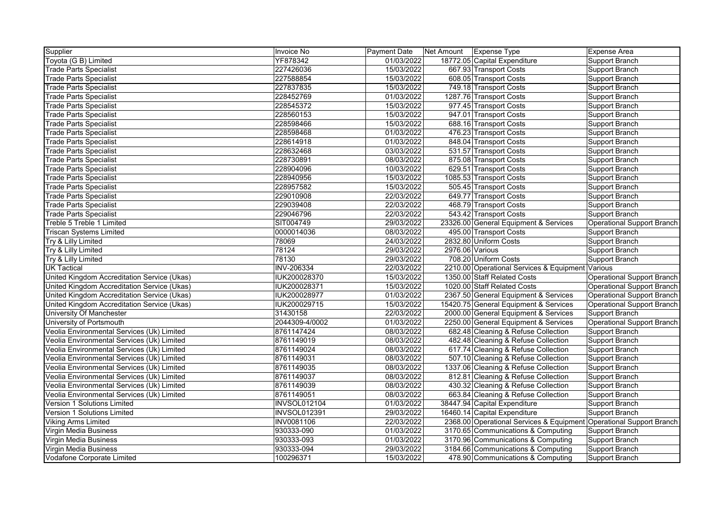| Supplier | Invoice No | Payment Date | Net Amount | Expense Type | Expense Area |
|---|---|---|---|---|---|
| Toyota (G B) Limited | YF878342 | 01/03/2022 | 18772.05 | Capital Expenditure | Support Branch |
| Trade Parts Specialist | 227426036 | 15/03/2022 | 667.93 | Transport Costs | Support Branch |
| Trade Parts Specialist | 227588854 | 15/03/2022 | 608.05 | Transport Costs | Support Branch |
| Trade Parts Specialist | 227837835 | 15/03/2022 | 749.18 | Transport Costs | Support Branch |
| Trade Parts Specialist | 228452769 | 01/03/2022 | 1287.76 | Transport Costs | Support Branch |
| Trade Parts Specialist | 228545372 | 15/03/2022 | 977.45 | Transport Costs | Support Branch |
| Trade Parts Specialist | 228560153 | 15/03/2022 | 947.01 | Transport Costs | Support Branch |
| Trade Parts Specialist | 228598466 | 15/03/2022 | 688.16 | Transport Costs | Support Branch |
| Trade Parts Specialist | 228598468 | 01/03/2022 | 476.23 | Transport Costs | Support Branch |
| Trade Parts Specialist | 228614918 | 01/03/2022 | 848.04 | Transport Costs | Support Branch |
| Trade Parts Specialist | 228632468 | 03/03/2022 | 531.57 | Transport Costs | Support Branch |
| Trade Parts Specialist | 228730891 | 08/03/2022 | 875.08 | Transport Costs | Support Branch |
| Trade Parts Specialist | 228904096 | 10/03/2022 | 629.51 | Transport Costs | Support Branch |
| Trade Parts Specialist | 228940956 | 15/03/2022 | 1085.53 | Transport Costs | Support Branch |
| Trade Parts Specialist | 228957582 | 15/03/2022 | 505.45 | Transport Costs | Support Branch |
| Trade Parts Specialist | 229010908 | 22/03/2022 | 649.77 | Transport Costs | Support Branch |
| Trade Parts Specialist | 229039408 | 22/03/2022 | 468.79 | Transport Costs | Support Branch |
| Trade Parts Specialist | 229046796 | 22/03/2022 | 543.42 | Transport Costs | Support Branch |
| Treble 5 Treble 1 Limited | SIT004749 | 29/03/2022 | 23326.00 | General Equipment & Services | Operational Support Branch |
| Triscan Systems Limited | 0000014036 | 08/03/2022 | 495.00 | Transport Costs | Support Branch |
| Try & Lilly Limited | 78069 | 24/03/2022 | 2832.80 | Uniform Costs | Support Branch |
| Try & Lilly Limited | 78124 | 29/03/2022 | 2976.06 | Various | Support Branch |
| Try & Lilly Limited | 78130 | 29/03/2022 | 708.20 | Uniform Costs | Support Branch |
| UK Tactical | INV-206334 | 22/03/2022 | 2210.00 | Operational Services & Equipment | Various |
| United Kingdom Accreditation Service (Ukas) | IUK200028370 | 15/03/2022 | 1350.00 | Staff Related Costs | Operational Support Branch |
| United Kingdom Accreditation Service (Ukas) | IUK200028371 | 15/03/2022 | 1020.00 | Staff Related Costs | Operational Support Branch |
| United Kingdom Accreditation Service (Ukas) | IUK200028977 | 01/03/2022 | 2367.50 | General Equipment & Services | Operational Support Branch |
| United Kingdom Accreditation Service (Ukas) | IUK200029715 | 15/03/2022 | 15420.75 | General Equipment & Services | Operational Support Branch |
| University Of Manchester | 31430158 | 22/03/2022 | 2000.00 | General Equipment & Services | Support Branch |
| University of Portsmouth | 2044309-4/0002 | 01/03/2022 | 2250.00 | General Equipment & Services | Operational Support Branch |
| Veolia Environmental Services (Uk) Limited | 8761147424 | 08/03/2022 | 682.48 | Cleaning & Refuse Collection | Support Branch |
| Veolia Environmental Services (Uk) Limited | 8761149019 | 08/03/2022 | 482.48 | Cleaning & Refuse Collection | Support Branch |
| Veolia Environmental Services (Uk) Limited | 8761149024 | 08/03/2022 | 617.74 | Cleaning & Refuse Collection | Support Branch |
| Veolia Environmental Services (Uk) Limited | 8761149031 | 08/03/2022 | 507.10 | Cleaning & Refuse Collection | Support Branch |
| Veolia Environmental Services (Uk) Limited | 8761149035 | 08/03/2022 | 1337.06 | Cleaning & Refuse Collection | Support Branch |
| Veolia Environmental Services (Uk) Limited | 8761149037 | 08/03/2022 | 812.81 | Cleaning & Refuse Collection | Support Branch |
| Veolia Environmental Services (Uk) Limited | 8761149039 | 08/03/2022 | 430.32 | Cleaning & Refuse Collection | Support Branch |
| Veolia Environmental Services (Uk) Limited | 8761149051 | 08/03/2022 | 663.84 | Cleaning & Refuse Collection | Support Branch |
| Version 1 Solutions Limited | INVSOL012104 | 01/03/2022 | 38447.94 | Capital Expenditure | Support Branch |
| Version 1 Solutions Limited | INVSOL012391 | 29/03/2022 | 16460.14 | Capital Expenditure | Support Branch |
| Viking Arms Limited | INV0081106 | 22/03/2022 | 2368.00 | Operational Services & Equipment | Operational Support Branch |
| Virgin Media Business | 930333-090 | 01/03/2022 | 3170.65 | Communications & Computing | Support Branch |
| Virgin Media Business | 930333-093 | 01/03/2022 | 3170.96 | Communications & Computing | Support Branch |
| Virgin Media Business | 930333-094 | 29/03/2022 | 3184.66 | Communications & Computing | Support Branch |
| Vodafone Corporate Limited | 100296371 | 15/03/2022 | 478.90 | Communications & Computing | Support Branch |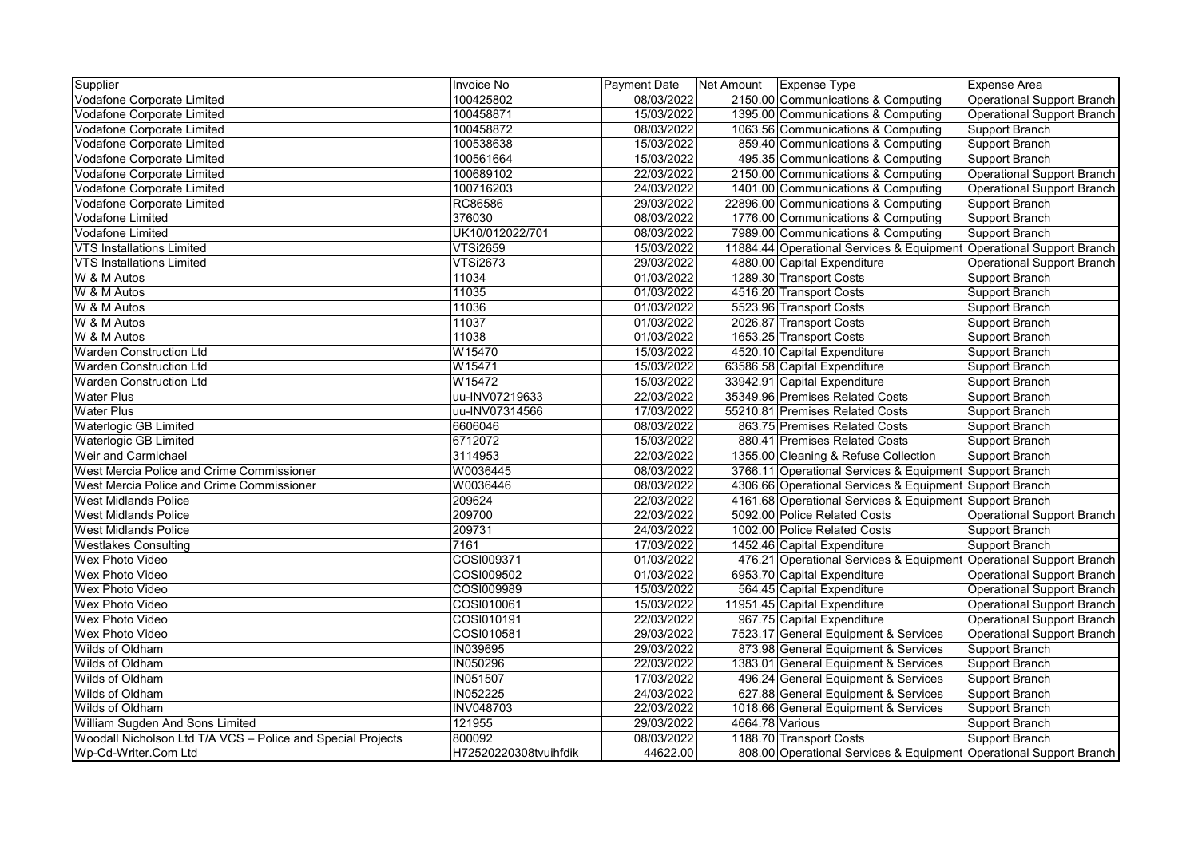| Supplier | Invoice No | Payment Date | Net Amount | Expense Type | Expense Area |
|---|---|---|---|---|---|
| Vodafone Corporate Limited | 100425802 | 08/03/2022 | 2150.00 | Communications & Computing | Operational Support Branch |
| Vodafone Corporate Limited | 100458871 | 15/03/2022 | 1395.00 | Communications & Computing | Operational Support Branch |
| Vodafone Corporate Limited | 100458872 | 08/03/2022 | 1063.56 | Communications & Computing | Support Branch |
| Vodafone Corporate Limited | 100538638 | 15/03/2022 | 859.40 | Communications & Computing | Support Branch |
| Vodafone Corporate Limited | 100561664 | 15/03/2022 | 495.35 | Communications & Computing | Support Branch |
| Vodafone Corporate Limited | 100689102 | 22/03/2022 | 2150.00 | Communications & Computing | Operational Support Branch |
| Vodafone Corporate Limited | 100716203 | 24/03/2022 | 1401.00 | Communications & Computing | Operational Support Branch |
| Vodafone Corporate Limited | RC86586 | 29/03/2022 | 22896.00 | Communications & Computing | Support Branch |
| Vodafone Limited | 376030 | 08/03/2022 | 1776.00 | Communications & Computing | Support Branch |
| Vodafone Limited | UK10/012022/701 | 08/03/2022 | 7989.00 | Communications & Computing | Support Branch |
| VTS Installations Limited | VTSi2659 | 15/03/2022 | 11884.44 | Operational Services & Equipment | Operational Support Branch |
| VTS Installations Limited | VTSi2673 | 29/03/2022 | 4880.00 | Capital Expenditure | Operational Support Branch |
| W & M Autos | 11034 | 01/03/2022 | 1289.30 | Transport Costs | Support Branch |
| W & M Autos | 11035 | 01/03/2022 | 4516.20 | Transport Costs | Support Branch |
| W & M Autos | 11036 | 01/03/2022 | 5523.96 | Transport Costs | Support Branch |
| W & M Autos | 11037 | 01/03/2022 | 2026.87 | Transport Costs | Support Branch |
| W & M Autos | 11038 | 01/03/2022 | 1653.25 | Transport Costs | Support Branch |
| Warden Construction Ltd | W15470 | 15/03/2022 | 4520.10 | Capital Expenditure | Support Branch |
| Warden Construction Ltd | W15471 | 15/03/2022 | 63586.58 | Capital Expenditure | Support Branch |
| Warden Construction Ltd | W15472 | 15/03/2022 | 33942.91 | Capital Expenditure | Support Branch |
| Water Plus | uu-INV07219633 | 22/03/2022 | 35349.96 | Premises Related Costs | Support Branch |
| Water Plus | uu-INV07314566 | 17/03/2022 | 55210.81 | Premises Related Costs | Support Branch |
| Waterlogic GB Limited | 6606046 | 08/03/2022 | 863.75 | Premises Related Costs | Support Branch |
| Waterlogic GB Limited | 6712072 | 15/03/2022 | 880.41 | Premises Related Costs | Support Branch |
| Weir and Carmichael | 3114953 | 22/03/2022 | 1355.00 | Cleaning & Refuse Collection | Support Branch |
| West Mercia Police and Crime Commissioner | W0036445 | 08/03/2022 | 3766.11 | Operational Services & Equipment | Support Branch |
| West Mercia Police and Crime Commissioner | W0036446 | 08/03/2022 | 4306.66 | Operational Services & Equipment | Support Branch |
| West Midlands Police | 209624 | 22/03/2022 | 4161.68 | Operational Services & Equipment | Support Branch |
| West Midlands Police | 209700 | 22/03/2022 | 5092.00 | Police Related Costs | Operational Support Branch |
| West Midlands Police | 209731 | 24/03/2022 | 1002.00 | Police Related Costs | Support Branch |
| Westlakes Consulting | 7161 | 17/03/2022 | 1452.46 | Capital Expenditure | Support Branch |
| Wex Photo Video | COSI009371 | 01/03/2022 | 476.21 | Operational Services & Equipment | Operational Support Branch |
| Wex Photo Video | COSI009502 | 01/03/2022 | 6953.70 | Capital Expenditure | Operational Support Branch |
| Wex Photo Video | COSI009989 | 15/03/2022 | 564.45 | Capital Expenditure | Operational Support Branch |
| Wex Photo Video | COSI010061 | 15/03/2022 | 11951.45 | Capital Expenditure | Operational Support Branch |
| Wex Photo Video | COSI010191 | 22/03/2022 | 967.75 | Capital Expenditure | Operational Support Branch |
| Wex Photo Video | COSI010581 | 29/03/2022 | 7523.17 | General Equipment & Services | Operational Support Branch |
| Wilds of Oldham | IN039695 | 29/03/2022 | 873.98 | General Equipment & Services | Support Branch |
| Wilds of Oldham | IN050296 | 22/03/2022 | 1383.01 | General Equipment & Services | Support Branch |
| Wilds of Oldham | IN051507 | 17/03/2022 | 496.24 | General Equipment & Services | Support Branch |
| Wilds of Oldham | IN052225 | 24/03/2022 | 627.88 | General Equipment & Services | Support Branch |
| Wilds of Oldham | INV048703 | 22/03/2022 | 1018.66 | General Equipment & Services | Support Branch |
| William Sugden And Sons Limited | 121955 | 29/03/2022 | 4664.78 | Various | Support Branch |
| Woodall Nicholson Ltd T/A VCS – Police and Special Projects | 800092 | 08/03/2022 | 1188.70 | Transport Costs | Support Branch |
| Wp-Cd-Writer.Com Ltd | H72520220308tvuihfdik | 44622.00 | 808.00 | Operational Services & Equipment | Operational Support Branch |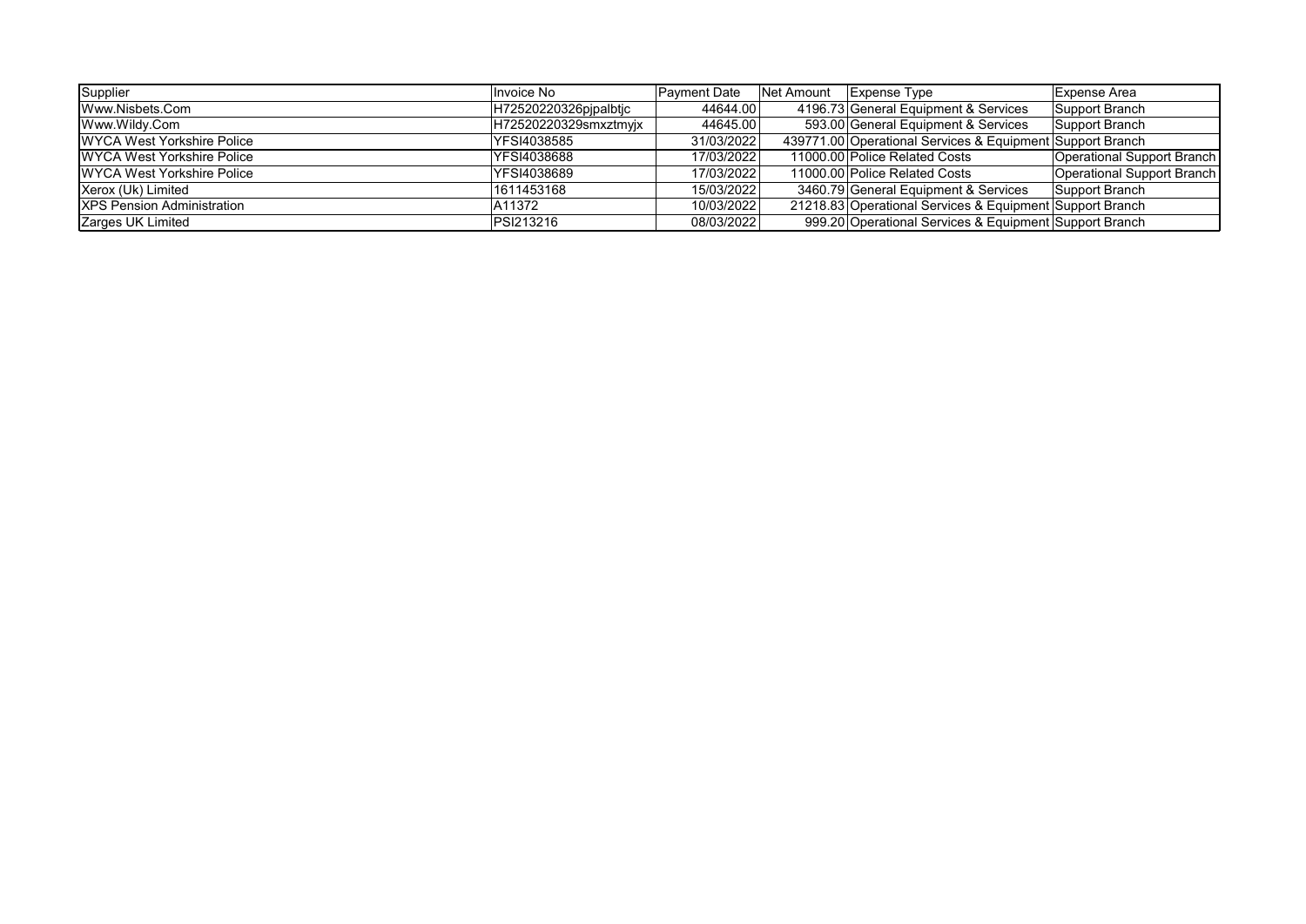| Supplier | Invoice No | Payment Date | Net Amount | Expense Type | Expense Area |
|---|---|---|---|---|---|
| Www.Nisbets.Com | H72520220326pjpalbtjc | 44644.00 | 4196.73 | General Equipment & Services | Support Branch |
| Www.Wildy.Com | H72520220329smxztmyjx | 44645.00 | 593.00 | General Equipment & Services | Support Branch |
| WYCA West Yorkshire Police | YFSI4038585 | 31/03/2022 | 439771.00 | Operational Services & Equipment | Support Branch |
| WYCA West Yorkshire Police | YFSI4038688 | 17/03/2022 | 11000.00 | Police Related Costs | Operational Support Branch |
| WYCA West Yorkshire Police | YFSI4038689 | 17/03/2022 | 11000.00 | Police Related Costs | Operational Support Branch |
| Xerox (Uk) Limited | 1611453168 | 15/03/2022 | 3460.79 | General Equipment & Services | Support Branch |
| XPS Pension Administration | A11372 | 10/03/2022 | 21218.83 | Operational Services & Equipment | Support Branch |
| Zarges UK Limited | PSI213216 | 08/03/2022 | 999.20 | Operational Services & Equipment | Support Branch |